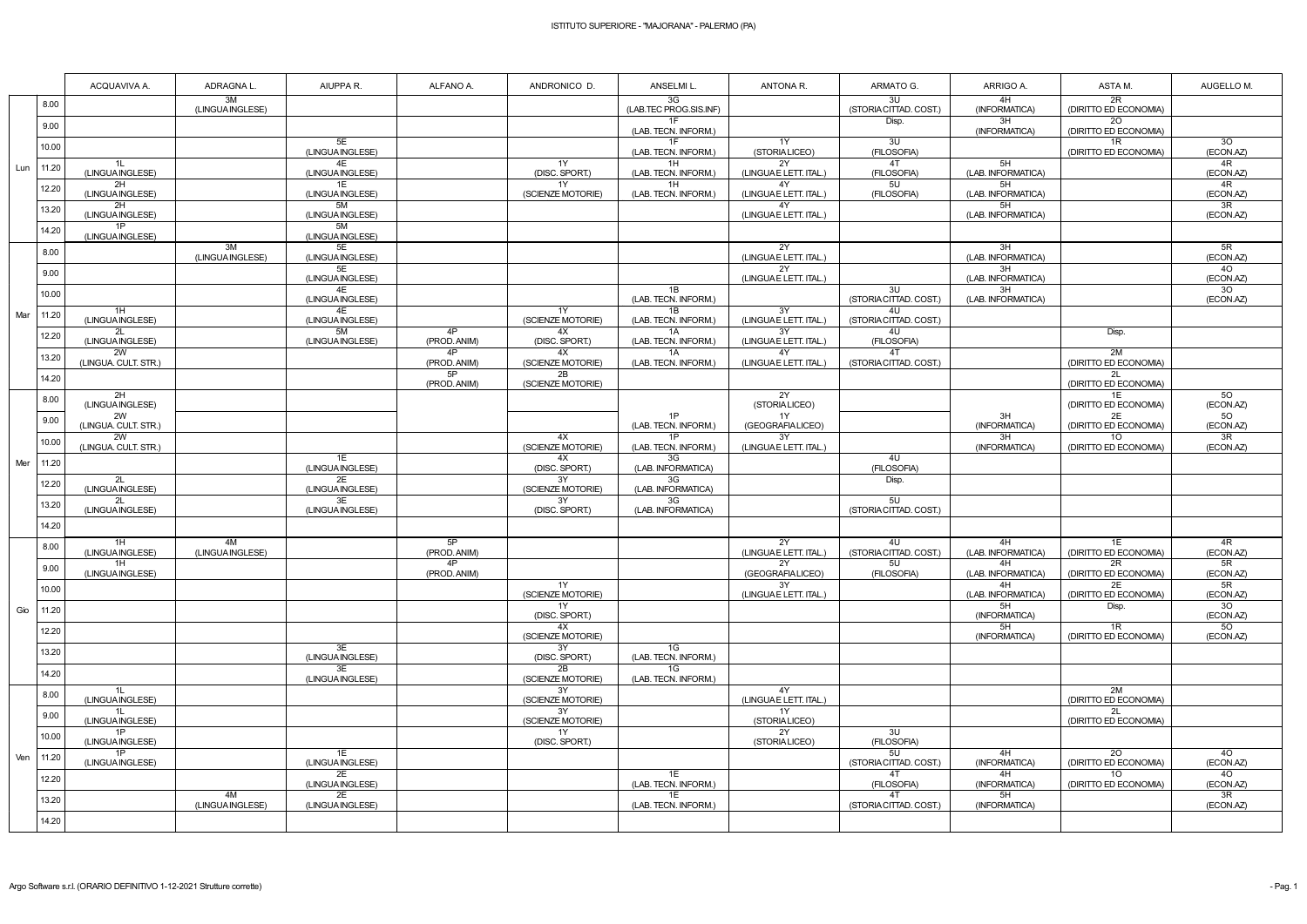ISTITUTO SUPERIORE - "MAJORANA" - PALERMO (PA)

| | | ACQUAVIVA A. | ADRAGNA L. | AIUPPA R. | ALFANO A. | ANDRONICO D. | ANSELMI L. | ANTONA R. | ARMATO G. | ARRIGO A. | ASTA M. | AUGELLO M. |
|---|---|---|---|---|---|---|---|---|---|---|---|---|
| Lun | 8.00 | | 3M (LINGUA INGLESE) | | | | 3G (LAB.TEC PROG.SIS.INF) | | 3U (STORIA CITTAD. COST.) | 4H (INFORMATICA) | 2R (DIRITTO ED ECONOMIA) | |
| | 9.00 | | | | | | 1F (LAB. TECN. INFORM.) | | Disp. | 3H (INFORMATICA) | 2O (DIRITTO ED ECONOMIA) | |
| | 10.00 | | | 5E (LINGUA INGLESE) | | | 1F (LAB. TECN. INFORM.) | 1Y (STORIA LICEO) | 3U (FILOSOFIA) | | 1R (DIRITTO ED ECONOMIA) | 3O (ECON.AZ) |
| | 11.20 | 1L (LINGUA INGLESE) | | 4E (LINGUA INGLESE) | | 1Y (DISC. SPORT.) | 1H (LAB. TECN. INFORM.) | 2Y (LINGUA E LETT. ITAL.) | 4T (FILOSOFIA) | 5H (LAB. INFORMATICA) | | 4R (ECON.AZ) |
| | 12.20 | 2H (LINGUA INGLESE) | | 1E (LINGUA INGLESE) | | 1Y (SCIENZE MOTORIE) | 1H (LAB. TECN. INFORM.) | 4Y (LINGUA E LETT. ITAL.) | 5U (FILOSOFIA) | 5H (LAB. INFORMATICA) | | 4R (ECON.AZ) |
| | 13.20 | 2H (LINGUA INGLESE) | | 5M (LINGUA INGLESE) | | | | 4Y (LINGUA E LETT. ITAL.) | | 5H (LAB. INFORMATICA) | | 3R (ECON.AZ) |
| | 14.20 | 1P (LINGUA INGLESE) | | 5M (LINGUA INGLESE) | | | | | | | | |
| Mar | 8.00 | | 3M (LINGUA INGLESE) | 5E (LINGUA INGLESE) | | | | 2Y (LINGUA E LETT. ITAL.) | | 3H (LAB. INFORMATICA) | | 5R (ECON.AZ) |
| | 9.00 | | | 5E (LINGUA INGLESE) | | | | 2Y (LINGUA E LETT. ITAL.) | | 3H (LAB. INFORMATICA) | | 4O (ECON.AZ) |
| | 10.00 | | | 4E (LINGUA INGLESE) | | | 1B (LAB. TECN. INFORM.) | | 3U (STORIA CITTAD. COST.) | 3H (LAB. INFORMATICA) | | 3O (ECON.AZ) |
| | 11.20 | 1H (LINGUA INGLESE) | | 4E (LINGUA INGLESE) | | 1Y (SCIENZE MOTORIE) | 1B (LAB. TECN. INFORM.) | 3Y (LINGUA E LETT. ITAL.) | 4U (STORIA CITTAD. COST.) | | | |
| | 12.20 | 2L (LINGUA INGLESE) | | 5M (LINGUA INGLESE) | 4P (PROD. ANIM) | 4X (DISC. SPORT.) | 1A (LAB. TECN. INFORM.) | 3Y (LINGUA E LETT. ITAL.) | 4U (FILOSOFIA) | | Disp. | |
| | 13.20 | 2W (LINGUA. CULT. STR.) | | | 4P (PROD. ANIM) | 4X (SCIENZE MOTORIE) | 1A (LAB. TECN. INFORM.) | 4Y (LINGUA E LETT. ITAL.) | 4T (STORIA CITTAD. COST.) | | 2M (DIRITTO ED ECONOMIA) | |
| | 14.20 | | | | 5P (PROD. ANIM) | 2B (SCIENZE MOTORIE) | | | | | 2L (DIRITTO ED ECONOMIA) | |
| Mer | 8.00 | 2H (LINGUA INGLESE) | | | | | | 2Y (STORIA LICEO) | | | 1E (DIRITTO ED ECONOMIA) | 5O (ECON.AZ) |
| | 9.00 | 2W (LINGUA. CULT. STR.) | | | | | 1P (LAB. TECN. INFORM.) | 1Y (GEOGRAFIA LICEO) | | 3H (INFORMATICA) | 2E (DIRITTO ED ECONOMIA) | 5O (ECON.AZ) |
| | 10.00 | 2W (LINGUA. CULT. STR.) | | | | 4X (SCIENZE MOTORIE) | 1P (LAB. TECN. INFORM.) | 3Y (LINGUA E LETT. ITAL.) | | 3H (INFORMATICA) | 1O (DIRITTO ED ECONOMIA) | 3R (ECON.AZ) |
| | 11.20 | | | 1E (LINGUA INGLESE) | | 4X (DISC. SPORT.) | 3G (LAB. INFORMATICA) | | 4U (FILOSOFIA) | | | |
| | 12.20 | 2L (LINGUA INGLESE) | | 2E (LINGUA INGLESE) | | 3Y (SCIENZE MOTORIE) | 3G (LAB. INFORMATICA) | | Disp. | | | |
| | 13.20 | 2L (LINGUA INGLESE) | | 3E (LINGUA INGLESE) | | 3Y (DISC. SPORT.) | 3G (LAB. INFORMATICA) | | 5U (STORIA CITTAD. COST.) | | | |
| | 14.20 | | | | | | | | | | | |
| Gio | 8.00 | 1H (LINGUA INGLESE) | 4M (LINGUA INGLESE) | | 5P (PROD. ANIM) | | | 2Y (LINGUA E LETT. ITAL.) | 4U (STORIA CITTAD. COST.) | 4H (LAB. INFORMATICA) | 1E (DIRITTO ED ECONOMIA) | 4R (ECON.AZ) |
| | 9.00 | 1H (LINGUA INGLESE) | | | 4P (PROD. ANIM) | | | 2Y (GEOGRAFIA LICEO) | 5U (FILOSOFIA) | 4H (LAB. INFORMATICA) | 2R (DIRITTO ED ECONOMIA) | 5R (ECON.AZ) |
| | 10.00 | | | | | 1Y (SCIENZE MOTORIE) | | 3Y (LINGUA E LETT. ITAL.) | | 4H (LAB. INFORMATICA) | 2E (DIRITTO ED ECONOMIA) | 5R (ECON.AZ) |
| | 11.20 | | | | | 1Y (DISC. SPORT.) | | | | 5H (INFORMATICA) | Disp. | 3O (ECON.AZ) |
| | 12.20 | | | | | 4X (SCIENZE MOTORIE) | | | | 5H (INFORMATICA) | 1R (DIRITTO ED ECONOMIA) | 5O (ECON.AZ) |
| | 13.20 | | | 3E (LINGUA INGLESE) | | 3Y (DISC. SPORT.) | 1G (LAB. TECN. INFORM.) | | | | | |
| | 14.20 | | | 3E (LINGUA INGLESE) | | 2B (SCIENZE MOTORIE) | 1G (LAB. TECN. INFORM.) | | | | | |
| Ven | 8.00 | 1L (LINGUA INGLESE) | | | | 3Y (SCIENZE MOTORIE) | | 4Y (LINGUA E LETT. ITAL.) | | | 2M (DIRITTO ED ECONOMIA) | |
| | 9.00 | 1L (LINGUA INGLESE) | | | | 3Y (SCIENZE MOTORIE) | | 1Y (STORIA LICEO) | | | 2L (DIRITTO ED ECONOMIA) | |
| | 10.00 | 1P (LINGUA INGLESE) | | | | 1Y (DISC. SPORT.) | | 2Y (STORIA LICEO) | 3U (FILOSOFIA) | | | |
| | 11.20 | 1P (LINGUA INGLESE) | | 1E (LINGUA INGLESE) | | | | | 5U (STORIA CITTAD. COST.) | 4H (INFORMATICA) | 2O (DIRITTO ED ECONOMIA) | 4O (ECON.AZ) |
| | 12.20 | | | 2E (LINGUA INGLESE) | | | 1E (LAB. TECN. INFORM.) | | 4T (FILOSOFIA) | 4H (INFORMATICA) | 1O (DIRITTO ED ECONOMIA) | 4O (ECON.AZ) |
| | 13.20 | | 4M (LINGUA INGLESE) | 2E (LINGUA INGLESE) | | | 1E (LAB. TECN. INFORM.) | | 4T (STORIA CITTAD. COST.) | 5H (INFORMATICA) | | 3R (ECON.AZ) |
| | 14.20 | | | | | | | | | | | |

Argo Software s.r.l. (ORARIO DEFINITIVO 1-12-2021 Strutture corrette)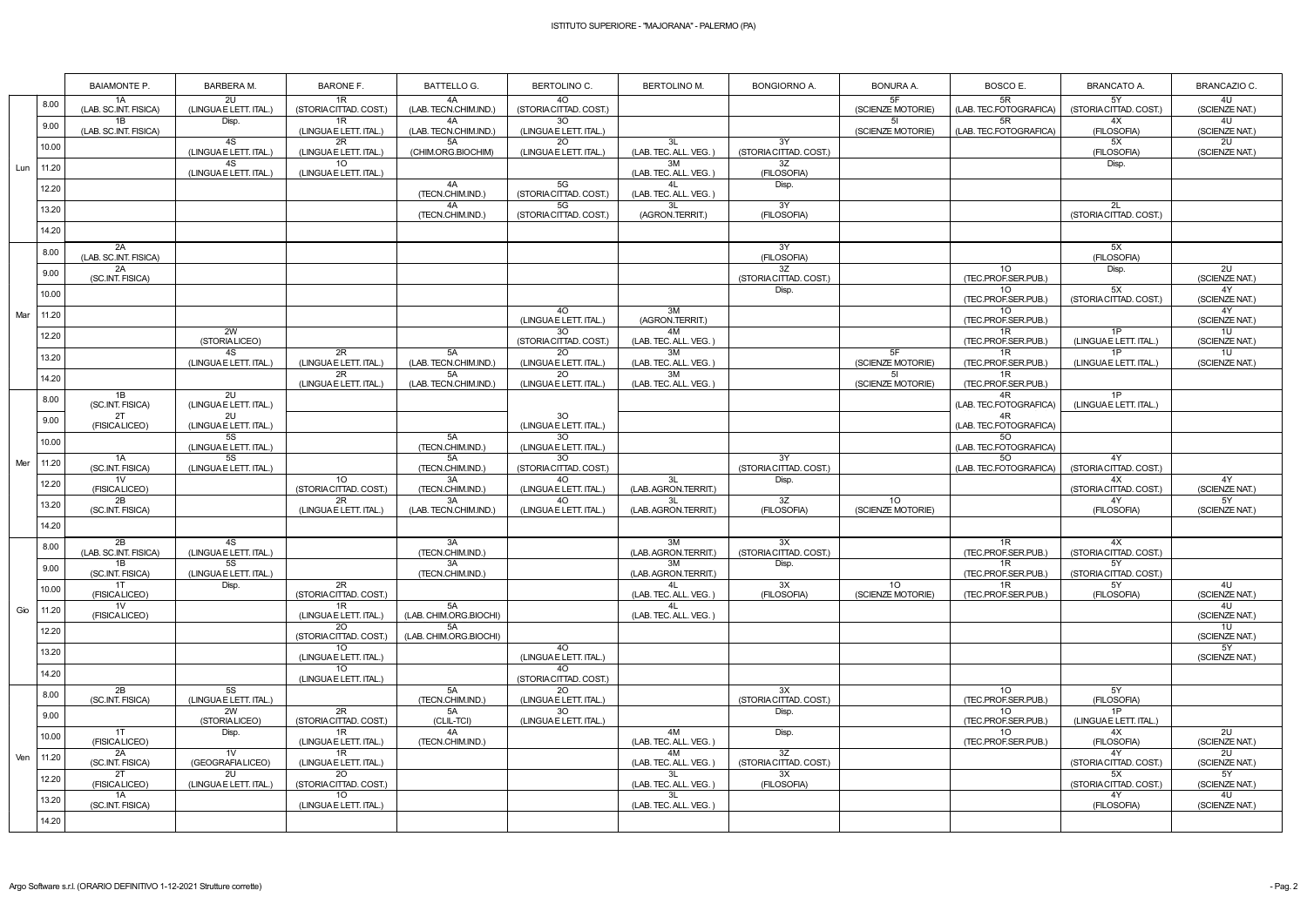ISTITUTO SUPERIORE - "MAJORANA" - PALERMO (PA)

| | | BAIAMONTE P. | BARBERA M. | BARONE F. | BATTELLO G. | BERTOLINO C. | BERTOLINO M. | BONGIORNO A. | BONURA A. | BOSCO E. | BRANCATO A. | BRANCAZIO C. |
|---|---|---|---|---|---|---|---|---|---|---|---|---|
| Lun | 8.00 | 1A (LAB. SC.INT. FISICA) | 2U (LINGUA E LETT. ITAL.) | 1R (STORIA CITTAD. COST.) | 4A (LAB. TECN.CHIM.IND.) | 4O (STORIA CITTAD. COST.) | | | 5F (SCIENZE MOTORIE) | 5R (LAB. TEC.FOTOGRAFICA) | 5Y (STORIA CITTAD. COST.) | 4U (SCIENZE NAT.) |
| | 9.00 | 1B (LAB. SC.INT. FISICA) | Disp. | 1R (LINGUA E LETT. ITAL.) | 4A (LAB. TECN.CHIM.IND.) | 3O (LINGUA E LETT. ITAL.) | | | 5I (SCIENZE MOTORIE) | 5R (LAB. TEC.FOTOGRAFICA) | 4X (FILOSOFIA) | 4U (SCIENZE NAT.) |
| | 10.00 | | 4S (LINGUA E LETT. ITAL.) | 2R (LINGUA E LETT. ITAL.) | 5A (CHIM.ORG.BIOCHIM) | 2O (LINGUA E LETT. ITAL.) | 3L (LAB. TEC. ALL. VEG. ) | 3Y (STORIA CITTAD. COST.) | | | 5X (FILOSOFIA) | 2U (SCIENZE NAT.) |
| | 11.20 | | 4S (LINGUA E LETT. ITAL.) | 1O (LINGUA E LETT. ITAL.) | | | 3M (LAB. TEC. ALL. VEG. ) | 3Z (FILOSOFIA) | | | Disp. | |
| | 12.20 | | | | 4A (TECN.CHIM.IND.) | 5G (STORIA CITTAD. COST.) | 4L (LAB. TEC. ALL. VEG. ) | Disp. | | | | |
| | 13.20 | | | | 4A (TECN.CHIM.IND.) | 5G (STORIA CITTAD. COST.) | 3L (AGRON.TERRIT.) | 3Y (FILOSOFIA) | | | 2L (STORIA CITTAD. COST.) | |
| | 14.20 | | | | | | | | | | | |
| Mar | 8.00 | 2A (LAB. SC.INT. FISICA) | | | | | | 3Y (FILOSOFIA) | | | 5X (FILOSOFIA) | |
| | 9.00 | 2A (SC.INT. FISICA) | | | | | | 3Z (STORIA CITTAD. COST.) | | 1O (TEC.PROF.SER.PUB.) | Disp. | 2U (SCIENZE NAT.) |
| | 10.00 | | | | | | | Disp. | | 1O (TEC.PROF.SER.PUB.) | 5X (STORIA CITTAD. COST.) | 4Y (SCIENZE NAT.) |
| | 11.20 | | | | | 4O (LINGUA E LETT. ITAL.) | 3M (AGRON.TERRIT.) | | | 1O (TEC.PROF.SER.PUB.) | | 4Y (SCIENZE NAT.) |
| | 12.20 | | 2W (STORIA LICEO) | | | 3O (STORIA CITTAD. COST.) | 4M (LAB. TEC. ALL. VEG. ) | | | 1R (TEC.PROF.SER.PUB.) | 1P (LINGUA E LETT. ITAL.) | 1U (SCIENZE NAT.) |
| | 13.20 | | 4S (LINGUA E LETT. ITAL.) | 2R (LINGUA E LETT. ITAL.) | 5A (LAB. TECN.CHIM.IND.) | 2O (LINGUA E LETT. ITAL.) | 3M (LAB. TEC. ALL. VEG. ) | | 5F (SCIENZE MOTORIE) | 1R (TEC.PROF.SER.PUB.) | 1P (LINGUA E LETT. ITAL.) | 1U (SCIENZE NAT.) |
| | 14.20 | | | 2R (LINGUA E LETT. ITAL.) | 5A (LAB. TECN.CHIM.IND.) | 2O (LINGUA E LETT. ITAL.) | 3M (LAB. TEC. ALL. VEG. ) | | 5I (SCIENZE MOTORIE) | 1R (TEC.PROF.SER.PUB.) | | |
| Mer | 8.00 | 1B (SC.INT. FISICA) | 2U (LINGUA E LETT. ITAL.) | | | | | | | 4R (LAB. TEC.FOTOGRAFICA) | 1P (LINGUA E LETT. ITAL.) | |
| | 9.00 | 2T (FISICA LICEO) | 2U (LINGUA E LETT. ITAL.) | | | 3O (LINGUA E LETT. ITAL.) | | | | 4R (LAB. TEC.FOTOGRAFICA) | | |
| | 10.00 | | 5S (LINGUA E LETT. ITAL.) | | 5A (TECN.CHIM.IND.) | 3O (LINGUA E LETT. ITAL.) | | | | 5O (LAB. TEC.FOTOGRAFICA) | | |
| | 11.20 | 1A (SC.INT. FISICA) | 5S (LINGUA E LETT. ITAL.) | | 5A (TECN.CHIM.IND.) | 3O (STORIA CITTAD. COST.) | | 3Y (STORIA CITTAD. COST.) | | 5O (LAB. TEC.FOTOGRAFICA) | 4Y (STORIA CITTAD. COST.) | |
| | 12.20 | 1V (FISICA LICEO) | | 1O (STORIA CITTAD. COST.) | 3A (TECN.CHIM.IND.) | 4O (LINGUA E LETT. ITAL.) | 3L (LAB. AGRON.TERRIT.) | Disp. | | | 4X (STORIA CITTAD. COST.) | 4Y (SCIENZE NAT.) |
| | 13.20 | 2B (SC.INT. FISICA) | | 2R (LINGUA E LETT. ITAL.) | 3A (LAB. TECN.CHIM.IND.) | 4O (LINGUA E LETT. ITAL.) | 3L (LAB. AGRON.TERRIT.) | 3Z (FILOSOFIA) | 1O (SCIENZE MOTORIE) | | 4Y (FILOSOFIA) | 5Y (SCIENZE NAT.) |
| | 14.20 | | | | | | | | | | | |
| Gio | 8.00 | 2B (LAB. SC.INT. FISICA) | 4S (LINGUA E LETT. ITAL.) | | 3A (TECN.CHIM.IND.) | | 3M (LAB. AGRON.TERRIT.) | 3X (STORIA CITTAD. COST.) | | 1R (TEC.PROF.SER.PUB.) | 4X (STORIA CITTAD. COST.) | |
| | 9.00 | 1B (SC.INT. FISICA) | 5S (LINGUA E LETT. ITAL.) | | 3A (TECN.CHIM.IND.) | | 3M (LAB. AGRON.TERRIT.) | Disp. | | 1R (TEC.PROF.SER.PUB.) | 5Y (STORIA CITTAD. COST.) | |
| | 10.00 | 1T (FISICA LICEO) | Disp. | 2R (STORIA CITTAD. COST.) | | | 4L (LAB. TEC. ALL. VEG. ) | 3X (FILOSOFIA) | 1O (SCIENZE MOTORIE) | 1R (TEC.PROF.SER.PUB.) | 5Y (FILOSOFIA) | 4U (SCIENZE NAT.) |
| | 11.20 | 1V (FISICA LICEO) | | 1R (LINGUA E LETT. ITAL.) | 5A (LAB. CHIM.ORG.BIOCHI) | | 4L (LAB. TEC. ALL. VEG. ) | | | | | 4U (SCIENZE NAT.) |
| | 12.20 | | | 2O (STORIA CITTAD. COST.) | 5A (LAB. CHIM.ORG.BIOCHI) | | | | | | | 1U (SCIENZE NAT.) |
| | 13.20 | | | 1O (LINGUA E LETT. ITAL.) | | 4O (LINGUA E LETT. ITAL.) | | | | | | 5Y (SCIENZE NAT.) |
| | 14.20 | | | 1O (LINGUA E LETT. ITAL.) | | 4O (STORIA CITTAD. COST.) | | | | | | |
| Ven | 8.00 | 2B (SC.INT. FISICA) | 5S (LINGUA E LETT. ITAL.) | | 5A (TECN.CHIM.IND.) | 2O (LINGUA E LETT. ITAL.) | | 3X (STORIA CITTAD. COST.) | | 1O (TEC.PROF.SER.PUB.) | 5Y (FILOSOFIA) | |
| | 9.00 | | 2W (STORIA LICEO) | 2R (STORIA CITTAD. COST.) | 5A (CLIL-TCI) | 3O (LINGUA E LETT. ITAL.) | | Disp. | | 1O (TEC.PROF.SER.PUB.) | 1P (LINGUA E LETT. ITAL.) | |
| | 10.00 | 1T (FISICA LICEO) | Disp. | 1R (LINGUA E LETT. ITAL.) | 4A (TECN.CHIM.IND.) | | 4M (LAB. TEC. ALL. VEG. ) | Disp. | | 1O (TEC.PROF.SER.PUB.) | 4X (FILOSOFIA) | 2U (SCIENZE NAT.) |
| | 11.20 | 2A (SC.INT. FISICA) | 1V (GEOGRAFIA LICEO) | 1R (LINGUA E LETT. ITAL.) | | | 4M (LAB. TEC. ALL. VEG. ) | 3Z (STORIA CITTAD. COST.) | | | 4Y (STORIA CITTAD. COST.) | 2U (SCIENZE NAT.) |
| | 12.20 | 2T (FISICA LICEO) | 2U (LINGUA E LETT. ITAL.) | 2O (STORIA CITTAD. COST.) | | | 3L (LAB. TEC. ALL. VEG. ) | 3X (FILOSOFIA) | | | 5X (STORIA CITTAD. COST.) | 5Y (SCIENZE NAT.) |
| | 13.20 | 1A (SC.INT. FISICA) | | 1O (LINGUA E LETT. ITAL.) | | | 3L (LAB. TEC. ALL. VEG. ) | | | | 4Y (FILOSOFIA) | 4U (SCIENZE NAT.) |
| | 14.20 | | | | | | | | | | | |

Argo Software s.r.l. (ORARIO DEFINITIVO 1-12-2021 Strutture corrette)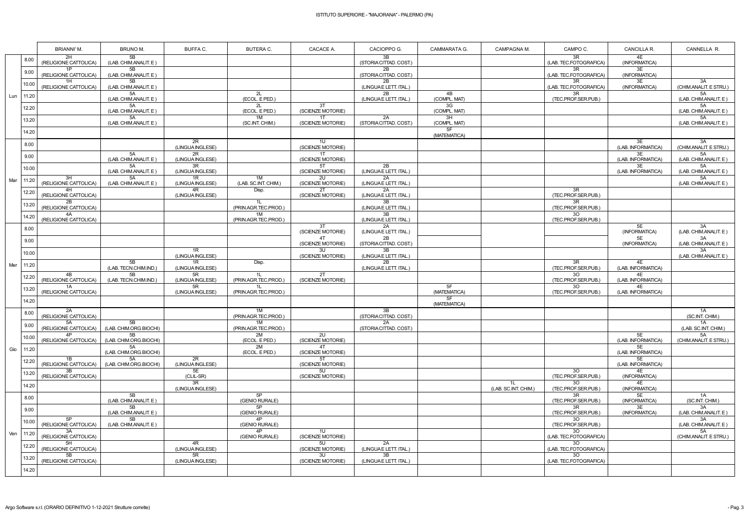ISTITUTO SUPERIORE - "MAJORANA" - PALERMO (PA)

| | | BRIANNI' M. | BRUNO M. | BUFFA C. | BUTERA C. | CACACE A. | CACIOPPO G. | CAMMARATA G. | CAMPAGNA M. | CAMPO C. | CANCILLA R. | CANNELLA R. |
|---|---|---|---|---|---|---|---|---|---|---|---|---|
| Lun | 8.00 | 2H (RELIGIONE CATTOLICA) | 5B (LAB. CHIM.ANALIT. E ) | | | | 3B (STORIA CITTAD. COST.) | | | 3R (LAB. TEC.FOTOGRAFICA) | 4E (INFORMATICA) | |
| | 9.00 | 1P (RELIGIONE CATTOLICA) | 5B (LAB. CHIM.ANALIT. E ) | | | | 2B (STORIA CITTAD. COST.) | | | 3R (LAB. TEC.FOTOGRAFICA) | 3E (INFORMATICA) | |
| | 10.00 | 1H (RELIGIONE CATTOLICA) | 5B (LAB. CHIM.ANALIT. E ) | | | | 2B (LINGUA E LETT. ITAL.) | | | 3R (LAB. TEC.FOTOGRAFICA) | 3E (INFORMATICA) | 3A (CHIM.ANALIT. E STRU.) |
| | 11.20 | | 5A (LAB. CHIM.ANALIT. E ) | | 2L (ECOL. E PED.) | | 2B (LINGUA E LETT. ITAL.) | 4B (COMPL. MAT) | | 3R (TEC.PROF.SER.PUB.) | | 5A (LAB. CHIM.ANALIT. E ) |
| | 12.20 | | 5A (LAB. CHIM.ANALIT. E ) | | 2L (ECOL. E PED.) | 3T (SCIENZE MOTORIE) | | 3G (COMPL. MAT) | | | | 5A (LAB. CHIM.ANALIT. E ) |
| | 13.20 | | 5A (LAB. CHIM.ANALIT. E ) | | 1M (SC.INT. CHIM.) | 1T (SCIENZE MOTORIE) | 2A (STORIA CITTAD. COST.) | 3H (COMPL. MAT) | | | | 5A (LAB. CHIM.ANALIT. E ) |
| | 14.20 | | | | | | | 5F (MATEMATICA) | | | | |
| Mar | 8.00 | | | 2R (LINGUA INGLESE) | | 1U (SCIENZE MOTORIE) | | | | | 3E (LAB. INFORMATICA) | 3A (CHIM.ANALIT. E STRU.) |
| | 9.00 | | 5A (LAB. CHIM.ANALIT. E ) | 2R (LINGUA INGLESE) | | 1T (SCIENZE MOTORIE) | | | | | 3E (LAB. INFORMATICA) | 5A (LAB. CHIM.ANALIT. E ) |
| | 10.00 | | 5A (LAB. CHIM.ANALIT. E ) | 3R (LINGUA INGLESE) | | 5T (SCIENZE MOTORIE) | 2B (LINGUA E LETT. ITAL.) | | | | 3E (LAB. INFORMATICA) | 5A (LAB. CHIM.ANALIT. E ) |
| | 11.20 | 3H (RELIGIONE CATTOLICA) | 5A (LAB. CHIM.ANALIT. E ) | 1R (LINGUA INGLESE) | 1M (LAB. SC.INT. CHIM.) | 2U (SCIENZE MOTORIE) | 2A (LINGUA E LETT. ITAL.) | | | | | 5A (LAB. CHIM.ANALIT. E ) |
| | 12.20 | 4H (RELIGIONE CATTOLICA) | | 4R (LINGUA INGLESE) | Disp. | 2T (SCIENZE MOTORIE) | 2A (LINGUA E LETT. ITAL.) | | | 3R (TEC.PROF.SER.PUB.) | | |
| | 13.20 | 2B (RELIGIONE CATTOLICA) | | | 1L (PRIN.AGR.TEC.PROD.) | | 3B (LINGUA E LETT. ITAL.) | | | 3R (TEC.PROF.SER.PUB.) | | |
| | 14.20 | 4A (RELIGIONE CATTOLICA) | | | 1M (PRIN.AGR.TEC.PROD.) | | 3B (LINGUA E LETT. ITAL.) | | | 3O (TEC.PROF.SER.PUB.) | | |
| Mer | 8.00 | | | | | 3T (SCIENZE MOTORIE) | 2A (LINGUA E LETT. ITAL.) | | | | 5E (INFORMATICA) | 3A (LAB. CHIM.ANALIT. E ) |
| | 9.00 | | | | | 4T (SCIENZE MOTORIE) | 2B (STORIA CITTAD. COST.) | | | | 5E (INFORMATICA) | 3A (LAB. CHIM.ANALIT. E ) |
| | 10.00 | | | 1R (LINGUA INGLESE) | | 3U (SCIENZE MOTORIE) | 3B (LINGUA E LETT. ITAL.) | | | | | 3A (LAB. CHIM.ANALIT. E ) |
| | 11.20 | | 5B (LAB. TECN.CHIM.IND.) | 1R (LINGUA INGLESE) | Disp. | | 2B (LINGUA E LETT. ITAL.) | | | 3R (TEC.PROF.SER.PUB.) | 4E (LAB. INFORMATICA) | |
| | 12.20 | 4B (RELIGIONE CATTOLICA) | 5B (LAB. TECN.CHIM.IND.) | 5R (LINGUA INGLESE) | 1L (PRIN.AGR.TEC.PROD.) | 2T (SCIENZE MOTORIE) | | | | 3O (TEC.PROF.SER.PUB.) | 4E (LAB. INFORMATICA) | |
| | 13.20 | 1A (RELIGIONE CATTOLICA) | | 5R (LINGUA INGLESE) | 1L (PRIN.AGR.TEC.PROD.) | | | 5F (MATEMATICA) | | 3O (TEC.PROF.SER.PUB.) | 4E (LAB. INFORMATICA) | |
| | 14.20 | | | | | | | 5F (MATEMATICA) | | | | |
| Gio | 8.00 | 2A (RELIGIONE CATTOLICA) | | | 1M (PRIN.AGR.TEC.PROD.) | | 3B (STORIA CITTAD. COST.) | | | | | 1A (SC.INT. CHIM.) |
| | 9.00 | 5A (RELIGIONE CATTOLICA) | 5B (LAB. CHIM.ORG.BIOCHI) | | 1M (PRIN.AGR.TEC.PROD.) | | 2A (STORIA CITTAD. COST.) | | | | | 1A (LAB. SC.INT. CHIM.) |
| | 10.00 | 4P (RELIGIONE CATTOLICA) | 5B (LAB. CHIM.ORG.BIOCHI) | | 2M (ECOL. E PED.) | 2U (SCIENZE MOTORIE) | | | | | 5E (LAB. INFORMATICA) | 5A (CHIM.ANALIT. E STRU.) |
| | 11.20 | | 5A (LAB. CHIM.ORG.BIOCHI) | | 2M (ECOL. E PED.) | 4T (SCIENZE MOTORIE) | | | | | 5E (LAB. INFORMATICA) | |
| | 12.20 | 1B (RELIGIONE CATTOLICA) | 5A (LAB. CHIM.ORG.BIOCHI) | 2R (LINGUA INGLESE) | | 5T (SCIENZE MOTORIE) | | | | | 5E (LAB. INFORMATICA) | |
| | 13.20 | 3B (RELIGIONE CATTOLICA) | | 5E (CLIL-SR) | | 5U (SCIENZE MOTORIE) | | | | 3O (TEC.PROF.SER.PUB.) | 4E (INFORMATICA) | |
| | 14.20 | | | 3R (LINGUA INGLESE) | | | | | 1L (LAB. SC.INT. CHIM.) | 3O (TEC.PROF.SER.PUB.) | 4E (INFORMATICA) | |
| Ven | 8.00 | | 5B (LAB. CHIM.ANALIT. E ) | | 5P (GENIO RURALE) | | | | | 3R (TEC.PROF.SER.PUB.) | 5E (INFORMATICA) | 1A (SC.INT. CHIM.) |
| | 9.00 | | 5B (LAB. CHIM.ANALIT. E ) | | 5P (GENIO RURALE) | | | | | 3R (TEC.PROF.SER.PUB.) | 3E (INFORMATICA) | 3A (LAB. CHIM.ANALIT. E ) |
| | 10.00 | 5P (RELIGIONE CATTOLICA) | 5B (LAB. CHIM.ANALIT. E ) | | 4P (GENIO RURALE) | | | | | 3O (TEC.PROF.SER.PUB.) | | 3A (LAB. CHIM.ANALIT. E ) |
| | 11.20 | 3A (RELIGIONE CATTOLICA) | | | 4P (GENIO RURALE) | 1U (SCIENZE MOTORIE) | | | | 3O (LAB. TEC.FOTOGRAFICA) | | 5A (CHIM.ANALIT. E STRU.) |
| | 12.20 | 5H (RELIGIONE CATTOLICA) | | 4R (LINGUA INGLESE) | | 5U (SCIENZE MOTORIE) | 2A (LINGUA E LETT. ITAL.) | | | 3O (LAB. TEC.FOTOGRAFICA) | | |
| | 13.20 | 5B (RELIGIONE CATTOLICA) | | 5R (LINGUA INGLESE) | | 3U (SCIENZE MOTORIE) | 3B (LINGUA E LETT. ITAL.) | | | 3O (LAB. TEC.FOTOGRAFICA) | | |
| | 14.20 | | | | | | | | | | | |

Argo Software s.r.l. (ORARIO DEFINITIVO 1-12-2021 Strutture corrette)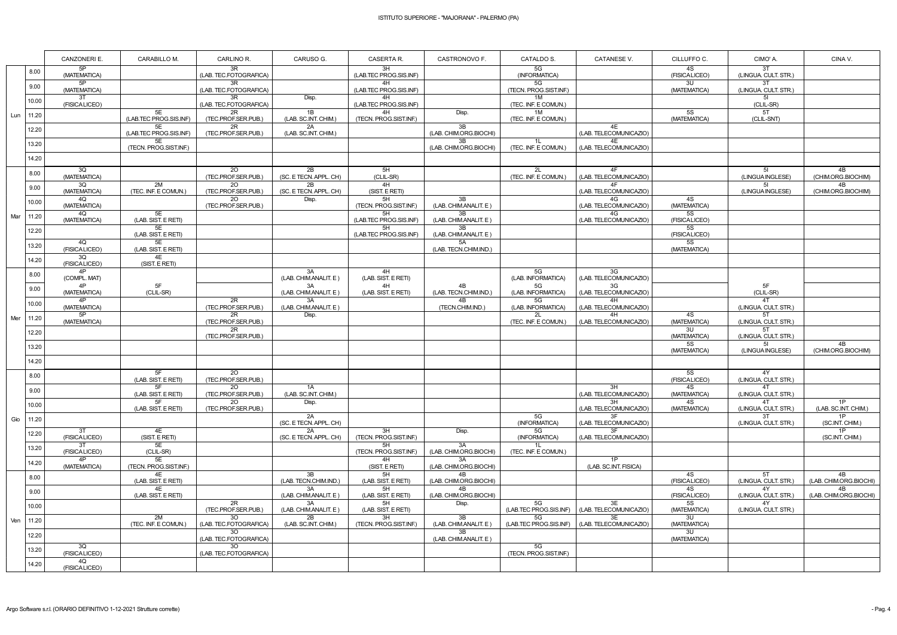# ISTITUTO SUPERIORE - "MAJORANA" - PALERMO (PA)

| | | CANZONERI E. | CARABILLO M. | CARLINO R. | CARUSO G. | CASERTA R. | CASTRONOVO F. | CATALDO S. | CATANESE V. | CILLUFFO C. | CIMO' A. | CINA V. |
|---|---|---|---|---|---|---|---|---|---|---|---|---|
| Lun | 8.00 | 5P (MATEMATICA) | | 3R (LAB. TEC.FOTOGRAFICA) | | 3H (LAB.TEC PROG.SIS.INF) | | 5G (INFORMATICA) | | 4S (FISICA LICEO) | 3T (LINGUA. CULT. STR.) | |
| | 9.00 | 5P (MATEMATICA) | | 3R (LAB. TEC.FOTOGRAFICA) | | 4H (LAB.TEC PROG.SIS.INF) | | 5G (TECN. PROG.SIST.INF.) | | 3U (MATEMATICA) | 3T (LINGUA. CULT. STR.) | |
| | 10.00 | 3T (FISICA LICEO) | | 3R (LAB. TEC.FOTOGRAFICA) | Disp. | 4H (LAB.TEC PROG.SIS.INF) | | 1M (TEC. INF. E COMUN.) | | | 5I (CLIL-SR) | |
| | 11.20 | | 5E (LAB.TEC PROG.SIS.INF) | 2R (TEC.PROF.SER.PUB.) | 1B (LAB. SC.INT. CHIM.) | 4H (TECN. PROG.SIST.INF.) | Disp. | 1M (TEC. INF. E COMUN.) | | 5S (MATEMATICA) | 5T (CLIL-SNT) | |
| | 12.20 | | 5E (LAB.TEC PROG.SIS.INF) | 2R (TEC.PROF.SER.PUB.) | 2A (LAB. SC.INT. CHIM.) | | 3B (LAB. CHIM.ORG.BIOCHI) | | 4E (LAB. TELECOMUNICAZIO) | | | |
| | 13.20 | | 5E (TECN. PROG.SIST.INF.) | | | | 3B (LAB. CHIM.ORG.BIOCHI) | 1L (TEC. INF. E COMUN.) | 4E (LAB. TELECOMUNICAZIO) | | | |
| | 14.20 | | | | | | | | | | | |
| Mar | 8.00 | 3Q (MATEMATICA) | | 2O (TEC.PROF.SER.PUB.) | 2B (SC. E TECN. APPL. CH) | 5H (CLIL-SR) | | 2L (TEC. INF. E COMUN.) | 4F (LAB. TELECOMUNICAZIO) | | 5I (LINGUA INGLESE) | 4B (CHIM.ORG.BIOCHIM) |
| | 9.00 | 3Q (MATEMATICA) | 2M (TEC. INF. E COMUN.) | 2O (TEC.PROF.SER.PUB.) | 2B (SC. E TECN. APPL. CH) | 4H (SIST. E RETI) | | | 4F (LAB. TELECOMUNICAZIO) | | 5I (LINGUA INGLESE) | 4B (CHIM.ORG.BIOCHIM) |
| | 10.00 | 4Q (MATEMATICA) | | 2O (TEC.PROF.SER.PUB.) | Disp. | 5H (TECN. PROG.SIST.INF.) | 3B (LAB. CHIM.ANALIT. E ) | | 4G (LAB. TELECOMUNICAZIO) | 4S (MATEMATICA) | | |
| | 11.20 | 4Q (MATEMATICA) | 5E (LAB. SIST. E RETI) | | | 5H (LAB.TEC PROG.SIS.INF) | 3B (LAB. CHIM.ANALIT. E ) | | 4G (LAB. TELECOMUNICAZIO) | 5S (FISICA LICEO) | | |
| | 12.20 | | 5E (LAB. SIST. E RETI) | | | 5H (LAB.TEC PROG.SIS.INF) | 3B (LAB. CHIM.ANALIT. E ) | | | 5S (FISICA LICEO) | | |
| | 13.20 | 4Q (FISICA LICEO) | 5E (LAB. SIST. E RETI) | | | | 5A (LAB. TECN.CHIM.IND.) | | | 5S (MATEMATICA) | | |
| | 14.20 | 3Q (FISICA LICEO) | 4E (SIST. E RETI) | | | | | | | | | |
| Mer | 8.00 | 4P (COMPL. MAT) | | | 3A (LAB. CHIM.ANALIT. E ) | 4H (LAB. SIST. E RETI) | | 5G (LAB. INFORMATICA) | 3G (LAB. TELECOMUNICAZIO) | | | |
| | 9.00 | 4P (MATEMATICA) | 5F (CLIL-SR) | | 3A (LAB. CHIM.ANALIT. E ) | 4H (LAB. SIST. E RETI) | 4B (LAB. TECN.CHIM.IND.) | 5G (LAB. INFORMATICA) | 3G (LAB. TELECOMUNICAZIO) | | 5F (CLIL-SR) | |
| | 10.00 | 4P (MATEMATICA) | | 2R (TEC.PROF.SER.PUB.) | 3A (LAB. CHIM.ANALIT. E ) | | 4B (TECN.CHIM.IND.) | 5G (LAB. INFORMATICA) | 4H (LAB. TELECOMUNICAZIO) | | 4T (LINGUA. CULT. STR.) | |
| | 11.20 | 5P (MATEMATICA) | | 2R (TEC.PROF.SER.PUB.) | Disp. | | | 2L (TEC. INF. E COMUN.) | 4H (LAB. TELECOMUNICAZIO) | 4S (MATEMATICA) | 5T (LINGUA. CULT. STR.) | |
| | 12.20 | | | 2R (TEC.PROF.SER.PUB.) | | | | | | 3U (MATEMATICA) | 5T (LINGUA. CULT. STR.) | |
| | 13.20 | | | | | | | | | 5S (MATEMATICA) | 5I (LINGUA INGLESE) | 4B (CHIM.ORG.BIOCHIM) |
| | 14.20 | | | | | | | | | | | |
| Gio | 8.00 | | 5F (LAB. SIST. E RETI) | 2O (TEC.PROF.SER.PUB.) | | | | | | 5S (FISICA LICEO) | 4Y (LINGUA. CULT. STR.) | |
| | 9.00 | | 5F (LAB. SIST. E RETI) | 2O (TEC.PROF.SER.PUB.) | 1A (LAB. SC.INT. CHIM.) | | | | 3H (LAB. TELECOMUNICAZIO) | 4S (MATEMATICA) | 4T (LINGUA. CULT. STR.) | |
| | 10.00 | | 5F (LAB. SIST. E RETI) | 2O (TEC.PROF.SER.PUB.) | Disp. | | | | 3H (LAB. TELECOMUNICAZIO) | 4S (MATEMATICA) | 4T (LINGUA. CULT. STR.) | 1P (LAB. SC.INT. CHIM.) |
| | 11.20 | | | | 2A (SC. E TECN. APPL. CH) | | | 5G (INFORMATICA) | 3F (LAB. TELECOMUNICAZIO) | | 3T (LINGUA. CULT. STR.) | 1P (SC.INT. CHIM.) |
| | 12.20 | 3T (FISICA LICEO) | 4E (SIST. E RETI) | | 2A (SC. E TECN. APPL. CH) | 3H (TECN. PROG.SIST.INF.) | Disp. | 5G (INFORMATICA) | 3F (LAB. TELECOMUNICAZIO) | | | 1P (SC.INT. CHIM.) |
| | 13.20 | 3T (FISICA LICEO) | 5E (CLIL-SR) | | | 5H (TECN. PROG.SIST.INF.) | 3A (LAB. CHIM.ORG.BIOCHI) | 1L (TEC. INF. E COMUN.) | | | | |
| | 14.20 | 4P (MATEMATICA) | 5E (TECN. PROG.SIST.INF.) | | | 4H (SIST. E RETI) | 3A (LAB. CHIM.ORG.BIOCHI) | | 1P (LAB. SC.INT. FISICA) | | | |
| Ven | 8.00 | | 4E (LAB. SIST. E RETI) | | 3B (LAB. TECN.CHIM.IND.) | 5H (LAB. SIST. E RETI) | 4B (LAB. CHIM.ORG.BIOCHI) | | | 4S (FISICA LICEO) | 5T (LINGUA. CULT. STR.) | 4B (LAB. CHIM.ORG.BIOCHI) |
| | 9.00 | | 4E (LAB. SIST. E RETI) | | 3A (LAB. CHIM.ANALIT. E ) | 5H (LAB. SIST. E RETI) | 4B (LAB. CHIM.ORG.BIOCHI) | | | 4S (FISICA LICEO) | 4Y (LINGUA. CULT. STR.) | 4B (LAB. CHIM.ORG.BIOCHI) |
| | 10.00 | | | 2R (TEC.PROF.SER.PUB.) | 3A (LAB. CHIM.ANALIT. E ) | 5H (LAB. SIST. E RETI) | Disp. | 5G (LAB.TEC PROG.SIS.INF) | 3E (LAB. TELECOMUNICAZIO) | 5S (MATEMATICA) | 4Y (LINGUA. CULT. STR.) | |
| | 11.20 | | 2M (TEC. INF. E COMUN.) | 3O (LAB. TEC.FOTOGRAFICA) | 2B (LAB. SC.INT. CHIM.) | 3H (TECN. PROG.SIST.INF.) | 3B (LAB. CHIM.ANALIT. E ) | 5G (LAB.TEC PROG.SIS.INF) | 3E (LAB. TELECOMUNICAZIO) | 3U (MATEMATICA) | | |
| | 12.20 | | | 3O (LAB. TEC.FOTOGRAFICA) | | | 3B (LAB. CHIM.ANALIT. E ) | | | 3U (MATEMATICA) | | |
| | 13.20 | 3Q (FISICA LICEO) | | 3O (LAB. TEC.FOTOGRAFICA) | | | | 5G (TECN. PROG.SIST.INF.) | | | | |
| | 14.20 | 4Q (FISICA LICEO) | | | | | | | | | | |

Argo Software s.r.l. (ORARIO DEFINITIVO 1-12-2021 Strutture corrette)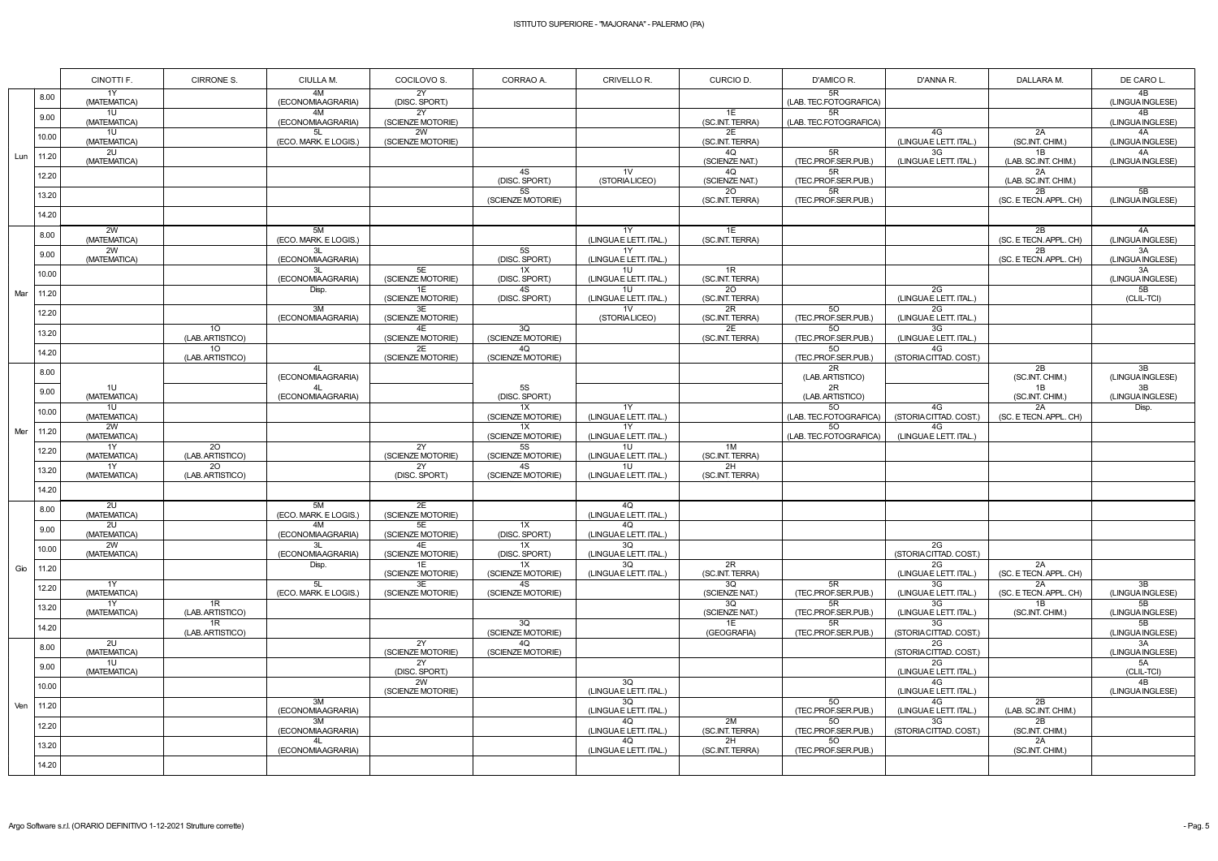# ISTITUTO SUPERIORE - "MAJORANA" - PALERMO (PA)

| | | CINOTTI F. | CIRRONE S. | CIULLA M. | COCILOVO S. | CORRAO A. | CRIVELLO R. | CURCIO D. | D'AMICO R. | D'ANNA R. | DALLARA M. | DE CARO L. |
|---|---|---|---|---|---|---|---|---|---|---|---|---|
| Lun | 8.00 | 1Y (MATEMATICA) | | 4M (ECONOMIAAGRARIA) | 2Y (DISC. SPORT.) | | | | 5R (LAB. TEC.FOTOGRAFICA) | | | 4B (LINGUA INGLESE) |
| | 9.00 | 1U (MATEMATICA) | | 4M (ECONOMIAAGRARIA) | 2Y (SCIENZE MOTORIE) | | | 1E (SC.INT. TERRA) | 5R (LAB. TEC.FOTOGRAFICA) | | | 4B (LINGUA INGLESE) |
| | 10.00 | 1U (MATEMATICA) | | 5L (ECO. MARK. E LOGIS.) | 2W (SCIENZE MOTORIE) | | | 2E (SC.INT. TERRA) | | 4G (LINGUA E LETT. ITAL.) | 2A (SC.INT. CHIM.) | 4A (LINGUA INGLESE) |
| | 11.20 | 2U (MATEMATICA) | | | | | | 4Q (SCIENZE NAT.) | 5R (TEC.PROF.SER.PUB.) | 3G (LINGUA E LETT. ITAL.) | 1B (LAB. SC.INT. CHIM.) | 4A (LINGUA INGLESE) |
| | 12.20 | | | | | 4S (DISC. SPORT.) | 1V (STORIA LICEO) | 4Q (SCIENZE NAT.) | 5R (TEC.PROF.SER.PUB.) | | 2A (LAB. SC.INT. CHIM.) | |
| | 13.20 | | | | | 5S (SCIENZE MOTORIE) | | 2O (SC.INT. TERRA) | 5R (TEC.PROF.SER.PUB.) | | 2B (SC. E TECN. APPL. CH) | 5B (LINGUA INGLESE) |
| | 14.20 | | | | | | | | | | | |
| Mar | 8.00 | 2W (MATEMATICA) | | 5M (ECO. MARK. E LOGIS.) | | | 1Y (LINGUA E LETT. ITAL.) | 1E (SC.INT. TERRA) | | | 2B (SC. E TECN. APPL. CH) | 4A (LINGUA INGLESE) |
| | 9.00 | 2W (MATEMATICA) | | 3L (ECONOMIAAGRARIA) | | 5S (DISC. SPORT.) | 1Y (LINGUA E LETT. ITAL.) | | | | 2B (SC. E TECN. APPL. CH) | 3A (LINGUA INGLESE) |
| | 10.00 | | | 3L (ECONOMIAAGRARIA) | 5E (SCIENZE MOTORIE) | 1X (DISC. SPORT.) | 1U (LINGUA E LETT. ITAL.) | 1R (SC.INT. TERRA) | | | | 3A (LINGUA INGLESE) |
| | 11.20 | | | Disp. | 1E (SCIENZE MOTORIE) | 4S (DISC. SPORT.) | 1U (LINGUA E LETT. ITAL.) | 2O (SC.INT. TERRA) | | 2G (LINGUA E LETT. ITAL.) | | 5B (CLIL-TCI) |
| | 12.20 | | | 3M (ECONOMIAAGRARIA) | 3E (SCIENZE MOTORIE) | | 1V (STORIA LICEO) | 2R (SC.INT. TERRA) | 5O (TEC.PROF.SER.PUB.) | 2G (LINGUA E LETT. ITAL.) | | |
| | 13.20 | | 1O (LAB. ARTISTICO) | | 4E (SCIENZE MOTORIE) | 3Q (SCIENZE MOTORIE) | | 2E (SC.INT. TERRA) | 5O (TEC.PROF.SER.PUB.) | 3G (LINGUA E LETT. ITAL.) | | |
| | 14.20 | | 1O (LAB. ARTISTICO) | | 2E (SCIENZE MOTORIE) | 4Q (SCIENZE MOTORIE) | | | 5O (TEC.PROF.SER.PUB.) | 4G (STORIA CITTAD. COST.) | | |
| Mer | 8.00 | | | 4L (ECONOMIAAGRARIA) | | | | | 2R (LAB. ARTISTICO) | | 2B (SC.INT. CHIM.) | 3B (LINGUA INGLESE) |
| | 9.00 | 1U (MATEMATICA) | | 4L (ECONOMIAAGRARIA) | | 5S (DISC. SPORT.) | | | 2R (LAB. ARTISTICO) | | 1B (SC.INT. CHIM.) | 3B (LINGUA INGLESE) |
| | 10.00 | 1U (MATEMATICA) | | | | 1X (SCIENZE MOTORIE) | 1Y (LINGUA E LETT. ITAL.) | | 5O (LAB. TEC.FOTOGRAFICA) | 4G (STORIA CITTAD. COST.) | 2A (SC. E TECN. APPL. CH) | Disp. |
| | 11.20 | 2W (MATEMATICA) | | | | 1X (SCIENZE MOTORIE) | 1Y (LINGUA E LETT. ITAL.) | | 5O (LAB. TEC.FOTOGRAFICA) | 4G (LINGUA E LETT. ITAL.) | | |
| | 12.20 | 1Y (MATEMATICA) | 2O (LAB. ARTISTICO) | | 2Y (SCIENZE MOTORIE) | 5S (SCIENZE MOTORIE) | 1U (LINGUA E LETT. ITAL.) | 1M (SC.INT. TERRA) | | | | |
| | 13.20 | 1Y (MATEMATICA) | 2O (LAB. ARTISTICO) | | 2Y (DISC. SPORT.) | 4S (SCIENZE MOTORIE) | 1U (LINGUA E LETT. ITAL.) | 2H (SC.INT. TERRA) | | | | |
| | 14.20 | | | | | | | | | | | |
| Gio | 8.00 | 2U (MATEMATICA) | | 5M (ECO. MARK. E LOGIS.) | 2E (SCIENZE MOTORIE) | | 4Q (LINGUA E LETT. ITAL.) | | | | | |
| | 9.00 | 2U (MATEMATICA) | | 4M (ECONOMIAAGRARIA) | 5E (SCIENZE MOTORIE) | 1X (DISC. SPORT.) | 4Q (LINGUA E LETT. ITAL.) | | | | | |
| | 10.00 | 2W (MATEMATICA) | | 3L (ECONOMIAAGRARIA) | 4E (SCIENZE MOTORIE) | 1X (DISC. SPORT.) | 3Q (LINGUA E LETT. ITAL.) | | | 2G (STORIA CITTAD. COST.) | | |
| | 11.20 | | | Disp. | 1E (SCIENZE MOTORIE) | 1X (SCIENZE MOTORIE) | 3Q (LINGUA E LETT. ITAL.) | 2R (SC.INT. TERRA) | | 2G (LINGUA E LETT. ITAL.) | 2A (SC. E TECN. APPL. CH) | |
| | 12.20 | 1Y (MATEMATICA) | | 5L (ECO. MARK. E LOGIS.) | 3E (SCIENZE MOTORIE) | 4S (SCIENZE MOTORIE) | | 3Q (SCIENZE NAT.) | 5R (TEC.PROF.SER.PUB.) | 3G (LINGUA E LETT. ITAL.) | 2A (SC. E TECN. APPL. CH) | 3B (LINGUA INGLESE) |
| | 13.20 | 1Y (MATEMATICA) | 1R (LAB. ARTISTICO) | | | | | 3Q (SCIENZE NAT.) | 5R (TEC.PROF.SER.PUB.) | 3G (LINGUA E LETT. ITAL.) | 1B (SC.INT. CHIM.) | 5B (LINGUA INGLESE) |
| | 14.20 | | 1R (LAB. ARTISTICO) | | | 3Q (SCIENZE MOTORIE) | | 1E (GEOGRAFIA) | 5R (TEC.PROF.SER.PUB.) | 3G (STORIA CITTAD. COST.) | | 5B (LINGUA INGLESE) |
| Ven | 8.00 | 2U (MATEMATICA) | | | 2Y (SCIENZE MOTORIE) | 4Q (SCIENZE MOTORIE) | | | | 2G (STORIA CITTAD. COST.) | | 3A (LINGUA INGLESE) |
| | 9.00 | 1U (MATEMATICA) | | | 2Y (DISC. SPORT.) | | | | | 2G (LINGUA E LETT. ITAL.) | | 5A (CLIL-TCI) |
| | 10.00 | | | | 2W (SCIENZE MOTORIE) | | 3Q (LINGUA E LETT. ITAL.) | | | 4G (LINGUA E LETT. ITAL.) | | 4B (LINGUA INGLESE) |
| | 11.20 | | | 3M (ECONOMIAAGRARIA) | | | 3Q (LINGUA E LETT. ITAL.) | | 5O (TEC.PROF.SER.PUB.) | 4G (LINGUA E LETT. ITAL.) | 2B (LAB. SC.INT. CHIM.) | |
| | 12.20 | | | 3M (ECONOMIAAGRARIA) | | | 4Q (LINGUA E LETT. ITAL.) | 2M (SC.INT. TERRA) | 5O (TEC.PROF.SER.PUB.) | 3G (STORIA CITTAD. COST.) | 2B (SC.INT. CHIM.) | |
| | 13.20 | | | 4L (ECONOMIAAGRARIA) | | | 4Q (LINGUA E LETT. ITAL.) | 2H (SC.INT. TERRA) | 5O (TEC.PROF.SER.PUB.) | | 2A (SC.INT. CHIM.) | |
| | 14.20 | | | | | | | | | | | |

Argo Software s.r.l. (ORARIO DEFINITIVO 1-12-2021 Strutture corrette)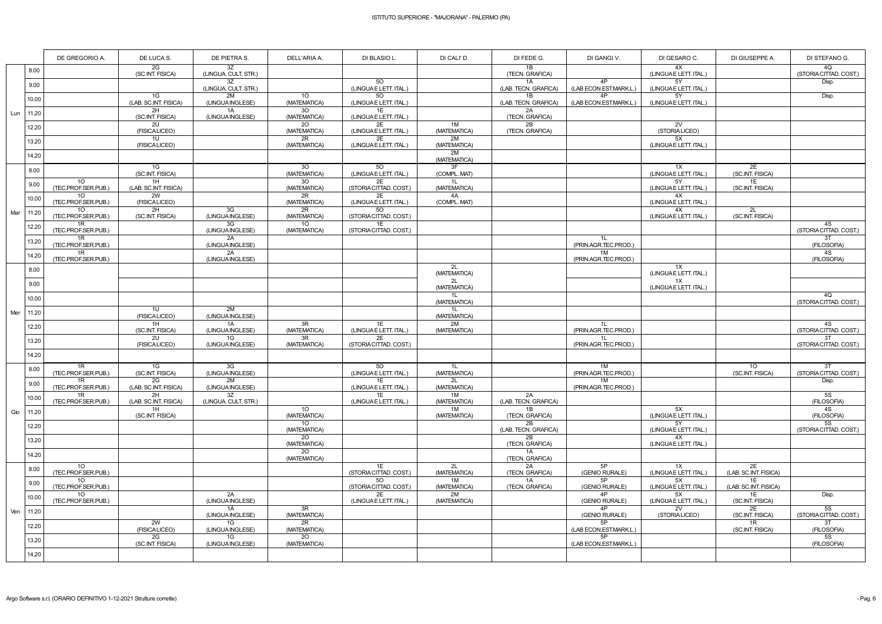# ISTITUTO SUPERIORE - "MAJORANA" - PALERMO (PA)

| | | DE GREGORIO A. | DE LUCA S. | DE PIETRA S. | DELL'ARIA A. | DI BLASIO L. | DI CALI' D. | DI FEDE G. | DI GANGI V. | DI GESARO C. | DI GIUSEPPE A. | DI STEFANO G. |
|---|---|---|---|---|---|---|---|---|---|---|---|---|
| Lun | 8.00 | | 2G (SC.INT. FISICA) | 3Z (LINGUA. CULT. STR.) | | | | 1B (TECN. GRAFICA) | | 4X (LINGUA E LETT. ITAL.) | | 4Q (STORIA CITTAD. COST.) |
| | 9.00 | | | 3Z (LINGUA. CULT. STR.) | | 5O (LINGUA E LETT. ITAL.) | | 1A (LAB. TECN. GRAFICA) | 4P (LAB ECON.EST.MARK.L.) | 5Y (LINGUA E LETT. ITAL.) | | Disp. |
| | 10.00 | | 1G (LAB. SC.INT. FISICA) | 2M (LINGUA INGLESE) | 1O (MATEMATICA) | 5O (LINGUA E LETT. ITAL.) | | 1B (LAB. TECN. GRAFICA) | 4P (LAB ECON.EST.MARK.L.) | 5Y (LINGUA E LETT. ITAL.) | | Disp. |
| | 11.20 | | 2H (SC.INT. FISICA) | 1A (LINGUA INGLESE) | 3O (MATEMATICA) | 1E (LINGUA E LETT. ITAL.) | | 2A (TECN. GRAFICA) | | | | |
| | 12.20 | | 2U (FISICA LICEO) | | 2O (MATEMATICA) | 2E (LINGUA E LETT. ITAL.) | 1M (MATEMATICA) | 2B (TECN. GRAFICA) | | 2V (STORIA LICEO) | | |
| | 13.20 | | 1U (FISICA LICEO) | | 2R (MATEMATICA) | 2E (LINGUA E LETT. ITAL.) | 2M (MATEMATICA) | | | 5X (LINGUA E LETT. ITAL.) | | |
| | 14.20 | | | | | | 2M (MATEMATICA) | | | | | |
| Mar | 8.00 | | 1G (SC.INT. FISICA) | | 3O (MATEMATICA) | 5O (LINGUA E LETT. ITAL.) | 3F (COMPL. MAT) | | | 1X (LINGUA E LETT. ITAL.) | 2E (SC.INT. FISICA) | |
| | 9.00 | 1O (TEC.PROF.SER.PUB.) | 1H (LAB. SC.INT. FISICA) | | 3O (MATEMATICA) | 2E (STORIA CITTAD. COST.) | 1L (MATEMATICA) | | | 5Y (LINGUA E LETT. ITAL.) | 1E (SC.INT. FISICA) | |
| | 10.00 | 1O (TEC.PROF.SER.PUB.) | 2W (FISICA LICEO) | | 2R (MATEMATICA) | 2E (LINGUA E LETT. ITAL.) | 4A (COMPL. MAT) | | | 4X (LINGUA E LETT. ITAL.) | | |
| | 11.20 | 1O (TEC.PROF.SER.PUB.) | 2H (SC.INT. FISICA) | 3G (LINGUA INGLESE) | 2R (MATEMATICA) | 5O (STORIA CITTAD. COST.) | | | | 4X (LINGUA E LETT. ITAL.) | 2L (SC.INT. FISICA) | |
| | 12.20 | 1R (TEC.PROF.SER.PUB.) | | 3G (LINGUA INGLESE) | 1O (MATEMATICA) | 1E (STORIA CITTAD. COST.) | | | | | | 4S (STORIA CITTAD. COST.) |
| | 13.20 | 1R (TEC.PROF.SER.PUB.) | | 2A (LINGUA INGLESE) | | | | | 1L (PRIN.AGR.TEC.PROD.) | | | 3T (FILOSOFIA) |
| | 14.20 | 1R (TEC.PROF.SER.PUB.) | | 2A (LINGUA INGLESE) | | | | | 1M (PRIN.AGR.TEC.PROD.) | | | 4S (FILOSOFIA) |
| Mer | 8.00 | | | | | | 2L (MATEMATICA) | | | 1X (LINGUA E LETT. ITAL.) | | |
| | 9.00 | | | | | | 2L (MATEMATICA) | | | 1X (LINGUA E LETT. ITAL.) | | |
| | 10.00 | | | | | | 1L (MATEMATICA) | | | | | 4Q (STORIA CITTAD. COST.) |
| | 11.20 | | 1U (FISICA LICEO) | 2M (LINGUA INGLESE) | | | 1L (MATEMATICA) | | | | | |
| | 12.20 | | 1H (SC.INT. FISICA) | 1A (LINGUA INGLESE) | 3R (MATEMATICA) | 1E (LINGUA E LETT. ITAL.) | 2M (MATEMATICA) | | 1L (PRIN.AGR.TEC.PROD.) | | | 4S (STORIA CITTAD. COST.) |
| | 13.20 | | 2U (FISICA LICEO) | 1G (LINGUA INGLESE) | 3R (MATEMATICA) | 2E (STORIA CITTAD. COST.) | | | 1L (PRIN.AGR.TEC.PROD.) | | | 3T (STORIA CITTAD. COST.) |
| | 14.20 | | | | | | | | | | | |
| Gio | 8.00 | 1R (TEC.PROF.SER.PUB.) | 1G (SC.INT. FISICA) | 3G (LINGUA INGLESE) | | 5O (LINGUA E LETT. ITAL.) | 1L (MATEMATICA) | | 1M (PRIN.AGR.TEC.PROD.) | | 1O (SC.INT. FISICA) | 3T (STORIA CITTAD. COST.) |
| | 9.00 | 1R (TEC.PROF.SER.PUB.) | 2G (LAB. SC.INT. FISICA) | 2M (LINGUA INGLESE) | | 1E (LINGUA E LETT. ITAL.) | 2L (MATEMATICA) | | 1M (PRIN.AGR.TEC.PROD.) | | | Disp. |
| | 10.00 | 1R (TEC.PROF.SER.PUB.) | 2H (LAB. SC.INT. FISICA) | 3Z (LINGUA. CULT. STR.) | | 1E (LINGUA E LETT. ITAL.) | 1M (MATEMATICA) | 2A (LAB. TECN. GRAFICA) | | | | 5S (FILOSOFIA) |
| | 11.20 | | 1H (SC.INT. FISICA) | | 1O (MATEMATICA) | | 1M (MATEMATICA) | 1B (TECN. GRAFICA) | | 5X (LINGUA E LETT. ITAL.) | | 4S (FILOSOFIA) |
| | 12.20 | | | | 1O (MATEMATICA) | | | 2B (LAB. TECN. GRAFICA) | | 5Y (LINGUA E LETT. ITAL.) | | 5S (STORIA CITTAD. COST.) |
| | 13.20 | | | | 2O (MATEMATICA) | | | 2B (TECN. GRAFICA) | | 4X (LINGUA E LETT. ITAL.) | | |
| | 14.20 | | | | 2O (MATEMATICA) | | | 1A (TECN. GRAFICA) | | | | |
| Ven | 8.00 | 1O (TEC.PROF.SER.PUB.) | | | | 1E (STORIA CITTAD. COST.) | 2L (MATEMATICA) | 2A (TECN. GRAFICA) | 5P (GENIO RURALE) | 1X (LINGUA E LETT. ITAL.) | 2E (LAB. SC.INT. FISICA) | |
| | 9.00 | 1O (TEC.PROF.SER.PUB.) | | | | 5O (STORIA CITTAD. COST.) | 1M (MATEMATICA) | 1A (TECN. GRAFICA) | 5P (GENIO RURALE) | 5X (LINGUA E LETT. ITAL.) | 1E (LAB. SC.INT. FISICA) | |
| | 10.00 | 1O (TEC.PROF.SER.PUB.) | | 2A (LINGUA INGLESE) | | 2E (LINGUA E LETT. ITAL.) | 2M (MATEMATICA) | | 4P (GENIO RURALE) | 5X (LINGUA E LETT. ITAL.) | 1E (SC.INT. FISICA) | Disp. |
| | 11.20 | | | 1A (LINGUA INGLESE) | 3R (MATEMATICA) | | | | 4P (GENIO RURALE) | 2V (STORIA LICEO) | 2E (SC.INT. FISICA) | 5S (STORIA CITTAD. COST.) |
| | 12.20 | | 2W (FISICA LICEO) | 1G (LINGUA INGLESE) | 2R (MATEMATICA) | | | | 5P (LAB ECON.EST.MARK.L.) | | 1R (SC.INT. FISICA) | 3T (FILOSOFIA) |
| | 13.20 | | 2G (SC.INT. FISICA) | 1G (LINGUA INGLESE) | 2O (MATEMATICA) | | | | 5P (LAB ECON.EST.MARK.L.) | | | 5S (FILOSOFIA) |
| | 14.20 | | | | | | | | | | | |

Argo Software s.r.l. (ORARIO DEFINITIVO 1-12-2021 Strutture corrette)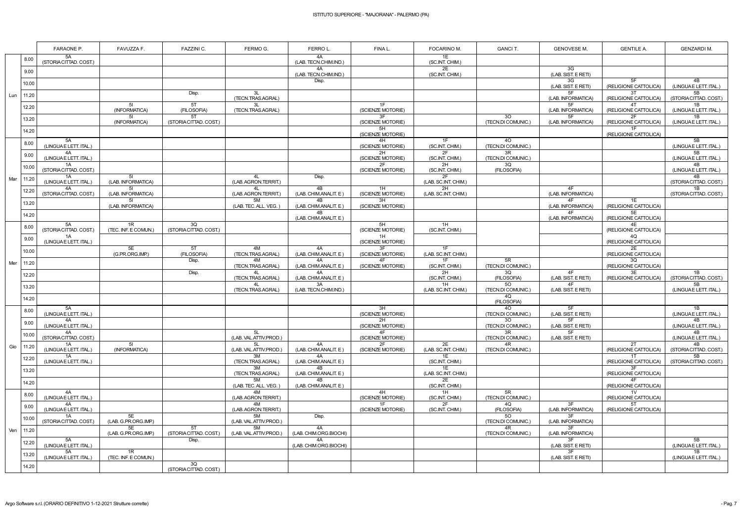ISTITUTO SUPERIORE - "MAJORANA" - PALERMO (PA)

| | | FARAONE P. | FAVUZZA F. | FAZZINI C. | FERMO G. | FERRO L. | FINA L. | FOCARINO M. | GANCI T. | GENOVESE M. | GENTILE A. | GENZARDI M. |
|---|---|---|---|---|---|---|---|---|---|---|---|---|
| Lun | 8.00 | 5A (STORIA CITTAD. COST.) | | | | 4A (LAB. TECN.CHIM.IND.) | | 1E (SC.INT. CHIM.) | | | | |
| | 9.00 | | | | | 4A (LAB. TECN.CHIM.IND.) | | 2E (SC.INT. CHIM.) | | 3G (LAB. SIST. E RETI) | | |
| | 10.00 | | | | | Disp. | | | | 3G (LAB. SIST. E RETI) | 5F (RELIGIONE CATTOLICA) | 4B (LINGUA E LETT. ITAL.) |
| | 11.20 | | | Disp. | 3L (TECN.TRAS.AGRAL) | | | | | 5F (LAB. INFORMATICA) | 3T (RELIGIONE CATTOLICA) | 5B (STORIA CITTAD. COST.) |
| | 12.20 | | 5I (INFORMATICA) | 5T (FILOSOFIA) | 3L (TECN.TRAS.AGRAL) | | 1F (SCIENZE MOTORIE) | | | 5F (LAB. INFORMATICA) | 4T (RELIGIONE CATTOLICA) | 1B (LINGUA E LETT. ITAL.) |
| | 13.20 | | 5I (INFORMATICA) | 5T (STORIA CITTAD. COST.) | | | 3F (SCIENZE MOTORIE) | | 3O (TECN.DI COMUNIC.) | 5F (LAB. INFORMATICA) | 2F (RELIGIONE CATTOLICA) | 1B (LINGUA E LETT. ITAL.) |
| | 14.20 | | | | | | 5H (SCIENZE MOTORIE) | | | | 1F (RELIGIONE CATTOLICA) | |
| Mar | 8.00 | 5A (LINGUA E LETT. ITAL.) | | | | | 4H (SCIENZE MOTORIE) | 1F (SC.INT. CHIM.) | 4O (TECN.DI COMUNIC.) | | | 5B (LINGUA E LETT. ITAL.) |
| | 9.00 | 4A (LINGUA E LETT. ITAL.) | | | | | 2H (SCIENZE MOTORIE) | 2F (SC.INT. CHIM.) | 3R (TECN.DI COMUNIC.) | | | 5B (LINGUA E LETT. ITAL.) |
| | 10.00 | 1A (STORIA CITTAD. COST.) | | | | | 2F (SCIENZE MOTORIE) | 2H (SC.INT. CHIM.) | 3Q (FILOSOFIA) | | | 4B (LINGUA E LETT. ITAL.) |
| | 11.20 | 1A (LINGUA E LETT. ITAL.) | 5I (LAB. INFORMATICA) | | 4L (LAB. AGRON.TERRIT.) | Disp. | | 2F (LAB. SC.INT. CHIM.) | | | | 4B (STORIA CITTAD. COST.) |
| | 12.20 | 4A (STORIA CITTAD. COST.) | 5I (LAB. INFORMATICA) | | 4L (LAB. AGRON.TERRIT.) | 4B (LAB. CHIM.ANALIT. E ) | 1H (SCIENZE MOTORIE) | 2H (LAB. SC.INT. CHIM.) | | 4F (LAB. INFORMATICA) | | 1B (STORIA CITTAD. COST.) |
| | 13.20 | | 5I (LAB. INFORMATICA) | | 5M (LAB. TEC. ALL. VEG. ) | 4B (LAB. CHIM.ANALIT. E ) | 3H (SCIENZE MOTORIE) | | | 4F (LAB. INFORMATICA) | 1E (RELIGIONE CATTOLICA) | |
| | 14.20 | | | | | 4B (LAB. CHIM.ANALIT. E ) | | | | 4F (LAB. INFORMATICA) | 5E (RELIGIONE CATTOLICA) | |
| Mer | 8.00 | 5A (STORIA CITTAD. COST.) | 1R (TEC. INF. E COMUN.) | 3Q (STORIA CITTAD. COST.) | | | 5H (SCIENZE MOTORIE) | 1H (SC.INT. CHIM.) | | | 4E (RELIGIONE CATTOLICA) | |
| | 9.00 | 1A (LINGUA E LETT. ITAL.) | | | | | 1H (SCIENZE MOTORIE) | | | | 4Q (RELIGIONE CATTOLICA) | |
| | 10.00 | | 5E (G.PR.ORG.IMP.) | 5T (FILOSOFIA) | 4M (TECN.TRAS.AGRAL) | 4A (LAB. CHIM.ANALIT. E ) | 3F (SCIENZE MOTORIE) | 1F (LAB. SC.INT. CHIM.) | | | 2E (RELIGIONE CATTOLICA) | |
| | 11.20 | | | Disp. | 4M (TECN.TRAS.AGRAL) | 4A (LAB. CHIM.ANALIT. E ) | 4F (SCIENZE MOTORIE) | 1F (SC.INT. CHIM.) | 5R (TECN.DI COMUNIC.) | | 3Q (RELIGIONE CATTOLICA) | |
| | 12.20 | | | Disp. | 4L (TECN.TRAS.AGRAL) | 4A (LAB. CHIM.ANALIT. E ) | | 2H (SC.INT. CHIM.) | 3Q (FILOSOFIA) | 4F (LAB. SIST. E RETI) | 3E (RELIGIONE CATTOLICA) | 1B (STORIA CITTAD. COST.) |
| | 13.20 | | | | 4L (TECN.TRAS.AGRAL) | 3A (LAB. TECN.CHIM.IND.) | | 1H (LAB. SC.INT. CHIM.) | 5O (TECN.DI COMUNIC.) | 4F (LAB. SIST. E RETI) | | 5B (LINGUA E LETT. ITAL.) |
| | 14.20 | | | | | | | | 4Q (FILOSOFIA) | | | |
| Gio | 8.00 | 5A (LINGUA E LETT. ITAL.) | | | | | 3H (SCIENZE MOTORIE) | | 4O (TECN.DI COMUNIC.) | 5F (LAB. SIST. E RETI) | | 1B (LINGUA E LETT. ITAL.) |
| | 9.00 | 4A (LINGUA E LETT. ITAL.) | | | | | 2H (SCIENZE MOTORIE) | | 3O (TECN.DI COMUNIC.) | 5F (LAB. SIST. E RETI) | | 4B (LINGUA E LETT. ITAL.) |
| | 10.00 | 4A (STORIA CITTAD. COST.) | | | 5L (LAB. VAL.ATTIV.PROD.) | | 4F (SCIENZE MOTORIE) | | 3R (TECN.DI COMUNIC.) | 5F (LAB. SIST. E RETI) | | 4B (LINGUA E LETT. ITAL.) |
| | 11.20 | 1A (LINGUA E LETT. ITAL.) | 5I (INFORMATICA) | | 5L (LAB. VAL.ATTIV.PROD.) | 4A (LAB. CHIM.ANALIT. E ) | 2F (SCIENZE MOTORIE) | 2E (LAB. SC.INT. CHIM.) | 4R (TECN.DI COMUNIC.) | | 2T (RELIGIONE CATTOLICA) | 4B (STORIA CITTAD. COST.) |
| | 12.20 | 1A (LINGUA E LETT. ITAL.) | | | 3M (TECN.TRAS.AGRAL) | 4A (LAB. CHIM.ANALIT. E ) | | 1E (SC.INT. CHIM.) | | | 1T (RELIGIONE CATTOLICA) | 5B (STORIA CITTAD. COST.) |
| | 13.20 | | | | 3M (TECN.TRAS.AGRAL) | 4B (LAB. CHIM.ANALIT. E ) | | 1E (LAB. SC.INT. CHIM.) | | | 3F (RELIGIONE CATTOLICA) | |
| | 14.20 | | | | 5M (LAB. TEC. ALL. VEG. ) | 4B (LAB. CHIM.ANALIT. E ) | | 2E (SC.INT. CHIM.) | | | 4F (RELIGIONE CATTOLICA) | |
| Ven | 8.00 | 4A (LINGUA E LETT. ITAL.) | | | 4M (LAB. AGRON.TERRIT.) | | 4H (SCIENZE MOTORIE) | 1H (SC.INT. CHIM.) | 5R (TECN.DI COMUNIC.) | | 1V (RELIGIONE CATTOLICA) | |
| | 9.00 | 4A (LINGUA E LETT. ITAL.) | | | 4M (LAB. AGRON.TERRIT.) | | 1F (SCIENZE MOTORIE) | 2F (SC.INT. CHIM.) | 4Q (FILOSOFIA) | 3F (LAB. INFORMATICA) | 5T (RELIGIONE CATTOLICA) | |
| | 10.00 | 1A (STORIA CITTAD. COST.) | 5E (LAB. G.PR.ORG.IMP.) | | 5M (LAB. VAL.ATTIV.PROD.) | Disp. | | | 5O (TECN.DI COMUNIC.) | 3F (LAB. INFORMATICA) | | |
| | 11.20 | | 5E (LAB. G.PR.ORG.IMP.) | 5T (STORIA CITTAD. COST.) | 5M (LAB. VAL.ATTIV.PROD.) | 4A (LAB. CHIM.ORG.BIOCHI) | | | 4R (TECN.DI COMUNIC.) | 3F (LAB. INFORMATICA) | | |
| | 12.20 | 5A (LINGUA E LETT. ITAL.) | | Disp. | | 4A (LAB. CHIM.ORG.BIOCHI) | | | | 3F (LAB. SIST. E RETI) | | 5B (LINGUA E LETT. ITAL.) |
| | 13.20 | 5A (LINGUA E LETT. ITAL.) | 1R (TEC. INF. E COMUN.) | | | | | | | 3F (LAB. SIST. E RETI) | | 1B (LINGUA E LETT. ITAL.) |
| | 14.20 | | | 3Q (STORIA CITTAD. COST.) | | | | | | | | |

Argo Software s.r.l. (ORARIO DEFINITIVO 1-12-2021 Strutture corrette)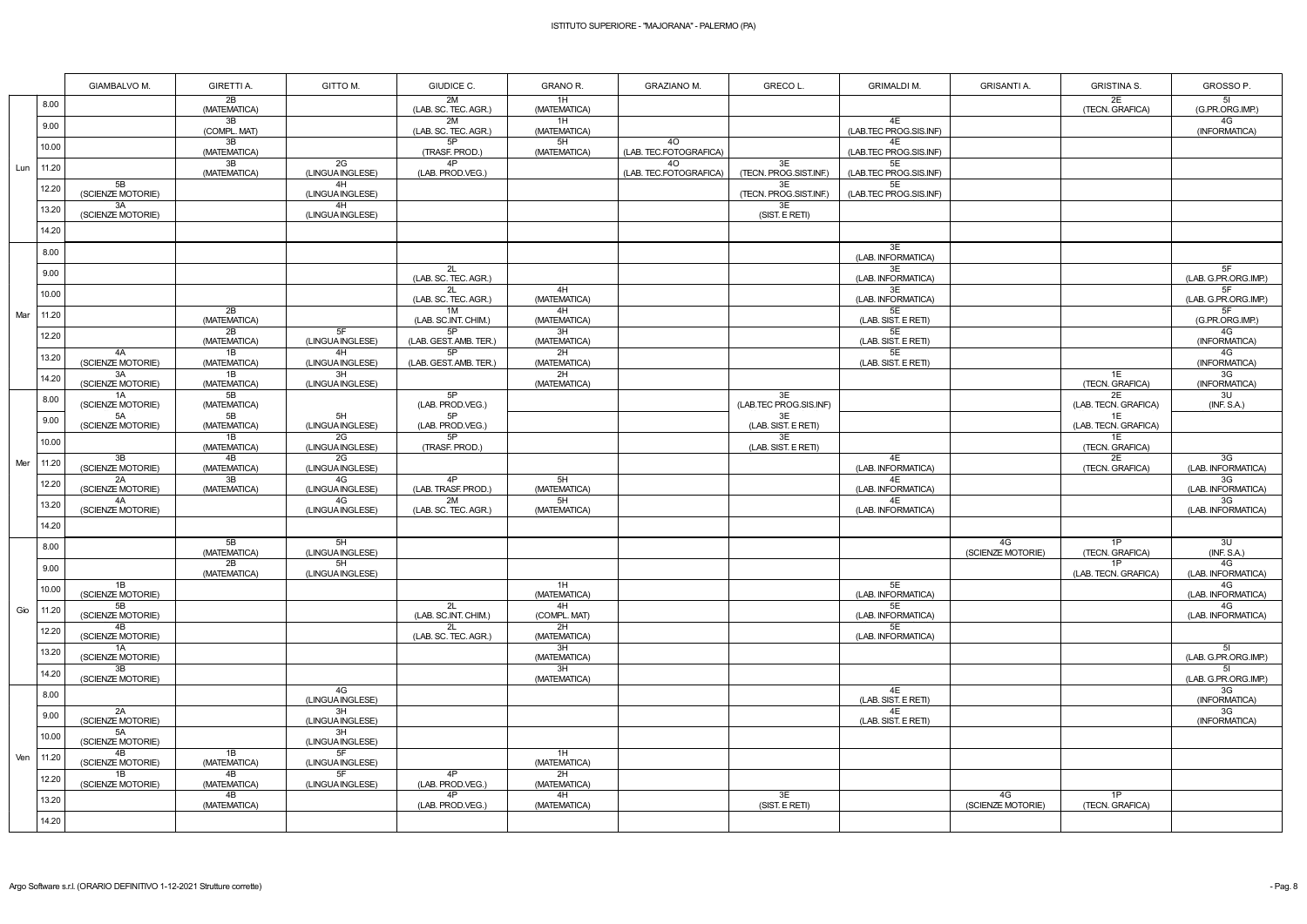# ISTITUTO SUPERIORE - "MAJORANA" - PALERMO (PA)

| | | GIAMBALVO M. | GIRETTI A. | GITTO M. | GIUDICE C. | GRANO R. | GRAZIANO M. | GRECO L. | GRIMALDI M. | GRISANTI A. | GRISTINA S. | GROSSO P. |
|---|---|---|---|---|---|---|---|---|---|---|---|---|
| Lun | 8.00 | | 2B (MATEMATICA) | | 2M (LAB. SC. TEC. AGR.) | 1H (MATEMATICA) | | | | | 2E (TECN. GRAFICA) | 5I (G.PR.ORG.IMP.) |
| | 9.00 | | 3B (COMPL. MAT) | | 2M (LAB. SC. TEC. AGR.) | 1H (MATEMATICA) | | | 4E (LAB.TEC PROG.SIS.INF) | | | 4G (INFORMATICA) |
| | 10.00 | | 3B (MATEMATICA) | | 5P (TRASF. PROD.) | 5H (MATEMATICA) | 4O (LAB. TEC.FOTOGRAFICA) | | 4E (LAB.TEC PROG.SIS.INF) | | | |
| | 11.20 | | 3B (MATEMATICA) | 2G (LINGUA INGLESE) | 4P (LAB. PROD.VEG.) | | 4O (LAB. TEC.FOTOGRAFICA) | 3E (TECN. PROG.SIST.INF.) | 5E (LAB.TEC PROG.SIS.INF) | | | |
| | 12.20 | 5B (SCIENZE MOTORIE) | | 4H (LINGUA INGLESE) | | | | 3E (TECN. PROG.SIST.INF.) | 5E (LAB.TEC PROG.SIS.INF) | | | |
| | 13.20 | 3A (SCIENZE MOTORIE) | | 4H (LINGUA INGLESE) | | | | 3E (SIST. E RETI) | | | | |
| | 14.20 | | | | | | | | | | | |
| Mar | 8.00 | | | | | | | | 3E (LAB. INFORMATICA) | | | |
| | 9.00 | | | | 2L (LAB. SC. TEC. AGR.) | | | | 3E (LAB. INFORMATICA) | | | 5F (LAB. G.PR.ORG.IMP.) |
| | 10.00 | | | | 2L (LAB. SC. TEC. AGR.) | 4H (MATEMATICA) | | | 3E (LAB. INFORMATICA) | | | 5F (LAB. G.PR.ORG.IMP.) |
| | 11.20 | | 2B (MATEMATICA) | | 1M (LAB. SC.INT. CHIM.) | 4H (MATEMATICA) | | | 5E (LAB. SIST. E RETI) | | | 5F (G.PR.ORG.IMP.) |
| | 12.20 | | 2B (MATEMATICA) | 5F (LINGUA INGLESE) | 5P (LAB. GEST. AMB. TER.) | 3H (MATEMATICA) | | | 5E (LAB. SIST. E RETI) | | | 4G (INFORMATICA) |
| | 13.20 | 4A (SCIENZE MOTORIE) | 1B (MATEMATICA) | 4H (LINGUA INGLESE) | 5P (LAB. GEST. AMB. TER.) | 2H (MATEMATICA) | | | 5E (LAB. SIST. E RETI) | | | 4G (INFORMATICA) |
| | 14.20 | 3A (SCIENZE MOTORIE) | 1B (MATEMATICA) | 3H (LINGUA INGLESE) | | 2H (MATEMATICA) | | | | | 1E (TECN. GRAFICA) | 3G (INFORMATICA) |
| Mer | 8.00 | 1A (SCIENZE MOTORIE) | 5B (MATEMATICA) | | 5P (LAB. PROD.VEG.) | | | 3E (LAB.TEC PROG.SIS.INF) | | | 2E (LAB. TECN. GRAFICA) | 3U (INF. S.A.) |
| | 9.00 | 5A (SCIENZE MOTORIE) | 5B (MATEMATICA) | 5H (LINGUA INGLESE) | 5P (LAB. PROD.VEG.) | | | 3E (LAB. SIST. E RETI) | | | 1E (LAB. TECN. GRAFICA) | |
| | 10.00 | | 1B (MATEMATICA) | 2G (LINGUA INGLESE) | 5P (TRASF. PROD.) | | | 3E (LAB. SIST. E RETI) | | | 1E (TECN. GRAFICA) | |
| | 11.20 | 3B (SCIENZE MOTORIE) | 4B (MATEMATICA) | 2G (LINGUA INGLESE) | | | | | 4E (LAB. INFORMATICA) | | 2E (TECN. GRAFICA) | 3G (LAB. INFORMATICA) |
| | 12.20 | 2A (SCIENZE MOTORIE) | 3B (MATEMATICA) | 4G (LINGUA INGLESE) | 4P (LAB. TRASF. PROD.) | 5H (MATEMATICA) | | | 4E (LAB. INFORMATICA) | | | 3G (LAB. INFORMATICA) |
| | 13.20 | 4A (SCIENZE MOTORIE) | | 4G (LINGUA INGLESE) | 2M (LAB. SC. TEC. AGR.) | 5H (MATEMATICA) | | | 4E (LAB. INFORMATICA) | | | 3G (LAB. INFORMATICA) |
| | 14.20 | | | | | | | | | | | |
| Gio | 8.00 | | 5B (MATEMATICA) | 5H (LINGUA INGLESE) | | | | | | 4G (SCIENZE MOTORIE) | 1P (TECN. GRAFICA) | 3U (INF. S.A.) |
| | 9.00 | | 2B (MATEMATICA) | 5H (LINGUA INGLESE) | | | | | | | 1P (LAB. TECN. GRAFICA) | 4G (LAB. INFORMATICA) |
| | 10.00 | 1B (SCIENZE MOTORIE) | | | | 1H (MATEMATICA) | | | 5E (LAB. INFORMATICA) | | | 4G (LAB. INFORMATICA) |
| | 11.20 | 5B (SCIENZE MOTORIE) | | | 2L (LAB. SC.INT. CHIM.) | 4H (COMPL. MAT) | | | 5E (LAB. INFORMATICA) | | | 4G (LAB. INFORMATICA) |
| | 12.20 | 4B (SCIENZE MOTORIE) | | | 2L (LAB. SC. TEC. AGR.) | 2H (MATEMATICA) | | | 5E (LAB. INFORMATICA) | | | |
| | 13.20 | 1A (SCIENZE MOTORIE) | | | | 3H (MATEMATICA) | | | | | | 5I (LAB. G.PR.ORG.IMP.) |
| | 14.20 | 3B (SCIENZE MOTORIE) | | | | 3H (MATEMATICA) | | | | | | 5I (LAB. G.PR.ORG.IMP.) |
| Ven | 8.00 | | | 4G (LINGUA INGLESE) | | | | | 4E (LAB. SIST. E RETI) | | | 3G (INFORMATICA) |
| | 9.00 | 2A (SCIENZE MOTORIE) | | 3H (LINGUA INGLESE) | | | | | 4E (LAB. SIST. E RETI) | | | 3G (INFORMATICA) |
| | 10.00 | 5A (SCIENZE MOTORIE) | | 3H (LINGUA INGLESE) | | | | | | | | |
| | 11.20 | 4B (SCIENZE MOTORIE) | 1B (MATEMATICA) | 5F (LINGUA INGLESE) | | 1H (MATEMATICA) | | | | | | |
| | 12.20 | 1B (SCIENZE MOTORIE) | 4B (MATEMATICA) | 5F (LINGUA INGLESE) | 4P (LAB. PROD.VEG.) | 2H (MATEMATICA) | | | | | | |
| | 13.20 | | 4B (MATEMATICA) | | 4P (LAB. PROD.VEG.) | 4H (MATEMATICA) | | 3E (SIST. E RETI) | | 4G (SCIENZE MOTORIE) | 1P (TECN. GRAFICA) | |
| | 14.20 | | | | | | | | | | | |

Argo Software s.r.l. (ORARIO DEFINITIVO 1-12-2021 Strutture corrette)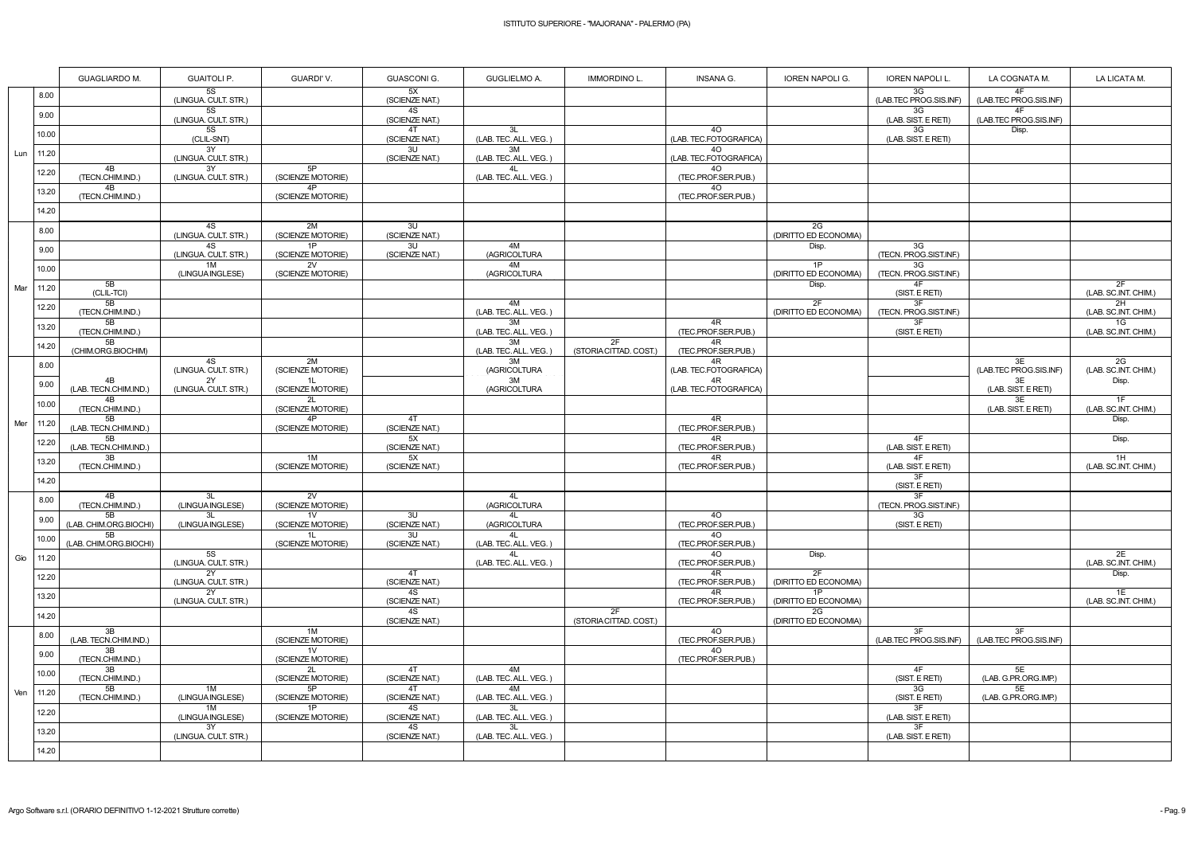ISTITUTO SUPERIORE - "MAJORANA" - PALERMO (PA)

| | | GUAGLIARDO M. | GUAITOLI P. | GUARDI' V. | GUASCONI G. | GUGLIELMO A. | IMMORDINO L. | INSANA G. | IOREN NAPOLI G. | IOREN NAPOLI L. | LA COGNATA M. | LA LICATA M. |
|---|---|---|---|---|---|---|---|---|---|---|---|---|
| Lun | 8.00 | | 5S (LINGUA. CULT. STR.) | | 5X (SCIENZE NAT.) | | | | | 3G (LAB.TEC PROG.SIS.INF) | 4F (LAB.TEC PROG.SIS.INF) | |
| | 9.00 | | 5S (LINGUA. CULT. STR.) | | 4S (SCIENZE NAT.) | | | | | 3G (LAB. SIST. E RETI) | 4F (LAB.TEC PROG.SIS.INF) | |
| | 10.00 | | 5S (CLIL-SNT) | | 4T (SCIENZE NAT.) | 3L (LAB. TEC. ALL. VEG. ) | | 4O (LAB. TEC.FOTOGRAFICA) | | 3G (LAB. SIST. E RETI) | Disp. | |
| | 11.20 | | 3Y (LINGUA. CULT. STR.) | | 3U (SCIENZE NAT.) | 3M (LAB. TEC. ALL. VEG. ) | | 4O (LAB. TEC.FOTOGRAFICA) | | | | |
| | 12.20 | 4B (TECN.CHIM.IND.) | 3Y (LINGUA. CULT. STR.) | 5P (SCIENZE MOTORIE) | | 4L (LAB. TEC. ALL. VEG. ) | | 4O (TEC.PROF.SER.PUB.) | | | | |
| | 13.20 | 4B (TECN.CHIM.IND.) | | 4P (SCIENZE MOTORIE) | | | | 4O (TEC.PROF.SER.PUB.) | | | | |
| | 14.20 | | | | | | | | | | | |
| Mar | 8.00 | | 4S (LINGUA. CULT. STR.) | 2M (SCIENZE MOTORIE) | 3U (SCIENZE NAT.) | | | | 2G (DIRITTO ED ECONOMIA) | | | |
| | 9.00 | | 4S (LINGUA. CULT. STR.) | 1P (SCIENZE MOTORIE) | 3U (SCIENZE NAT.) | 4M (AGRICOLTURA | | | Disp. | 3G (TECN. PROG.SIST.INF.) | | |
| | 10.00 | | 1M (LINGUA INGLESE) | 2V (SCIENZE MOTORIE) | | 4M (AGRICOLTURA | | | 1P (DIRITTO ED ECONOMIA) | 3G (TECN. PROG.SIST.INF.) | | |
| | 11.20 | 5B (CLIL-TCI) | | | | | | | Disp. | 4F (SIST. E RETI) | | 2F (LAB. SC.INT. CHIM.) |
| | 12.20 | 5B (TECN.CHIM.IND.) | | | | 4M (LAB. TEC. ALL. VEG. ) | | | 2F (DIRITTO ED ECONOMIA) | 3F (TECN. PROG.SIST.INF.) | | 2H (LAB. SC.INT. CHIM.) |
| | 13.20 | 5B (TECN.CHIM.IND.) | | | | 3M (LAB. TEC. ALL. VEG. ) | | 4R (TEC.PROF.SER.PUB.) | | 3F (SIST. E RETI) | | 1G (LAB. SC.INT. CHIM.) |
| | 14.20 | 5B (CHIM.ORG.BIOCHIM) | | | | 3M (LAB. TEC. ALL. VEG. ) | 2F (STORIA CITTAD. COST.) | 4R (TEC.PROF.SER.PUB.) | | | | |
| Mer | 8.00 | | 4S (LINGUA. CULT. STR.) | 2M (SCIENZE MOTORIE) | | 3M (AGRICOLTURA | | 4R (LAB. TEC.FOTOGRAFICA) | | | 3E (LAB.TEC PROG.SIS.INF) | 2G (LAB. SC.INT. CHIM.) |
| | 9.00 | 4B (LAB. TECN.CHIM.IND.) | 2Y (LINGUA. CULT. STR.) | 1L (SCIENZE MOTORIE) | | 3M (AGRICOLTURA | | 4R (LAB. TEC.FOTOGRAFICA) | | | 3E (LAB. SIST. E RETI) | Disp. |
| | 10.00 | 4B (TECN.CHIM.IND.) | | 2L (SCIENZE MOTORIE) | | | | | | | 3E (LAB. SIST. E RETI) | 1F (LAB. SC.INT. CHIM.) |
| | 11.20 | 5B (LAB. TECN.CHIM.IND.) | | 4P (SCIENZE MOTORIE) | 4T (SCIENZE NAT.) | | | 4R (TEC.PROF.SER.PUB.) | | | | Disp. |
| | 12.20 | 5B (LAB. TECN.CHIM.IND.) | | | 5X (SCIENZE NAT.) | | | 4R (TEC.PROF.SER.PUB.) | | 4F (LAB. SIST. E RETI) | | Disp. |
| | 13.20 | 3B (TECN.CHIM.IND.) | | 1M (SCIENZE MOTORIE) | 5X (SCIENZE NAT.) | | | 4R (TEC.PROF.SER.PUB.) | | 4F (LAB. SIST. E RETI) | | 1H (LAB. SC.INT. CHIM.) |
| | 14.20 | | | | | | | | | 3F (SIST. E RETI) | | |
| Gio | 8.00 | 4B (TECN.CHIM.IND.) | 3L (LINGUA INGLESE) | 2V (SCIENZE MOTORIE) | | 4L (AGRICOLTURA | | | | 3F (TECN. PROG.SIST.INF.) | | |
| | 9.00 | 5B (LAB. CHIM.ORG.BIOCHI) | 3L (LINGUA INGLESE) | 1V (SCIENZE MOTORIE) | 3U (SCIENZE NAT.) | 4L (AGRICOLTURA | | 4O (TEC.PROF.SER.PUB.) | | 3G (SIST. E RETI) | | |
| | 10.00 | 5B (LAB. CHIM.ORG.BIOCHI) | | 1L (SCIENZE MOTORIE) | 3U (SCIENZE NAT.) | 4L (LAB. TEC. ALL. VEG. ) | | 4O (TEC.PROF.SER.PUB.) | | | | |
| | 11.20 | | 5S (LINGUA. CULT. STR.) | | | 4L (LAB. TEC. ALL. VEG. ) | | 4O (TEC.PROF.SER.PUB.) | Disp. | | | 2E (LAB. SC.INT. CHIM.) |
| | 12.20 | | 2Y (LINGUA. CULT. STR.) | | 4T (SCIENZE NAT.) | | | 4R (TEC.PROF.SER.PUB.) | 2F (DIRITTO ED ECONOMIA) | | | Disp. |
| | 13.20 | | 2Y (LINGUA. CULT. STR.) | | 4S (SCIENZE NAT.) | | | 4R (TEC.PROF.SER.PUB.) | 1P (DIRITTO ED ECONOMIA) | | | 1E (LAB. SC.INT. CHIM.) |
| | 14.20 | | | | 4S (SCIENZE NAT.) | | 2F (STORIA CITTAD. COST.) | | 2G (DIRITTO ED ECONOMIA) | | | |
| Ven | 8.00 | 3B (LAB. TECN.CHIM.IND.) | | 1M (SCIENZE MOTORIE) | | | | 4O (TEC.PROF.SER.PUB.) | | 3F (LAB.TEC PROG.SIS.INF) | 3F (LAB.TEC PROG.SIS.INF) | |
| | 9.00 | 3B (TECN.CHIM.IND.) | | 1V (SCIENZE MOTORIE) | | | | 4O (TEC.PROF.SER.PUB.) | | | | |
| | 10.00 | 3B (TECN.CHIM.IND.) | | 2L (SCIENZE MOTORIE) | 4T (SCIENZE NAT.) | 4M (LAB. TEC. ALL. VEG. ) | | | | 4F (SIST. E RETI) | 5E (LAB. G.PR.ORG.IMP.) | |
| | 11.20 | 5B (TECN.CHIM.IND.) | 1M (LINGUA INGLESE) | 5P (SCIENZE MOTORIE) | 4T (SCIENZE NAT.) | 4M (LAB. TEC. ALL. VEG. ) | | | | 3G (SIST. E RETI) | 5E (LAB. G.PR.ORG.IMP.) | |
| | 12.20 | | 1M (LINGUA INGLESE) | 1P (SCIENZE MOTORIE) | 4S (SCIENZE NAT.) | 3L (LAB. TEC. ALL. VEG. ) | | | | 3F (LAB. SIST. E RETI) | | |
| | 13.20 | | 3Y (LINGUA. CULT. STR.) | | 4S (SCIENZE NAT.) | 3L (LAB. TEC. ALL. VEG. ) | | | | 3F (LAB. SIST. E RETI) | | |
| | 14.20 | | | | | | | | | | | |

Argo Software s.r.l. (ORARIO DEFINITIVO 1-12-2021 Strutture corrette)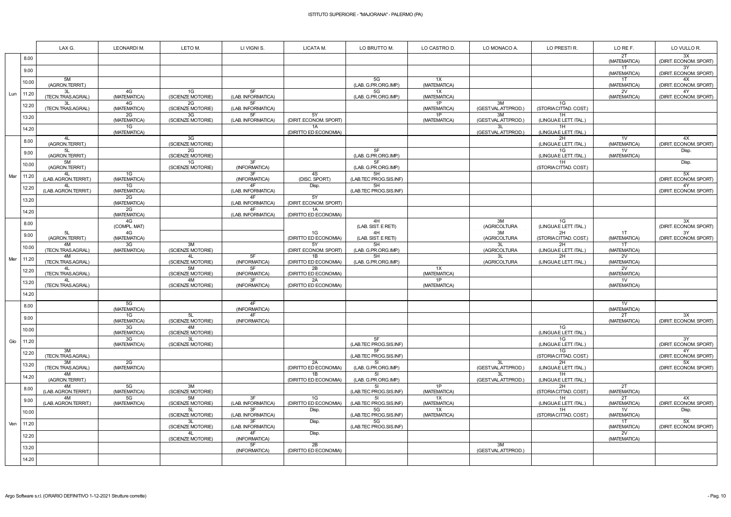# ISTITUTO SUPERIORE - "MAJORANA" - PALERMO (PA)

| | | LAX G. | LEONARDI M. | LETO M. | LI VIGNI S. | LICATA M. | LO BRUTTO M. | LO CASTRO D. | LO MONACO A. | LO PRESTI R. | LO RE F. | LO VULLO R. |
|---|---|---|---|---|---|---|---|---|---|---|---|---|
| Lun | 8.00 | | | | | | | | | | 2T (MATEMATICA) | 3X (DIRIT. ECONOM. SPORT) |
| | 9.00 | | | | | | | | | | 1T (MATEMATICA) | 3Y (DIRIT. ECONOM. SPORT) |
| | 10.00 | 5M (AGRON.TERRIT.) | | | | | 5G (LAB. G.PR.ORG.IMP.) | 1X (MATEMATICA) | | | 1T (MATEMATICA) | 4X (DIRIT. ECONOM. SPORT) |
| | 11.20 | 3L (TECN.TRAS.AGRAL) | 4G (MATEMATICA) | 1G (SCIENZE MOTORIE) | 5F (LAB. INFORMATICA) | | 5G (LAB. G.PR.ORG.IMP.) | 1X (MATEMATICA) | | | 2V (MATEMATICA) | 4Y (DIRIT. ECONOM. SPORT) |
| | 12.20 | 3L (TECN.TRAS.AGRAL) | 4G (MATEMATICA) | 2G (SCIENZE MOTORIE) | 5F (LAB. INFORMATICA) | | | 1P (MATEMATICA) | 3M (GEST.VAL.ATT.PROD.) | 1G (STORIA CITTAD. COST.) | | |
| | 13.20 | | 2G (MATEMATICA) | 3G (SCIENZE MOTORIE) | 5F (LAB. INFORMATICA) | 5Y (DIRIT. ECONOM. SPORT) | | 1P (MATEMATICA) | 3M (GEST.VAL.ATT.PROD.) | 1H (LINGUA E LETT. ITAL.) | | |
| | 14.20 | | 1G (MATEMATICA) | | | 1A (DIRITTO ED ECONOMIA) | | | 3L (GEST.VAL.ATT.PROD.) | 1H (LINGUA E LETT. ITAL.) | | |
| Mar | 8.00 | 4L (AGRON.TERRIT.) | | 3G (SCIENZE MOTORIE) | | | | | | 2H (LINGUA E LETT. ITAL.) | 1V (MATEMATICA) | 4X (DIRIT. ECONOM. SPORT) |
| | 9.00 | 5L (AGRON.TERRIT.) | | 2G (SCIENZE MOTORIE) | | | 5F (LAB. G.PR.ORG.IMP.) | | | 1G (LINGUA E LETT. ITAL.) | 1V (MATEMATICA) | Disp. |
| | 10.00 | 5M (AGRON.TERRIT.) | | 1G (SCIENZE MOTORIE) | 3F (INFORMATICA) | | 5F (LAB. G.PR.ORG.IMP.) | | | 1H (STORIA CITTAD. COST.) | | Disp. |
| | 11.20 | 4L (LAB. AGRON.TERRIT.) | 1G (MATEMATICA) | | 3F (INFORMATICA) | 4S (DISC. SPORT.) | 5H (LAB.TEC PROG.SIS.INF) | | | | | 5X (DIRIT. ECONOM. SPORT) |
| | 12.20 | 4L (LAB. AGRON.TERRIT.) | 1G (MATEMATICA) | | 4F (LAB. INFORMATICA) | Disp. | 5H (LAB.TEC PROG.SIS.INF) | | | | | 4Y (DIRIT. ECONOM. SPORT) |
| | 13.20 | | 2G (MATEMATICA) | | 4F (LAB. INFORMATICA) | 5Y (DIRIT. ECONOM. SPORT) | | | | | | |
| | 14.20 | | 2G (MATEMATICA) | | 4F (LAB. INFORMATICA) | 1A (DIRITTO ED ECONOMIA) | | | | | | |
| Mer | 8.00 | | 4G (COMPL. MAT) | | | | 4H (LAB. SIST. E RETI) | | 3M (AGRICOLTURA | 1G (LINGUA E LETT. ITAL.) | | 3X (DIRIT. ECONOM. SPORT) |
| | 9.00 | 5L (AGRON.TERRIT.) | 4G (MATEMATICA) | | | 1G (DIRITTO ED ECONOMIA) | 4H (LAB. SIST. E RETI) | | 3M (AGRICOLTURA | 2H (STORIA CITTAD. COST.) | 1T (MATEMATICA) | 3Y (DIRIT. ECONOM. SPORT) |
| | 10.00 | 4M (TECN.TRAS.AGRAL) | 3G (MATEMATICA) | 3M (SCIENZE MOTORIE) | | 5Y (DIRIT. ECONOM. SPORT) | 5H (LAB. G.PR.ORG.IMP.) | | 3L (AGRICOLTURA | 2H (LINGUA E LETT. ITAL.) | 1T (MATEMATICA) | |
| | 11.20 | 4M (TECN.TRAS.AGRAL) | | 4L (SCIENZE MOTORIE) | 5F (INFORMATICA) | 1B (DIRITTO ED ECONOMIA) | 5H (LAB. G.PR.ORG.IMP.) | | 3L (AGRICOLTURA | 2H (LINGUA E LETT. ITAL.) | 2V (MATEMATICA) | |
| | 12.20 | 4L (TECN.TRAS.AGRAL) | | 5M (SCIENZE MOTORIE) | 5F (INFORMATICA) | 2B (DIRITTO ED ECONOMIA) | | 1X (MATEMATICA) | | | 2V (MATEMATICA) | |
| | 13.20 | 4L (TECN.TRAS.AGRAL) | | 4M (SCIENZE MOTORIE) | 3F (INFORMATICA) | 2A (DIRITTO ED ECONOMIA) | | 1P (MATEMATICA) | | | 1V (MATEMATICA) | |
| | 14.20 | | | | | | | | | | | |
| Gio | 8.00 | | 5G (MATEMATICA) | | 4F (INFORMATICA) | | | | | | 1V (MATEMATICA) | |
| | 9.00 | | 1G (MATEMATICA) | 5L (SCIENZE MOTORIE) | 4F (INFORMATICA) | | | | | | 2T (MATEMATICA) | 3X (DIRIT. ECONOM. SPORT) |
| | 10.00 | | 3G (MATEMATICA) | 4M (SCIENZE MOTORIE) | | | | | | 1G (LINGUA E LETT. ITAL.) | | |
| | 11.20 | | 3G (MATEMATICA) | 3L (SCIENZE MOTORIE) | | | 5F (LAB.TEC PROG.SIS.INF) | | | 1G (LINGUA E LETT. ITAL.) | | 3Y (DIRIT. ECONOM. SPORT) |
| | 12.20 | 3M (TECN.TRAS.AGRAL) | | | | | 5F (LAB.TEC PROG.SIS.INF) | | | 1G (STORIA CITTAD. COST.) | | 4Y (DIRIT. ECONOM. SPORT) |
| | 13.20 | 3M (TECN.TRAS.AGRAL) | 2G (MATEMATICA) | | | 2A (DIRITTO ED ECONOMIA) | 5I (LAB. G.PR.ORG.IMP.) | | 3L (GEST.VAL.ATT.PROD.) | 2H (LINGUA E LETT. ITAL.) | | 5X (DIRIT. ECONOM. SPORT) |
| | 14.20 | 4M (AGRON.TERRIT.) | | | | 1B (DIRITTO ED ECONOMIA) | 5I (LAB. G.PR.ORG.IMP.) | | 3L (GEST.VAL.ATT.PROD.) | 1H (LINGUA E LETT. ITAL.) | | |
| Ven | 8.00 | 4M (LAB. AGRON.TERRIT.) | 5G (MATEMATICA) | 3M (SCIENZE MOTORIE) | | | 5I (LAB.TEC PROG.SIS.INF) | 1P (MATEMATICA) | | 2H (STORIA CITTAD. COST.) | 2T (MATEMATICA) | |
| | 9.00 | 4M (LAB. AGRON.TERRIT.) | 5G (MATEMATICA) | 5M (SCIENZE MOTORIE) | 3F (LAB. INFORMATICA) | 1G (DIRITTO ED ECONOMIA) | 5I (LAB.TEC PROG.SIS.INF) | 1X (MATEMATICA) | | 1H (LINGUA E LETT. ITAL.) | 2T (MATEMATICA) | 4X (DIRIT. ECONOM. SPORT) |
| | 10.00 | | | 5L (SCIENZE MOTORIE) | 3F (LAB. INFORMATICA) | Disp. | 5G (LAB.TEC PROG.SIS.INF) | 1X (MATEMATICA) | | 1H (STORIA CITTAD. COST.) | 1V (MATEMATICA) | Disp. |
| | 11.20 | | | 3L (SCIENZE MOTORIE) | 3F (LAB. INFORMATICA) | Disp. | 5G (LAB.TEC PROG.SIS.INF) | | | | 1T (MATEMATICA) | 5X (DIRIT. ECONOM. SPORT) |
| | 12.20 | | | 4L (SCIENZE MOTORIE) | 4F (INFORMATICA) | Disp. | | | | | 2V (MATEMATICA) | |
| | 13.20 | | | | 5F (INFORMATICA) | 2B (DIRITTO ED ECONOMIA) | | | 3M (GEST.VAL.ATT.PROD.) | | | |
| | 14.20 | | | | | | | | | | | |

Argo Software s.r.l. (ORARIO DEFINITIVO 1-12-2021 Strutture corrette)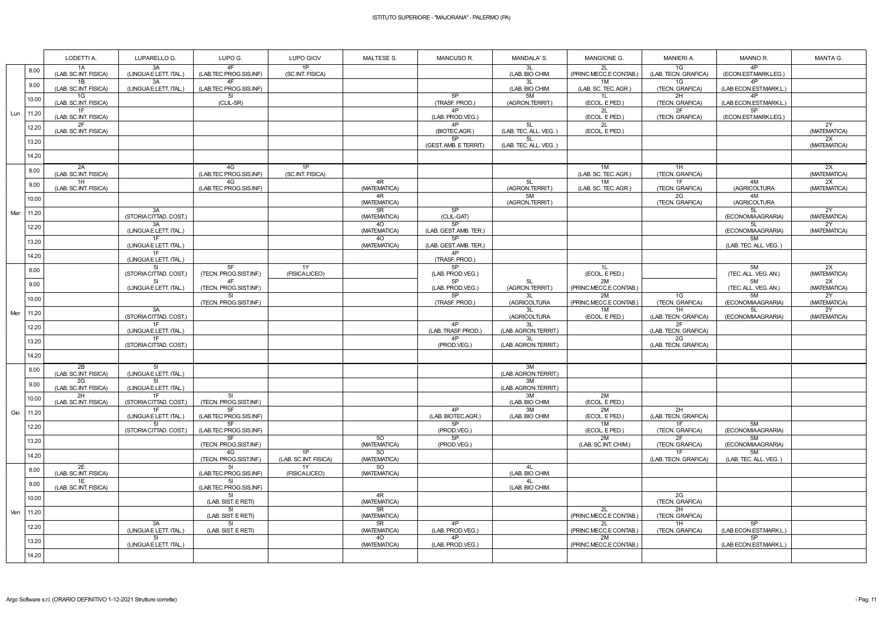# ISTITUTO SUPERIORE - "MAJORANA" - PALERMO (PA)

| | | LODETTI A. | LUPARELLO G. | LUPO G. | LUPO GIOV | MALTESE S. | MANCUSO R. | MANDALA' S. | MANGIONE G. | MANIERI A. | MANNO R. | MANTA G. |
|---|---|---|---|---|---|---|---|---|---|---|---|---|
| Lun | 8.00 | 1A (LAB. SC.INT. FISICA) | 3A (LINGUA E LETT. ITAL.) | 4F (LAB.TEC PROG.SIS.INF) | 1P (SC.INT. FISICA) | | | 3L (LAB. BIO CHIM. | 2L (PRINC.MECC.E CONTAB.) | 1G (LAB. TECN. GRAFICA) | 4P (ECON.EST.MARK.LEG.) | |
| | 9.00 | 1B (LAB. SC.INT. FISICA) | 3A (LINGUA E LETT. ITAL.) | 4F (LAB.TEC PROG.SIS.INF) | | | | 3L (LAB. BIO CHIM. | 1M (LAB. SC. TEC. AGR.) | 1G (TECN. GRAFICA) | 4P (LAB ECON.EST.MARK.L.) | |
| | 10.00 | 1G (LAB. SC.INT. FISICA) | | 5I (CLIL-SR) | | | 5P (TRASF. PROD.) | 5M (AGRON.TERRIT.) | 1L (ECOL. E PED.) | 2H (TECN. GRAFICA) | 4P (LAB ECON.EST.MARK.L.) | |
| | 11.20 | 1F (LAB. SC.INT. FISICA) | | | | | 4P (LAB. PROD.VEG.) | | 2L (ECOL. E PED.) | 2F (TECN. GRAFICA) | 5P (ECON.EST.MARK.LEG.) | |
| | 12.20 | 2F (LAB. SC.INT. FISICA) | | | | | 4P (BIOTEC.AGR.) | 5L (LAB. TEC. ALL. VEG. ) | 2L (ECOL. E PED.) | | | 2Y (MATEMATICA) |
| | 13.20 | | | | | | 5P (GEST. AMB. E TERRIT.) | 5L (LAB. TEC. ALL. VEG. ) | | | | 2X (MATEMATICA) |
| | 14.20 | | | | | | | | | | | |
| Mar | 8.00 | 2A (LAB. SC.INT. FISICA) | | 4G (LAB.TEC PROG.SIS.INF) | 1P (SC.INT. FISICA) | | | | 1M (LAB. SC. TEC. AGR.) | 1H (TECN. GRAFICA) | | 2X (MATEMATICA) |
| | 9.00 | 1H (LAB. SC.INT. FISICA) | | 4G (LAB.TEC PROG.SIS.INF) | | 4R (MATEMATICA) | | 5L (AGRON.TERRIT.) | 1M (LAB. SC. TEC. AGR.) | 1F (TECN. GRAFICA) | 4M (AGRICOLTURA | 2X (MATEMATICA) |
| | 10.00 | | | | | 4R (MATEMATICA) | | 5M (AGRON.TERRIT.) | | 2G (TECN. GRAFICA) | 4M (AGRICOLTURA | |
| | 11.20 | | 3A (STORIA CITTAD. COST.) | | | 5R (MATEMATICA) | 5P (CLIL-GAT) | | | | 5L (ECONOMIA AGRARIA) | 2Y (MATEMATICA) |
| | 12.20 | | 3A (LINGUA E LETT. ITAL.) | | | 4O (MATEMATICA) | 5P (LAB. GEST. AMB. TER.) | | | | 5L (ECONOMIA AGRARIA) | 2Y (MATEMATICA) |
| | 13.20 | | 1F (LINGUA E LETT. ITAL.) | | | 4O (MATEMATICA) | 5P (LAB. GEST. AMB. TER.) | | | | 5M (LAB. TEC. ALL. VEG. ) | |
| | 14.20 | | 1F (LINGUA E LETT. ITAL.) | | | | 4P (TRASF. PROD.) | | | | | |
| Mer | 8.00 | | 5I (STORIA CITTAD. COST.) | 5F (TECN. PROG.SIST.INF.) | 1Y (FISICA LICEO) | | 5P (LAB. PROD.VEG.) | | 1L (ECOL. E PED.) | | 5M (TEC. ALL. VEG. AN.) | 2X (MATEMATICA) |
| | 9.00 | | 5I (LINGUA E LETT. ITAL.) | 4F (TECN. PROG.SIST.INF.) | | | 5P (LAB. PROD.VEG.) | 5L (AGRON.TERRIT.) | 2M (PRINC.MECC.E CONTAB.) | | 5M (TEC. ALL. VEG. AN.) | 2X (MATEMATICA) |
| | 10.00 | | | 5I (TECN. PROG.SIST.INF.) | | | 5P (TRASF. PROD.) | 3L (AGRICOLTURA | 2M (PRINC.MECC.E CONTAB.) | 1G (TECN. GRAFICA) | 5M (ECONOMIA AGRARIA) | 2Y (MATEMATICA) |
| | 11.20 | | 3A (STORIA CITTAD. COST.) | | | | | 3L (AGRICOLTURA | 1M (ECOL. E PED.) | 1H (LAB. TECN. GRAFICA) | 5L (ECONOMIA AGRARIA) | 2Y (MATEMATICA) |
| | 12.20 | | 1F (LINGUA E LETT. ITAL.) | | | | 4P (LAB. TRASF. PROD.) | 3L (LAB. AGRON.TERRIT.) | | 2F (LAB. TECN. GRAFICA) | | |
| | 13.20 | | 1F (STORIA CITTAD. COST.) | | | | 4P (PROD.VEG.) | 3L (LAB. AGRON.TERRIT.) | | 2G (LAB. TECN. GRAFICA) | | |
| | 14.20 | | | | | | | | | | | |
| Gio | 8.00 | 2B (LAB. SC.INT. FISICA) | 5I (LINGUA E LETT. ITAL.) | | | | | 3M (LAB. AGRON.TERRIT.) | | | | |
| | 9.00 | 2G (LAB. SC.INT. FISICA) | 5I (LINGUA E LETT. ITAL.) | | | | | 3M (LAB. AGRON.TERRIT.) | | | | |
| | 10.00 | 2H (LAB. SC.INT. FISICA) | 1F (STORIA CITTAD. COST.) | 5I (TECN. PROG.SIST.INF.) | | | | 3M (LAB. BIO CHIM. | 2M (ECOL. E PED.) | | | |
| | 11.20 | | 1F (LINGUA E LETT. ITAL.) | 5F (LAB.TEC PROG.SIS.INF) | | | 4P (LAB. BIOTEC.AGR.) | 3M (LAB. BIO CHIM. | 2M (ECOL. E PED.) | 2H (LAB. TECN. GRAFICA) | | |
| | 12.20 | | 5I (STORIA CITTAD. COST.) | 5F (LAB.TEC PROG.SIS.INF) | | | 5P (PROD.VEG.) | | 1M (ECOL. E PED.) | 1F (TECN. GRAFICA) | 5M (ECONOMIA AGRARIA) | |
| | 13.20 | | | 5F (TECN. PROG.SIST.INF.) | | 5O (MATEMATICA) | 5P (PROD.VEG.) | | 2M (LAB. SC.INT. CHIM.) | 2F (TECN. GRAFICA) | 5M (ECONOMIA AGRARIA) | |
| | 14.20 | | | 4G (TECN. PROG.SIST.INF.) | 1P (LAB. SC.INT. FISICA) | 5O (MATEMATICA) | | | | 1F (LAB. TECN. GRAFICA) | 5M (LAB. TEC. ALL. VEG. ) | |
| Ven | 8.00 | 2E (LAB. SC.INT. FISICA) | | 5I (LAB.TEC PROG.SIS.INF) | 1Y (FISICA LICEO) | 5O (MATEMATICA) | | 4L (LAB. BIO CHIM. | | | | |
| | 9.00 | 1E (LAB. SC.INT. FISICA) | | 5I (LAB.TEC PROG.SIS.INF) | | | | 4L (LAB. BIO CHIM. | | | | |
| | 10.00 | | | 5I (LAB. SIST. E RETI) | | 4R (MATEMATICA) | | | | 2G (TECN. GRAFICA) | | |
| | 11.20 | | | 5I (LAB. SIST. E RETI) | | 5R (MATEMATICA) | | | 2L (PRINC.MECC.E CONTAB.) | 2H (TECN. GRAFICA) | | |
| | 12.20 | | 3A (LINGUA E LETT. ITAL.) | 5I (LAB. SIST. E RETI) | | 5R (MATEMATICA) | 4P (LAB. PROD.VEG.) | | 2L (PRINC.MECC.E CONTAB.) | 1H (TECN. GRAFICA) | 5P (LAB ECON.EST.MARK.L.) | |
| | 13.20 | | 5I (LINGUA E LETT. ITAL.) | | | 4O (MATEMATICA) | 4P (LAB. PROD.VEG.) | | 2M (PRINC.MECC.E CONTAB.) | | 5P (LAB ECON.EST.MARK.L.) | |
| | 14.20 | | | | | | | | | | | |

Argo Software s.r.l. (ORARIO DEFINITIVO 1-12-2021 Strutture corrette)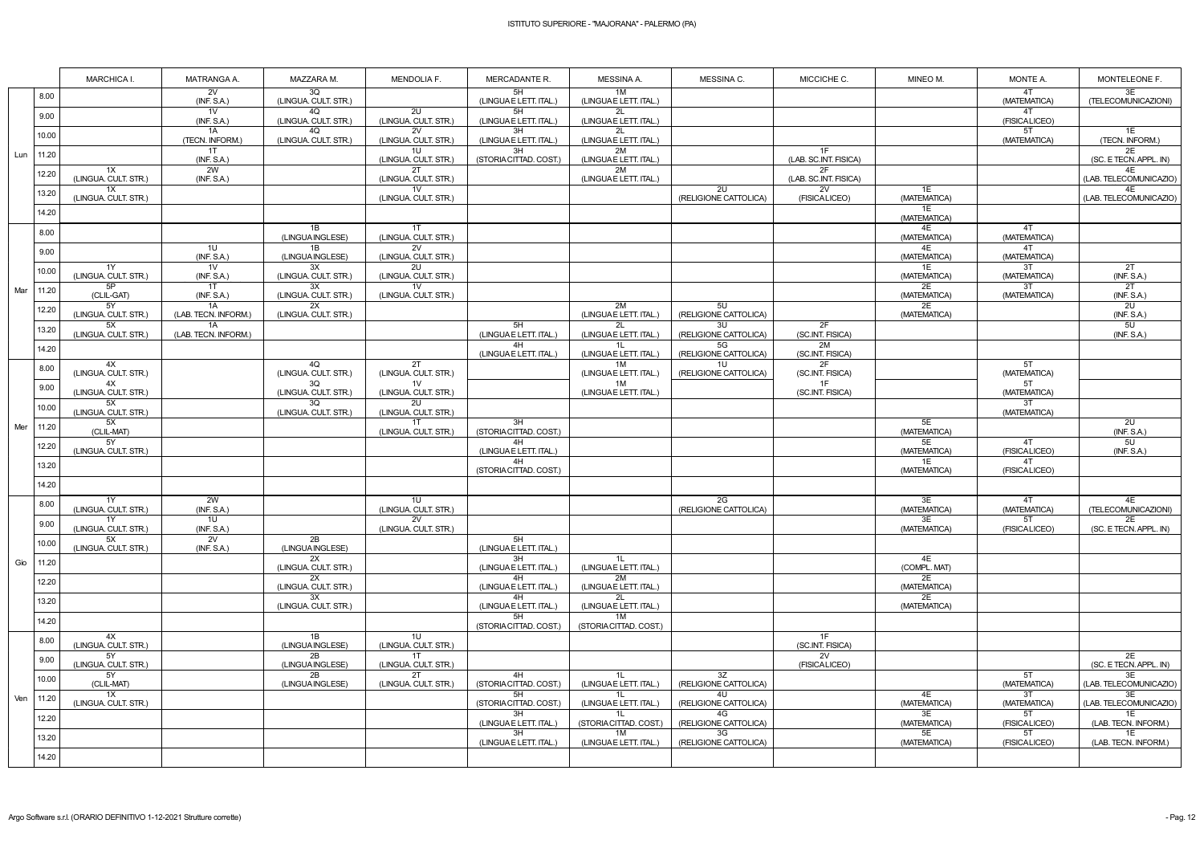# ISTITUTO SUPERIORE - "MAJORANA" - PALERMO (PA)

| | | MARCHICA I. | MATRANGA A. | MAZZARA M. | MENDOLIA F. | MERCADANTE R. | MESSINA A. | MESSINA C. | MICCICHE C. | MINEO M. | MONTE A. | MONTELEONE F. |
|---|---|---|---|---|---|---|---|---|---|---|---|---|
| Lun | 8.00 | | 2V (INF. S.A.) | 3Q (LINGUA. CULT. STR.) | | 5H (LINGUA E LETT. ITAL.) | 1M (LINGUA E LETT. ITAL.) | | | | 4T (MATEMATICA) | 3E (TELECOMUNICAZIONI) |
| | 9.00 | | 1V (INF. S.A.) | 4Q (LINGUA. CULT. STR.) | 2U (LINGUA. CULT. STR.) | 5H (LINGUA E LETT. ITAL.) | 2L (LINGUA E LETT. ITAL.) | | | | 4T (FISICA LICEO) | |
| | 10.00 | | 1A (TECN. INFORM.) | 4Q (LINGUA. CULT. STR.) | 2V (LINGUA. CULT. STR.) | 3H (LINGUA E LETT. ITAL.) | 2L (LINGUA E LETT. ITAL.) | | | | 5T (MATEMATICA) | 1E (TECN. INFORM.) |
| | 11.20 | | 1T (INF. S.A.) | | 1U (LINGUA. CULT. STR.) | 3H (STORIA CITTAD. COST.) | 2M (LINGUA E LETT. ITAL.) | | 1F (LAB. SC.INT. FISICA) | | | 2E (SC. E TECN. APPL. IN) |
| | 12.20 | 1X (LINGUA. CULT. STR.) | 2W (INF. S.A.) | | 2T (LINGUA. CULT. STR.) | | 2M (LINGUA E LETT. ITAL.) | | 2F (LAB. SC.INT. FISICA) | | | 4E (LAB. TELECOMUNICAZIO) |
| | 13.20 | 1X (LINGUA. CULT. STR.) | | | 1V (LINGUA. CULT. STR.) | | | 2U (RELIGIONE CATTOLICA) | 2V (FISICA LICEO) | 1E (MATEMATICA) | | 4E (LAB. TELECOMUNICAZIO) |
| | 14.20 | | | | | | | | | 1E (MATEMATICA) | | |
| Mar | 8.00 | | | 1B (LINGUA INGLESE) | 1T (LINGUA. CULT. STR.) | | | | | 4E (MATEMATICA) | 4T (MATEMATICA) | |
| | 9.00 | | 1U (INF. S.A.) | 1B (LINGUA INGLESE) | 2V (LINGUA. CULT. STR.) | | | | | 4E (MATEMATICA) | 4T (MATEMATICA) | |
| | 10.00 | 1Y (LINGUA. CULT. STR.) | 1V (INF. S.A.) | 3X (LINGUA. CULT. STR.) | 2U (LINGUA. CULT. STR.) | | | | | 1E (MATEMATICA) | 3T (MATEMATICA) | 2T (INF. S.A.) |
| | 11.20 | 5P (CLIL-GAT) | 1T (INF. S.A.) | 3X (LINGUA. CULT. STR.) | 1V (LINGUA. CULT. STR.) | | | | | 2E (MATEMATICA) | 3T (MATEMATICA) | 2T (INF. S.A.) |
| | 12.20 | 5Y (LINGUA. CULT. STR.) | 1A (LAB. TECN. INFORM.) | 2X (LINGUA. CULT. STR.) | | | 2M (LINGUA E LETT. ITAL.) | 5U (RELIGIONE CATTOLICA) | | 2E (MATEMATICA) | | 2U (INF. S.A.) |
| | 13.20 | 5X (LINGUA. CULT. STR.) | 1A (LAB. TECN. INFORM.) | | | 5H (LINGUA E LETT. ITAL.) | 2L (LINGUA E LETT. ITAL.) | 3U (RELIGIONE CATTOLICA) | 2F (SC.INT. FISICA) | | | 5U (INF. S.A.) |
| | 14.20 | | | | | 4H (LINGUA E LETT. ITAL.) | 1L (LINGUA E LETT. ITAL.) | 5G (RELIGIONE CATTOLICA) | 2M (SC.INT. FISICA) | | | |
| Mer | 8.00 | 4X (LINGUA. CULT. STR.) | | 4Q (LINGUA. CULT. STR.) | 2T (LINGUA. CULT. STR.) | | 1M (LINGUA E LETT. ITAL.) | 1U (RELIGIONE CATTOLICA) | 2F (SC.INT. FISICA) | | 5T (MATEMATICA) | |
| | 9.00 | 4X (LINGUA. CULT. STR.) | | 3Q (LINGUA. CULT. STR.) | 1V (LINGUA. CULT. STR.) | | 1M (LINGUA E LETT. ITAL.) | | 1F (SC.INT. FISICA) | | 5T (MATEMATICA) | |
| | 10.00 | 5X (LINGUA. CULT. STR.) | | 3Q (LINGUA. CULT. STR.) | 2U (LINGUA. CULT. STR.) | | | | | | 3T (MATEMATICA) | |
| | 11.20 | 5X (CLIL-MAT) | | | 1T (LINGUA. CULT. STR.) | 3H (STORIA CITTAD. COST.) | | | | 5E (MATEMATICA) | | 2U (INF. S.A.) |
| | 12.20 | 5Y (LINGUA. CULT. STR.) | | | | 4H (LINGUA E LETT. ITAL.) | | | | 5E (MATEMATICA) | 4T (FISICA LICEO) | 5U (INF. S.A.) |
| | 13.20 | | | | | 4H (STORIA CITTAD. COST.) | | | | 1E (MATEMATICA) | 4T (FISICA LICEO) | |
| | 14.20 | | | | | | | | | | | |
| Gio | 8.00 | 1Y (LINGUA. CULT. STR.) | 2W (INF. S.A.) | | 1U (LINGUA. CULT. STR.) | | | 2G (RELIGIONE CATTOLICA) | | 3E (MATEMATICA) | 4T (MATEMATICA) | 4E (TELECOMUNICAZIONI) |
| | 9.00 | 1Y (LINGUA. CULT. STR.) | 1U (INF. S.A.) | | 2V (LINGUA. CULT. STR.) | | | | | 3E (MATEMATICA) | 5T (FISICA LICEO) | 2E (SC. E TECN. APPL. IN) |
| | 10.00 | 5X (LINGUA. CULT. STR.) | 2V (INF. S.A.) | 2B (LINGUA INGLESE) | | 5H (LINGUA E LETT. ITAL.) | | | | | | |
| | 11.20 | | | 2X (LINGUA. CULT. STR.) | | 3H (LINGUA E LETT. ITAL.) | 1L (LINGUA E LETT. ITAL.) | | | 4E (COMPL. MAT) | | |
| | 12.20 | | | 2X (LINGUA. CULT. STR.) | | 4H (LINGUA E LETT. ITAL.) | 2M (LINGUA E LETT. ITAL.) | | | 2E (MATEMATICA) | | |
| | 13.20 | | | 3X (LINGUA. CULT. STR.) | | 4H (LINGUA E LETT. ITAL.) | 2L (LINGUA E LETT. ITAL.) | | | 2E (MATEMATICA) | | |
| | 14.20 | | | | | 5H (STORIA CITTAD. COST.) | 1M (STORIA CITTAD. COST.) | | | | | |
| Ven | 8.00 | 4X (LINGUA. CULT. STR.) | | 1B (LINGUA INGLESE) | 1U (LINGUA. CULT. STR.) | | | | 1F (SC.INT. FISICA) | | | |
| | 9.00 | 5Y (LINGUA. CULT. STR.) | | 2B (LINGUA INGLESE) | 1T (LINGUA. CULT. STR.) | | | | 2V (FISICA LICEO) | | | 2E (SC. E TECN. APPL. IN) |
| | 10.00 | 5Y (CLIL-MAT) | | 2B (LINGUA INGLESE) | 2T (LINGUA. CULT. STR.) | 4H (STORIA CITTAD. COST.) | 1L (LINGUA E LETT. ITAL.) | 3Z (RELIGIONE CATTOLICA) | | | 5T (MATEMATICA) | 3E (LAB. TELECOMUNICAZIO) |
| | 11.20 | 1X (LINGUA. CULT. STR.) | | | | 5H (STORIA CITTAD. COST.) | 1L (LINGUA E LETT. ITAL.) | 4U (RELIGIONE CATTOLICA) | | 4E (MATEMATICA) | 3T (MATEMATICA) | 3E (LAB. TELECOMUNICAZIO) |
| | 12.20 | | | | | 3H (LINGUA E LETT. ITAL.) | 1L (STORIA CITTAD. COST.) | 4G (RELIGIONE CATTOLICA) | | 3E (MATEMATICA) | 5T (FISICA LICEO) | 1E (LAB. TECN. INFORM.) |
| | 13.20 | | | | | 3H (LINGUA E LETT. ITAL.) | 1M (LINGUA E LETT. ITAL.) | 3G (RELIGIONE CATTOLICA) | | 5E (MATEMATICA) | 5T (FISICA LICEO) | 1E (LAB. TECN. INFORM.) |
| | 14.20 | | | | | | | | | | | |

Argo Software s.r.l. (ORARIO DEFINITIVO 1-12-2021 Strutture corrette)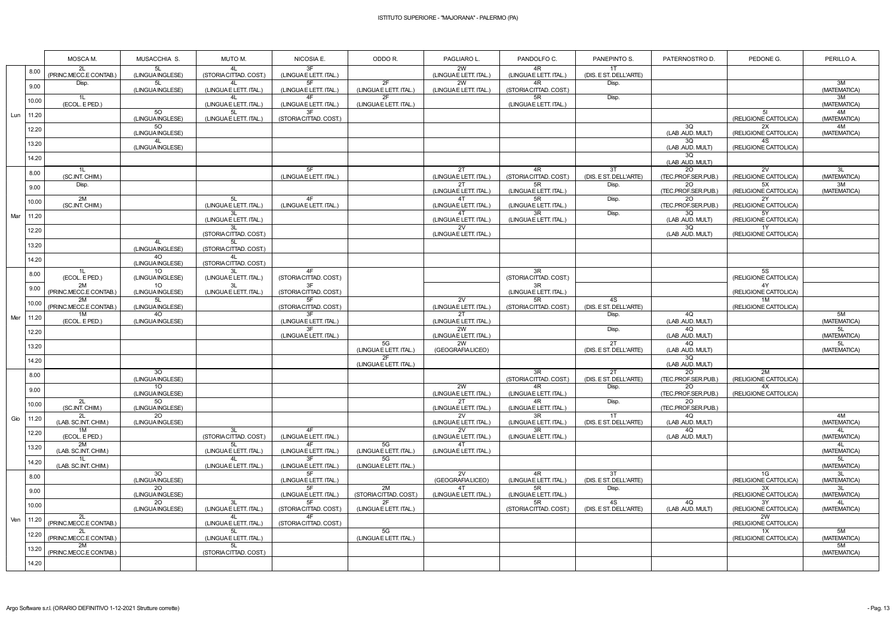ISTITUTO SUPERIORE - "MAJORANA" - PALERMO (PA)

| | | MOSCA M. | MUSACCHIA S. | MUTO M. | NICOSIA E. | ODDO R. | PAGLIARO L. | PANDOLFO C. | PANEPINTO S. | PATERNOSTRO D. | PEDONE G. | PERILLO A. |
|---|---|---|---|---|---|---|---|---|---|---|---|---|
| Lun | 8.00 | 2L (PRINC.MECC.E CONTAB.) | 5L (LINGUA INGLESE) | 4L (STORIA CITTAD. COST.) | 3F (LINGUA E LETT. ITAL.) | | 2W (LINGUA E LETT. ITAL.) | 4R (LINGUA E LETT. ITAL.) | 1T (DIS. E ST. DELL'ARTE) | | | |
| | 9.00 | Disp. | 5L (LINGUA INGLESE) | 4L (LINGUA E LETT. ITAL.) | 5F (LINGUA E LETT. ITAL.) | 2F (LINGUA E LETT. ITAL.) | 2W (LINGUA E LETT. ITAL.) | 4R (STORIA CITTAD. COST.) | Disp. | | | 3M (MATEMATICA) |
| | 10.00 | 1L (ECOL. E PED.) | 5L (LINGUA INGLESE) | 4L (LINGUA E LETT. ITAL.) | 4F (LINGUA E LETT. ITAL.) | 2F (LINGUA E LETT. ITAL.) | | 5R (LINGUA E LETT. ITAL.) | Disp. | | | 3M (MATEMATICA) |
| | 11.20 | | 5O (LINGUA INGLESE) | 5L (LINGUA E LETT. ITAL.) | 3F (STORIA CITTAD. COST.) | | | | | | 5I (RELIGIONE CATTOLICA) | 4M (MATEMATICA) |
| | 12.20 | | 5O (LINGUA INGLESE) | | | | | | | 3Q (LAB .AUD. MULT) | 2X (RELIGIONE CATTOLICA) | 4M (MATEMATICA) |
| | 13.20 | | 4L (LINGUA INGLESE) | | | | | | | 3Q (LAB .AUD. MULT) | 4S (RELIGIONE CATTOLICA) | |
| | 14.20 | | | | | | | | | 3Q (LAB .AUD. MULT) | | |
| Mar | 8.00 | 1L (SC.INT. CHIM.) | | | 5F (LINGUA E LETT. ITAL.) | | 2T (LINGUA E LETT. ITAL.) | 4R (STORIA CITTAD. COST.) | 3T (DIS. E ST. DELL'ARTE) | 2O (TEC.PROF.SER.PUB.) | 2V (RELIGIONE CATTOLICA) | 3L (MATEMATICA) |
| | 9.00 | Disp. | | | | | 2T (LINGUA E LETT. ITAL.) | 5R (LINGUA E LETT. ITAL.) | Disp. | 2O (TEC.PROF.SER.PUB.) | 5X (RELIGIONE CATTOLICA) | 3M (MATEMATICA) |
| | 10.00 | 2M (SC.INT. CHIM.) | | 5L (LINGUA E LETT. ITAL.) | 4F (LINGUA E LETT. ITAL.) | | 4T (LINGUA E LETT. ITAL.) | 5R (LINGUA E LETT. ITAL.) | Disp. | 2O (TEC.PROF.SER.PUB.) | 2Y (RELIGIONE CATTOLICA) | |
| | 11.20 | | | 3L (LINGUA E LETT. ITAL.) | | | 4T (LINGUA E LETT. ITAL.) | 3R (LINGUA E LETT. ITAL.) | Disp. | 3Q (LAB .AUD. MULT) | 5Y (RELIGIONE CATTOLICA) | |
| | 12.20 | | | 3L (STORIA CITTAD. COST.) | | | 2V (LINGUA E LETT. ITAL.) | | | 3Q (LAB .AUD. MULT) | 1Y (RELIGIONE CATTOLICA) | |
| | 13.20 | | 4L (LINGUA INGLESE) | 5L (STORIA CITTAD. COST.) | | | | | | | | |
| | 14.20 | | 4O (LINGUA INGLESE) | 4L (STORIA CITTAD. COST.) | | | | | | | | |
| Mer | 8.00 | 1L (ECOL. E PED.) | 1O (LINGUA INGLESE) | 3L (LINGUA E LETT. ITAL.) | 4F (STORIA CITTAD. COST.) | | | 3R (STORIA CITTAD. COST.) | | | 5S (RELIGIONE CATTOLICA) | |
| | 9.00 | 2M (PRINC.MECC.E CONTAB.) | 1O (LINGUA INGLESE) | 3L (LINGUA E LETT. ITAL.) | 3F (STORIA CITTAD. COST.) | | | 3R (LINGUA E LETT. ITAL.) | | | 4Y (RELIGIONE CATTOLICA) | |
| | 10.00 | 2M (PRINC.MECC.E CONTAB.) | 5L (LINGUA INGLESE) | | 5F (STORIA CITTAD. COST.) | | 2V (LINGUA E LETT. ITAL.) | 5R (STORIA CITTAD. COST.) | 4S (DIS. E ST. DELL'ARTE) | | 1M (RELIGIONE CATTOLICA) | |
| | 11.20 | 1M (ECOL. E PED.) | 4O (LINGUA INGLESE) | | 3F (LINGUA E LETT. ITAL.) | | 2T (LINGUA E LETT. ITAL.) | | Disp. | 4Q (LAB .AUD. MULT) | | 5M (MATEMATICA) |
| | 12.20 | | | | 3F (LINGUA E LETT. ITAL.) | | 2W (LINGUA E LETT. ITAL.) | | Disp. | 4Q (LAB .AUD. MULT) | | 5L (MATEMATICA) |
| | 13.20 | | | | | 5G (LINGUA E LETT. ITAL.) | 2W (GEOGRAFIA LICEO) | | 2T (DIS. E ST. DELL'ARTE) | 4Q (LAB .AUD. MULT) | | 5L (MATEMATICA) |
| | 14.20 | | | | | 2F (LINGUA E LETT. ITAL.) | | | | 3Q (LAB .AUD. MULT) | | |
| Gio | 8.00 | | 3O (LINGUA INGLESE) | | | | | 3R (STORIA CITTAD. COST.) | 2T (DIS. E ST. DELL'ARTE) | 2O (TEC.PROF.SER.PUB.) | 2M (RELIGIONE CATTOLICA) | |
| | 9.00 | | 1O (LINGUA INGLESE) | | | | 2W (LINGUA E LETT. ITAL.) | 4R (LINGUA E LETT. ITAL.) | Disp. | 2O (TEC.PROF.SER.PUB.) | 4X (RELIGIONE CATTOLICA) | |
| | 10.00 | 2L (SC.INT. CHIM.) | 5O (LINGUA INGLESE) | | | | 2T (LINGUA E LETT. ITAL.) | 4R (LINGUA E LETT. ITAL.) | Disp. | 2O (TEC.PROF.SER.PUB.) | | |
| | 11.20 | 2L (LAB. SC.INT. CHIM.) | 2O (LINGUA INGLESE) | | | | 2V (LINGUA E LETT. ITAL.) | 3R (LINGUA E LETT. ITAL.) | 1T (DIS. E ST. DELL'ARTE) | 4Q (LAB .AUD. MULT) | | 4M (MATEMATICA) |
| | 12.20 | 1M (ECOL. E PED.) | | 3L (STORIA CITTAD. COST.) | 4F (LINGUA E LETT. ITAL.) | | 2V (LINGUA E LETT. ITAL.) | 3R (LINGUA E LETT. ITAL.) | | 4Q (LAB .AUD. MULT) | | 4L (MATEMATICA) |
| | 13.20 | 2M (LAB. SC.INT. CHIM.) | | 5L (LINGUA E LETT. ITAL.) | 4F (LINGUA E LETT. ITAL.) | 5G (LINGUA E LETT. ITAL.) | 4T (LINGUA E LETT. ITAL.) | | | | | 4L (MATEMATICA) |
| | 14.20 | 1L (LAB. SC.INT. CHIM.) | | 4L (LINGUA E LETT. ITAL.) | 3F (LINGUA E LETT. ITAL.) | 5G (LINGUA E LETT. ITAL.) | | | | | | 5L (MATEMATICA) |
| Ven | 8.00 | | 3O (LINGUA INGLESE) | | 5F (LINGUA E LETT. ITAL.) | | 2V (GEOGRAFIA LICEO) | 4R (LINGUA E LETT. ITAL.) | 3T (DIS. E ST. DELL'ARTE) | | 1G (RELIGIONE CATTOLICA) | 3L (MATEMATICA) |
| | 9.00 | | 2O (LINGUA INGLESE) | | 5F (LINGUA E LETT. ITAL.) | 2M (STORIA CITTAD. COST.) | 4T (LINGUA E LETT. ITAL.) | 5R (LINGUA E LETT. ITAL.) | Disp. | | 3X (RELIGIONE CATTOLICA) | 3L (MATEMATICA) |
| | 10.00 | | 2O (LINGUA INGLESE) | 3L (LINGUA E LETT. ITAL.) | 5F (STORIA CITTAD. COST.) | 2F (LINGUA E LETT. ITAL.) | | 5R (STORIA CITTAD. COST.) | 4S (DIS. E ST. DELL'ARTE) | 4Q (LAB .AUD. MULT) | 3Y (RELIGIONE CATTOLICA) | 4L (MATEMATICA) |
| | 11.20 | 2L (PRINC.MECC.E CONTAB.) | | 4L (LINGUA E LETT. ITAL.) | 4F (STORIA CITTAD. COST.) | | | | | | 2W (RELIGIONE CATTOLICA) | |
| | 12.20 | 2L (PRINC.MECC.E CONTAB.) | | 5L (LINGUA E LETT. ITAL.) | | 5G (LINGUA E LETT. ITAL.) | | | | | 1X (RELIGIONE CATTOLICA) | 5M (MATEMATICA) |
| | 13.20 | 2M (PRINC.MECC.E CONTAB.) | | 5L (STORIA CITTAD. COST.) | | | | | | | | 5M (MATEMATICA) |
| | 14.20 | | | | | | | | | | | |

Argo Software s.r.l. (ORARIO DEFINITIVO 1-12-2021 Strutture corrette)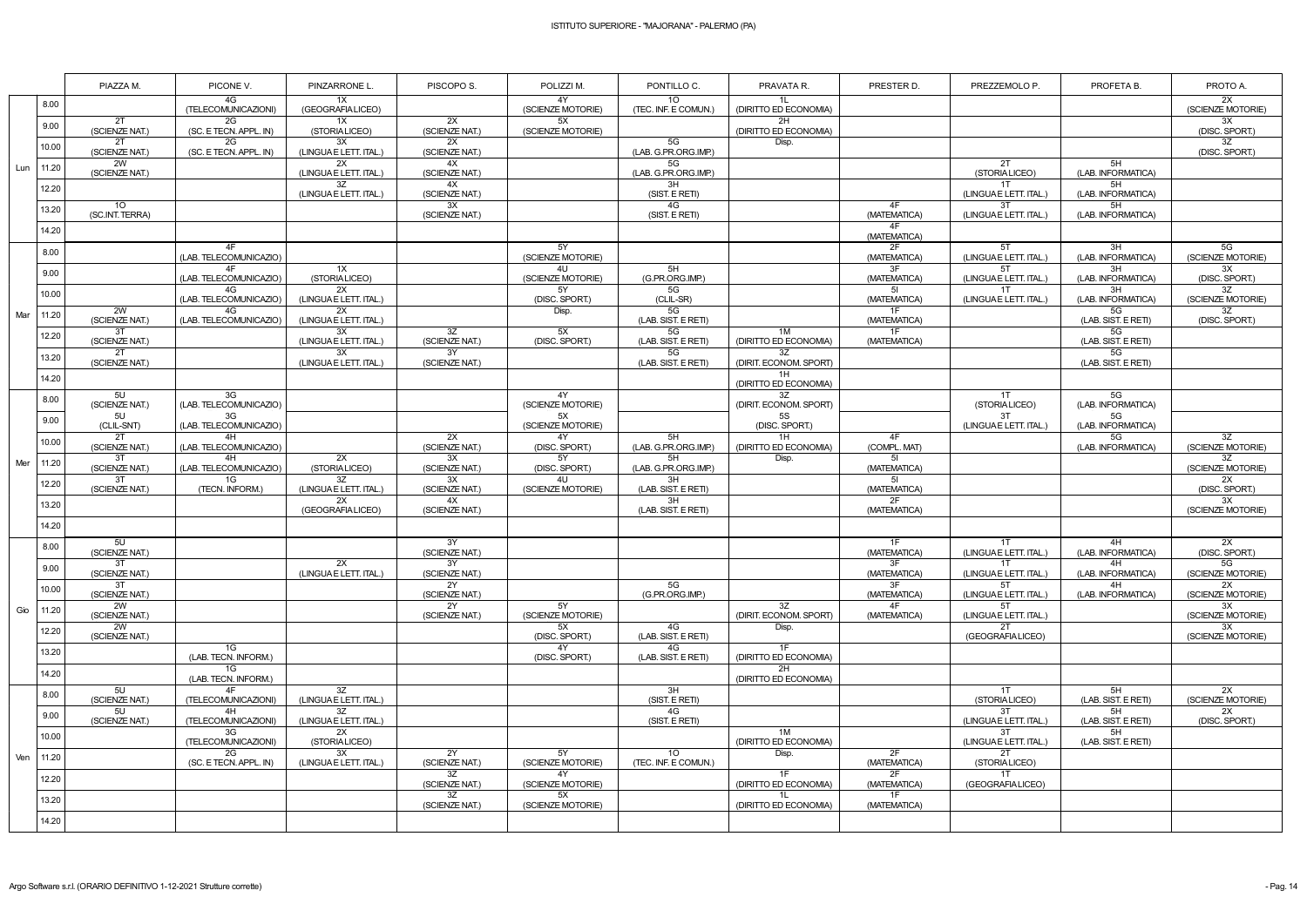# ISTITUTO SUPERIORE - "MAJORANA" - PALERMO (PA)

| | | PIAZZA M. | PICONE V. | PINZARRONE L. | PISCOPO S. | POLIZZI M. | PONTILLO C. | PRAVATA R. | PRESTER D. | PREZZEMOLO P. | PROFETA B. | PROTO A. |
|---|---|---|---|---|---|---|---|---|---|---|---|---|
| Lun | 8.00 | | 4G (TELECOMUNICAZIONI) | 1X (GEOGRAFIA LICEO) | | 4Y (SCIENZE MOTORIE) | 1O (TEC. INF. E COMUN.) | 1L (DIRITTO ED ECONOMIA) | | | | 2X (SCIENZE MOTORIE) |
| | 9.00 | 2T (SCIENZE NAT.) | 2G (SC. E TECN. APPL. IN) | 1X (STORIA LICEO) | 2X (SCIENZE NAT.) | 5X (SCIENZE MOTORIE) | | 2H (DIRITTO ED ECONOMIA) | | | | 3X (DISC. SPORT.) |
| | 10.00 | 2T (SCIENZE NAT.) | 2G (SC. E TECN. APPL. IN) | 3X (LINGUA E LETT. ITAL.) | 2X (SCIENZE NAT.) | | 5G (LAB. G.PR.ORG.IMP.) | Disp. | | | | 3Z (DISC. SPORT.) |
| | 11.20 | 2W (SCIENZE NAT.) | | 2X (LINGUA E LETT. ITAL.) | 4X (SCIENZE NAT.) | | 5G (LAB. G.PR.ORG.IMP.) | | | 2T (STORIA LICEO) | 5H (LAB. INFORMATICA) | |
| | 12.20 | | | 3Z (LINGUA E LETT. ITAL.) | 4X (SCIENZE NAT.) | | 3H (SIST. E RETI) | | | 1T (LINGUA E LETT. ITAL.) | 5H (LAB. INFORMATICA) | |
| | 13.20 | 1O (SC.INT. TERRA) | | | 3X (SCIENZE NAT.) | | 4G (SIST. E RETI) | | 4F (MATEMATICA) | 3T (LINGUA E LETT. ITAL.) | 5H (LAB. INFORMATICA) | |
| | 14.20 | | | | | | | | 4F (MATEMATICA) | | | |
| Mar | 8.00 | | 4F (LAB. TELECOMUNICAZIO) | | | 5Y (SCIENZE MOTORIE) | | | 2F (MATEMATICA) | 5T (LINGUA E LETT. ITAL.) | 3H (LAB. INFORMATICA) | 5G (SCIENZE MOTORIE) |
| | 9.00 | | 4F (LAB. TELECOMUNICAZIO) | 1X (STORIA LICEO) | | 4U (SCIENZE MOTORIE) | 5H (G.PR.ORG.IMP.) | | 3F (MATEMATICA) | 5T (LINGUA E LETT. ITAL.) | 3H (LAB. INFORMATICA) | 3X (DISC. SPORT.) |
| | 10.00 | | 4G (LAB. TELECOMUNICAZIO) | 2X (LINGUA E LETT. ITAL.) | | 5Y (DISC. SPORT.) | 5G (CLIL-SR) | | 5I (MATEMATICA) | 1T (LINGUA E LETT. ITAL.) | 3H (LAB. INFORMATICA) | 3Z (SCIENZE MOTORIE) |
| | 11.20 | 2W (SCIENZE NAT.) | 4G (LAB. TELECOMUNICAZIO) | 2X (LINGUA E LETT. ITAL.) | | Disp. | 5G (LAB. SIST. E RETI) | | 1F (MATEMATICA) | | 5G (LAB. SIST. E RETI) | 3Z (DISC. SPORT.) |
| | 12.20 | 3T (SCIENZE NAT.) | | 3X (LINGUA E LETT. ITAL.) | 3Z (SCIENZE NAT.) | 5X (DISC. SPORT.) | 5G (LAB. SIST. E RETI) | 1M (DIRITTO ED ECONOMIA) | 1F (MATEMATICA) | | 5G (LAB. SIST. E RETI) | |
| | 13.20 | 3T (SCIENZE NAT.) | | 3X (LINGUA E LETT. ITAL.) | 3Y (SCIENZE NAT.) | | 5G (LAB. SIST. E RETI) | 3Z (DIRIT. ECONOM. SPORT) | | | 5G (LAB. SIST. E RETI) | |
| | 14.20 | | | | | | | 1H (DIRITTO ED ECONOMIA) | | | | |
| Mer | 8.00 | 5U (SCIENZE NAT.) | 3G (LAB. TELECOMUNICAZIO) | | | 4Y (SCIENZE MOTORIE) | | 3Z (DIRIT. ECONOM. SPORT) | | 1T (STORIA LICEO) | 5G (LAB. INFORMATICA) | |
| | 9.00 | 5U (CLIL-SNT) | 3G (LAB. TELECOMUNICAZIO) | | | 5X (SCIENZE MOTORIE) | | 5S (DISC. SPORT.) | | 3T (LINGUA E LETT. ITAL.) | 5G (LAB. INFORMATICA) | |
| | 10.00 | 2T (SCIENZE NAT.) | 4H (LAB. TELECOMUNICAZIO) | | 2X (SCIENZE NAT.) | 4Y (DISC. SPORT.) | 5H (LAB. G.PR.ORG.IMP.) | 1H (DIRITTO ED ECONOMIA) | 4F (COMPL. MAT) | | 5G (LAB. INFORMATICA) | 3Z (SCIENZE MOTORIE) |
| | 11.20 | 3T (SCIENZE NAT.) | 4H (LAB. TELECOMUNICAZIO) | 2X (STORIA LICEO) | 3X (SCIENZE NAT.) | 5Y (DISC. SPORT.) | 5H (LAB. G.PR.ORG.IMP.) | Disp. | 5I (MATEMATICA) | | | 3Z (SCIENZE MOTORIE) |
| | 12.20 | 3T (SCIENZE NAT.) | 1G (TECN. INFORM.) | 3Z (LINGUA E LETT. ITAL.) | 3X (SCIENZE NAT.) | 4U (SCIENZE MOTORIE) | 3H (LAB. SIST. E RETI) | | 5I (MATEMATICA) | | | 2X (DISC. SPORT.) |
| | 13.20 | | | 2X (GEOGRAFIA LICEO) | 4X (SCIENZE NAT.) | | 3H (LAB. SIST. E RETI) | | 2F (MATEMATICA) | | | 3X (SCIENZE MOTORIE) |
| | 14.20 | | | | | | | | | | | |
| Gio | 8.00 | 5U (SCIENZE NAT.) | | | 3Y (SCIENZE NAT.) | | | | 1F (MATEMATICA) | 1T (LINGUA E LETT. ITAL.) | 4H (LAB. INFORMATICA) | 2X (DISC. SPORT.) |
| | 9.00 | 3T (SCIENZE NAT.) | | 2X (LINGUA E LETT. ITAL.) | 3Y (SCIENZE NAT.) | | | | 3F (MATEMATICA) | 1T (LINGUA E LETT. ITAL.) | 4H (LAB. INFORMATICA) | 5G (SCIENZE MOTORIE) |
| | 10.00 | 2T (SCIENZE NAT.) | | | 2Y (SCIENZE NAT.) | | 5G (G.PR.ORG.IMP.) | | 3F (MATEMATICA) | 5T (LINGUA E LETT. ITAL.) | 4H (LAB. INFORMATICA) | 2X (SCIENZE MOTORIE) |
| | 11.20 | 2W (SCIENZE NAT.) | | | 2Y (SCIENZE NAT.) | 5Y (SCIENZE MOTORIE) | | 3Z (DIRIT. ECONOM. SPORT) | 4F (MATEMATICA) | 5T (LINGUA E LETT. ITAL.) | | 3X (SCIENZE MOTORIE) |
| | 12.20 | 2W (SCIENZE NAT.) | | | | 5X (DISC. SPORT.) | 4G (LAB. SIST. E RETI) | Disp. | | 2T (GEOGRAFIA LICEO) | | 3X (SCIENZE MOTORIE) |
| | 13.20 | | 1G (LAB. TECN. INFORM.) | | | 4Y (DISC. SPORT.) | 4G (LAB. SIST. E RETI) | 1F (DIRITTO ED ECONOMIA) | | | | |
| | 14.20 | | 1G (LAB. TECN. INFORM.) | | | | | 2H (DIRITTO ED ECONOMIA) | | | | |
| Ven | 8.00 | 5U (SCIENZE NAT.) | 4F (TELECOMUNICAZIONI) | 3Z (LINGUA E LETT. ITAL.) | | | 3H (SIST. E RETI) | | | 1T (STORIA LICEO) | 5H (LAB. SIST. E RETI) | 2X (SCIENZE MOTORIE) |
| | 9.00 | 5U (SCIENZE NAT.) | 4H (TELECOMUNICAZIONI) | 3Z (LINGUA E LETT. ITAL.) | | | 4G (SIST. E RETI) | | | 3T (LINGUA E LETT. ITAL.) | 5H (LAB. SIST. E RETI) | 2X (DISC. SPORT.) |
| | 10.00 | | 3G (TELECOMUNICAZIONI) | 2X (STORIA LICEO) | | | | 1M (DIRITTO ED ECONOMIA) | | 3T (LINGUA E LETT. ITAL.) | 5H (LAB. SIST. E RETI) | |
| | 11.20 | | 2G (SC. E TECN. APPL. IN) | 3X (LINGUA E LETT. ITAL.) | 2Y (SCIENZE NAT.) | 5Y (SCIENZE MOTORIE) | 1O (TEC. INF. E COMUN.) | Disp. | 2F (MATEMATICA) | 2T (STORIA LICEO) | | |
| | 12.20 | | | | 3Z (SCIENZE NAT.) | 4Y (SCIENZE MOTORIE) | | 1F (DIRITTO ED ECONOMIA) | 2F (MATEMATICA) | 1T (GEOGRAFIA LICEO) | | |
| | 13.20 | | | | 3Z (SCIENZE NAT.) | 5X (SCIENZE MOTORIE) | | 1L (DIRITTO ED ECONOMIA) | 1F (MATEMATICA) | | | |
| | 14.20 | | | | | | | | | | | |

Argo Software s.r.l. (ORARIO DEFINITIVO 1-12-2021 Strutture corrette)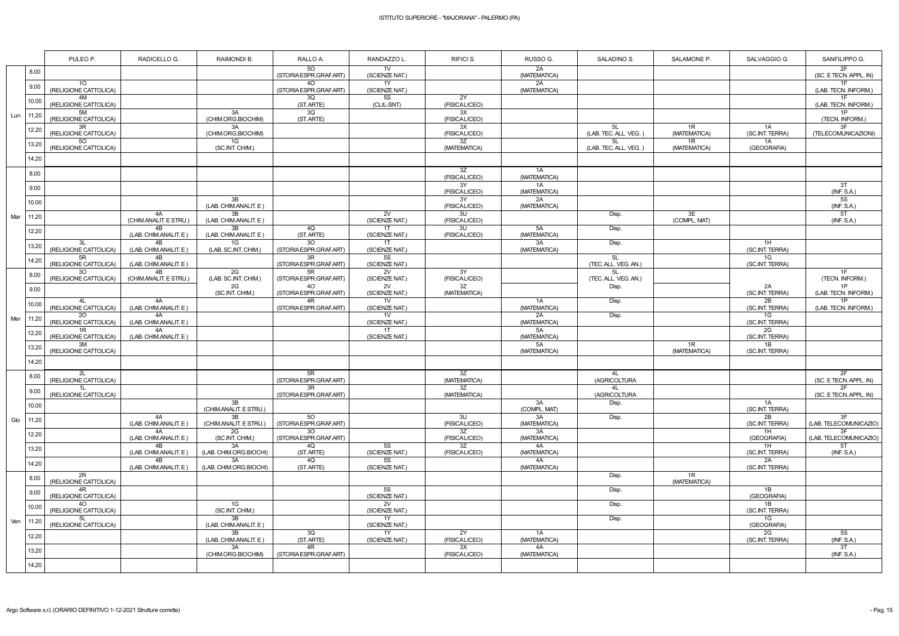ISTITUTO SUPERIORE - "MAJORANA" - PALERMO (PA)

| | | PULEO P. | RADICELLO G. | RAIMONDI B. | RALLO A. | RANDAZZO L. | RIFICI S. | RUSSO G. | SALADINO S. | SALAMONE P. | SALVAGGIO G. | SANFILIPPO G. |
|---|---|---|---|---|---|---|---|---|---|---|---|---|
| Lun | 8.00 | | | | 5O (STORIA ESPR.GRAF.ART) | 1V (SCIENZE NAT.) | | 2A (MATEMATICA) | | | | 2F (SC. E TECN. APPL. IN) |
| | 9.00 | 1O (RELIGIONE CATTOLICA) | | | 4O (STORIA ESPR.GRAF.ART) | 1Y (SCIENZE NAT.) | | 2A (MATEMATICA) | | | | 1F (LAB. TECN. INFORM.) |
| | 10.00 | 4M (RELIGIONE CATTOLICA) | | | 3Q (ST. ARTE) | 5S (CLIL-SNT) | 2Y (FISICA LICEO) | | | | | 1F (LAB. TECN. INFORM.) |
| | 11.20 | 5M (RELIGIONE CATTOLICA) | | 3A (CHIM.ORG.BIOCHIM) | 3Q (ST. ARTE) | | 3X (FISICA LICEO) | | | | | 1P (TECN. INFORM.) |
| | 12.20 | 3R (RELIGIONE CATTOLICA) | | 3A (CHIM.ORG.BIOCHIM) | | | 3X (FISICA LICEO) | | 5L (LAB. TEC. ALL. VEG. ) | 1R (MATEMATICA) | 1A (SC.INT. TERRA) | 3F (TELECOMUNICAZIONI) |
| | 13.20 | 5O (RELIGIONE CATTOLICA) | | 1G (SC.INT. CHIM.) | | | 3Z (MATEMATICA) | | 5L (LAB. TEC. ALL. VEG. ) | 1R (MATEMATICA) | 1A (GEOGRAFIA) | |
| | 14.20 | | | | | | | | | | | |
| Mar | 8.00 | | | | | | 3Z (FISICA LICEO) | 1A (MATEMATICA) | | | | |
| | 9.00 | | | | | | 3Y (FISICA LICEO) | 1A (MATEMATICA) | | | | 3T (INF. S.A.) |
| | 10.00 | | | 3B (LAB. CHIM.ANALIT. E ) | | | 3Y (FISICA LICEO) | 2A (MATEMATICA) | | | | 5S (INF. S.A.) |
| | 11.20 | | 4A (CHIM.ANALIT. E STRU.) | 3B (LAB. CHIM.ANALIT. E ) | | 2V (SCIENZE NAT.) | 3U (FISICA LICEO) | | Disp. | 3E (COMPL. MAT) | | 5T (INF. S.A.) |
| | 12.20 | | 4B (LAB. CHIM.ANALIT. E ) | 3B (LAB. CHIM.ANALIT. E ) | 4Q (ST. ARTE) | 1T (SCIENZE NAT.) | 3U (FISICA LICEO) | 5A (MATEMATICA) | Disp. | | | |
| | 13.20 | 3L (RELIGIONE CATTOLICA) | 4B (LAB. CHIM.ANALIT. E ) | 1G (LAB. SC.INT. CHIM.) | 3O (STORIA ESPR.GRAF.ART) | 1T (SCIENZE NAT.) | | 3A (MATEMATICA) | Disp. | | 1H (SC.INT. TERRA) | |
| | 14.20 | 5R (RELIGIONE CATTOLICA) | 4B (LAB. CHIM.ANALIT. E ) | | 3R (STORIA ESPR.GRAF.ART) | 5S (SCIENZE NAT.) | | | 5L (TEC. ALL. VEG. AN.) | | 1G (SC.INT. TERRA) | |
| Mer | 8.00 | 3O (RELIGIONE CATTOLICA) | 4B (CHIM.ANALIT. E STRU.) | 2G (LAB. SC.INT. CHIM.) | 5R (STORIA ESPR.GRAF.ART) | 2V (SCIENZE NAT.) | 3Y (FISICA LICEO) | | 5L (TEC. ALL. VEG. AN.) | | | 1F (TECN. INFORM.) |
| | 9.00 | | | 2G (SC.INT. CHIM.) | 4O (STORIA ESPR.GRAF.ART) | 2V (SCIENZE NAT.) | 3Z (MATEMATICA) | | Disp. | | 2A (SC.INT. TERRA) | 1P (LAB. TECN. INFORM.) |
| | 10.00 | 4L (RELIGIONE CATTOLICA) | 4A (LAB. CHIM.ANALIT. E ) | | 4R (STORIA ESPR.GRAF.ART) | 1V (SCIENZE NAT.) | | 1A (MATEMATICA) | Disp. | | 2B (SC.INT. TERRA) | 1P (LAB. TECN. INFORM.) |
| | 11.20 | 2O (RELIGIONE CATTOLICA) | 4A (LAB. CHIM.ANALIT. E ) | | | 1V (SCIENZE NAT.) | | 2A (MATEMATICA) | Disp. | | 1G (SC.INT. TERRA) | |
| | 12.20 | 1R (RELIGIONE CATTOLICA) | 4A (LAB. CHIM.ANALIT. E ) | | | 1T (SCIENZE NAT.) | | 5A (MATEMATICA) | | | 2G (SC.INT. TERRA) | |
| | 13.20 | 3M (RELIGIONE CATTOLICA) | | | | | | 5A (MATEMATICA) | | 1R (MATEMATICA) | 1B (SC.INT. TERRA) | |
| | 14.20 | | | | | | | | | | | |
| Gio | 8.00 | 2L (RELIGIONE CATTOLICA) | | | 5R (STORIA ESPR.GRAF.ART) | | 3Z (MATEMATICA) | | 4L (AGRICOLTURA | | | 2F (SC. E TECN. APPL. IN) |
| | 9.00 | 1L (RELIGIONE CATTOLICA) | | | 3R (STORIA ESPR.GRAF.ART) | | 3Z (MATEMATICA) | | 4L (AGRICOLTURA | | | 2F (SC. E TECN. APPL. IN) |
| | 10.00 | | | 3B (CHIM.ANALIT. E STRU.) | | | | 3A (COMPL. MAT) | Disp. | | 1A (SC.INT. TERRA) | |
| | 11.20 | | 4A (LAB. CHIM.ANALIT. E ) | 3B (CHIM.ANALIT. E STRU.) | 5O (STORIA ESPR.GRAF.ART) | | 3U (FISICA LICEO) | 3A (MATEMATICA) | Disp. | | 2B (SC.INT. TERRA) | 3F (LAB. TELECOMUNICAZIO) |
| | 12.20 | | 4A (LAB. CHIM.ANALIT. E ) | 2G (SC.INT. CHIM.) | 3O (STORIA ESPR.GRAF.ART) | | 3Z (FISICA LICEO) | 3A (MATEMATICA) | | | 1H (GEOGRAFIA) | 3F (LAB. TELECOMUNICAZIO) |
| | 13.20 | | 4B (LAB. CHIM.ANALIT. E ) | 3A (LAB. CHIM.ORG.BIOCHI) | 4Q (ST. ARTE) | 5S (SCIENZE NAT.) | 3Z (FISICA LICEO) | 4A (MATEMATICA) | | | 1H (SC.INT. TERRA) | 5T (INF. S.A.) |
| | 14.20 | | 4B (LAB. CHIM.ANALIT. E ) | 3A (LAB. CHIM.ORG.BIOCHI) | 4Q (ST. ARTE) | 5S (SCIENZE NAT.) | | 4A (MATEMATICA) | | | 2A (SC.INT. TERRA) | |
| Ven | 8.00 | 2R (RELIGIONE CATTOLICA) | | | | | | | Disp. | 1R (MATEMATICA) | | |
| | 9.00 | 4R (RELIGIONE CATTOLICA) | | | | 5S (SCIENZE NAT.) | | | Disp. | | 1B (GEOGRAFIA) | |
| | 10.00 | 4O (RELIGIONE CATTOLICA) | | 1G (SC.INT. CHIM.) | | 2V (SCIENZE NAT.) | | | Disp. | | 1B (SC.INT. TERRA) | |
| | 11.20 | 5L (RELIGIONE CATTOLICA) | | 3B (LAB. CHIM.ANALIT. E ) | | 1Y (SCIENZE NAT.) | | | Disp. | | 1G (GEOGRAFIA) | |
| | 12.20 | | | 3B (LAB. CHIM.ANALIT. E ) | 3Q (ST. ARTE) | 1Y (SCIENZE NAT.) | 2Y (FISICA LICEO) | 1A (MATEMATICA) | | | 2G (SC.INT. TERRA) | 5S (INF. S.A.) |
| | 13.20 | | | 3A (CHIM.ORG.BIOCHIM) | 4R (STORIA ESPR.GRAF.ART) | | 3X (FISICA LICEO) | 4A (MATEMATICA) | | | | 3T (INF. S.A.) |
| | 14.20 | | | | | | | | | | | |

Argo Software s.r.l. (ORARIO DEFINITIVO 1-12-2021 Strutture corrette)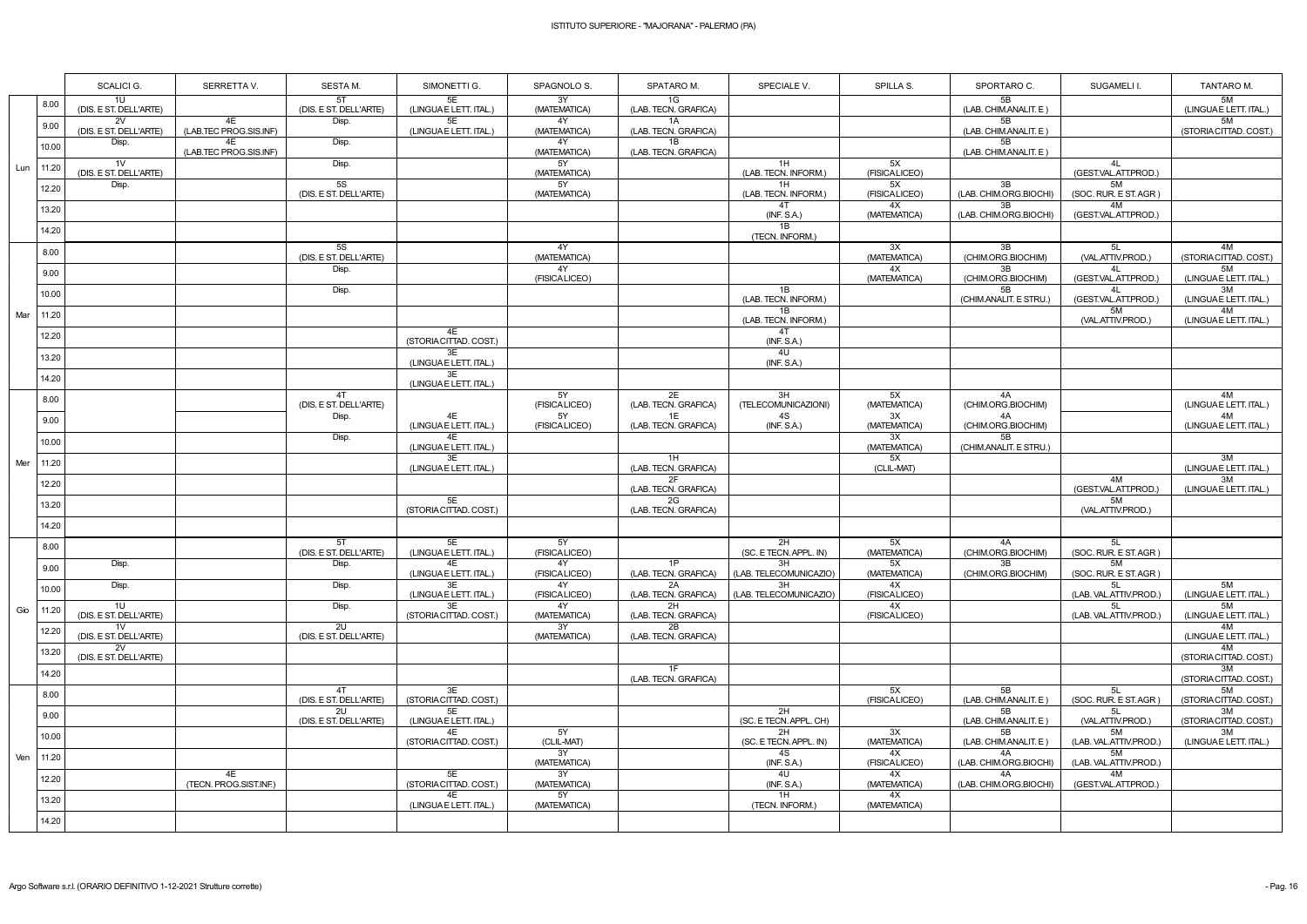ISTITUTO SUPERIORE - "MAJORANA" - PALERMO (PA)

| | | SCALICI G. | SERRETTA V. | SESTA M. | SIMONETTI G. | SPAGNOLO S. | SPATARO M. | SPECIALE V. | SPILLA S. | SPORTARO C. | SUGAMELI I. | TANTARO M. |
|---|---|---|---|---|---|---|---|---|---|---|---|---|
| Lun | 8.00 | 1U (DIS. E ST. DELL'ARTE) | | 5T (DIS. E ST. DELL'ARTE) | 5E (LINGUA E LETT. ITAL.) | 3Y (MATEMATICA) | 1G (LAB. TECN. GRAFICA) | | | 5B (LAB. CHIM.ANALIT. E ) | | 5M (LINGUA E LETT. ITAL.) |
| | 9.00 | 2V (DIS. E ST. DELL'ARTE) | 4E (LAB.TEC PROG.SIS.INF) | Disp. | 5E (LINGUA E LETT. ITAL.) | 4Y (MATEMATICA) | 1A (LAB. TECN. GRAFICA) | | | 5B (LAB. CHIM.ANALIT. E ) | | 5M (STORIA CITTAD. COST.) |
| | 10.00 | Disp. | 4E (LAB.TEC PROG.SIS.INF) | Disp. | | 4Y (MATEMATICA) | 1B (LAB. TECN. GRAFICA) | | | 5B (LAB. CHIM.ANALIT. E ) | | |
| | 11.20 | 1V (DIS. E ST. DELL'ARTE) | | Disp. | | 5Y (MATEMATICA) | | 1H (LAB. TECN. INFORM.) | 5X (FISICA LICEO) | | 4L (GEST.VAL.ATT.PROD.) | |
| | 12.20 | Disp. | | 5S (DIS. E ST. DELL'ARTE) | | 5Y (MATEMATICA) | | 1H (LAB. TECN. INFORM.) | 5X (FISICA LICEO) | 3B (LAB. CHIM.ORG.BIOCHI) | 5M (SOC. RUR. E ST. AGR ) | |
| | 13.20 | | | | | | | 4T (INF. S.A.) | 4X (MATEMATICA) | 3B (LAB. CHIM.ORG.BIOCHI) | 4M (GEST.VAL.ATT.PROD.) | |
| | 14.20 | | | | | | | 1B (TECN. INFORM.) | | | | |
| Mar | 8.00 | | | 5S (DIS. E ST. DELL'ARTE) | | 4Y (MATEMATICA) | | | 3X (MATEMATICA) | 3B (CHIM.ORG.BIOCHIM) | 5L (VAL.ATTIV.PROD.) | 4M (STORIA CITTAD. COST.) |
| | 9.00 | | | Disp. | | 4Y (FISICA LICEO) | | | 4X (MATEMATICA) | 3B (CHIM.ORG.BIOCHIM) | 4L (GEST.VAL.ATT.PROD.) | 5M (LINGUA E LETT. ITAL.) |
| | 10.00 | | | Disp. | | | | 1B (LAB. TECN. INFORM.) | | 5B (CHIM.ANALIT. E STRU.) | 4L (GEST.VAL.ATT.PROD.) | 3M (LINGUA E LETT. ITAL.) |
| | 11.20 | | | | | | | 1B (LAB. TECN. INFORM.) | | | 5M (VAL.ATTIV.PROD.) | 4M (LINGUA E LETT. ITAL.) |
| | 12.20 | | | | 4E (STORIA CITTAD. COST.) | | | 4T (INF. S.A.) | | | | |
| | 13.20 | | | | 3E (LINGUA E LETT. ITAL.) | | | 4U (INF. S.A.) | | | | |
| | 14.20 | | | | 3E (LINGUA E LETT. ITAL.) | | | | | | | |
| Mer | 8.00 | | | 4T (DIS. E ST. DELL'ARTE) | | 5Y (FISICA LICEO) | 2E (LAB. TECN. GRAFICA) | 3H (TELECOMUNICAZIONI) | 5X (MATEMATICA) | 4A (CHIM.ORG.BIOCHIM) | | 4M (LINGUA E LETT. ITAL.) |
| | 9.00 | | | Disp. | 4E (LINGUA E LETT. ITAL.) | 5Y (FISICA LICEO) | 1E (LAB. TECN. GRAFICA) | 4S (INF. S.A.) | 3X (MATEMATICA) | 4A (CHIM.ORG.BIOCHIM) | | 4M (LINGUA E LETT. ITAL.) |
| | 10.00 | | | Disp. | 4E (LINGUA E LETT. ITAL.) | | | | 3X (MATEMATICA) | 5B (CHIM.ANALIT. E STRU.) | | |
| | 11.20 | | | | 3E (LINGUA E LETT. ITAL.) | | 1H (LAB. TECN. GRAFICA) | | 5X (CLIL-MAT) | | | 3M (LINGUA E LETT. ITAL.) |
| | 12.20 | | | | | | 2F (LAB. TECN. GRAFICA) | | | | 4M (GEST.VAL.ATT.PROD.) | 3M (LINGUA E LETT. ITAL.) |
| | 13.20 | | | | 5E (STORIA CITTAD. COST.) | | 2G (LAB. TECN. GRAFICA) | | | | 5M (VAL.ATTIV.PROD.) | |
| | 14.20 | | | | | | | | | | | |
| Gio | 8.00 | | | 5T (DIS. E ST. DELL'ARTE) | 5E (LINGUA E LETT. ITAL.) | 5Y (FISICA LICEO) | | 2H (SC. E TECN. APPL. IN) | 5X (MATEMATICA) | 4A (CHIM.ORG.BIOCHIM) | 5L (SOC. RUR. E ST. AGR ) | |
| | 9.00 | Disp. | | Disp. | 4E (LINGUA E LETT. ITAL.) | 4Y (FISICA LICEO) | 1P (LAB. TECN. GRAFICA) | 3H (LAB. TELECOMUNICAZIO) | 5X (MATEMATICA) | 3B (CHIM.ORG.BIOCHIM) | 5M (SOC. RUR. E ST. AGR ) | |
| | 10.00 | Disp. | | Disp. | 3E (LINGUA E LETT. ITAL.) | 4Y (FISICA LICEO) | 2A (LAB. TECN. GRAFICA) | 3H (LAB. TELECOMUNICAZIO) | 4X (FISICA LICEO) | | 5L (LAB. VAL.ATTIV.PROD.) | 5M (LINGUA E LETT. ITAL.) |
| | 11.20 | 1U (DIS. E ST. DELL'ARTE) | | Disp. | 3E (STORIA CITTAD. COST.) | 4Y (MATEMATICA) | 2H (LAB. TECN. GRAFICA) | | 4X (FISICA LICEO) | | 5L (LAB. VAL.ATTIV.PROD.) | 5M (LINGUA E LETT. ITAL.) |
| | 12.20 | 1V (DIS. E ST. DELL'ARTE) | | 2U (DIS. E ST. DELL'ARTE) | | 3Y (MATEMATICA) | 2B (LAB. TECN. GRAFICA) | | | | | 4M (LINGUA E LETT. ITAL.) |
| | 13.20 | 2V (DIS. E ST. DELL'ARTE) | | | | | | | | | | 4M (STORIA CITTAD. COST.) |
| | 14.20 | | | | | | 1F (LAB. TECN. GRAFICA) | | | | | 3M (STORIA CITTAD. COST.) |
| Ven | 8.00 | | | 4T (DIS. E ST. DELL'ARTE) | 3E (STORIA CITTAD. COST.) | | | | 5X (FISICA LICEO) | 5B (LAB. CHIM.ANALIT. E ) | 5L (SOC. RUR. E ST. AGR ) | 5M (STORIA CITTAD. COST.) |
| | 9.00 | | | 2U (DIS. E ST. DELL'ARTE) | 5E (LINGUA E LETT. ITAL.) | | | 2H (SC. E TECN. APPL. CH) | | 5B (LAB. CHIM.ANALIT. E ) | 5L (VAL.ATTIV.PROD.) | 3M (STORIA CITTAD. COST.) |
| | 10.00 | | | | 4E (STORIA CITTAD. COST.) | 5Y (CLIL-MAT) | | 2H (SC. E TECN. APPL. IN) | 3X (MATEMATICA) | 5B (LAB. CHIM.ANALIT. E ) | 5M (LAB. VAL.ATTIV.PROD.) | 3M (LINGUA E LETT. ITAL.) |
| | 11.20 | | | | | 3Y (MATEMATICA) | | 4S (INF. S.A.) | 4X (FISICA LICEO) | 4A (LAB. CHIM.ORG.BIOCHI) | 5M (LAB. VAL.ATTIV.PROD.) | |
| | 12.20 | | 4E (TECN. PROG.SIST.INF.) | | 5E (STORIA CITTAD. COST.) | 3Y (MATEMATICA) | | 4U (INF. S.A.) | 4X (MATEMATICA) | 4A (LAB. CHIM.ORG.BIOCHI) | 4M (GEST.VAL.ATT.PROD.) | |
| | 13.20 | | | | 4E (LINGUA E LETT. ITAL.) | 5Y (MATEMATICA) | | 1H (TECN. INFORM.) | 4X (MATEMATICA) | | | |
| | 14.20 | | | | | | | | | | | |

Argo Software s.r.l. (ORARIO DEFINITIVO 1-12-2021 Strutture corrette)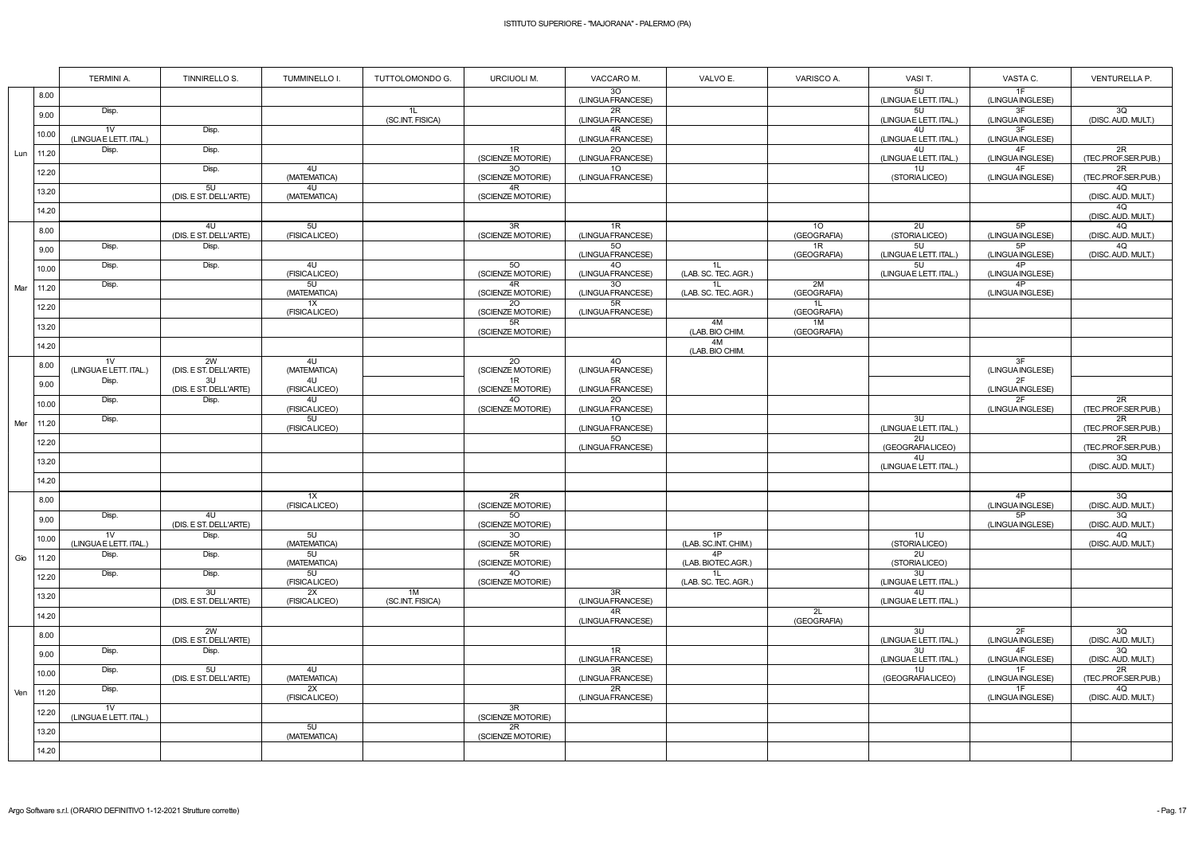# ISTITUTO SUPERIORE - "MAJORANA" - PALERMO (PA)

| | | TERMINI A. | TINNIRELLO S. | TUMMINELLO I. | TUTTOLOMONDO G. | URCIUOLI M. | VACCARO M. | VALVO E. | VARISCO A. | VASI T. | VASTA C. | VENTURELLA P. |
|---|---|---|---|---|---|---|---|---|---|---|---|---|
| Lun | 8.00 | | | | | | 3O (LINGUA FRANCESE) | | | 5U (LINGUA E LETT. ITAL.) | 1F (LINGUA INGLESE) | |
| | 9.00 | Disp. | | | 1L (SC.INT. FISICA) | | 2R (LINGUA FRANCESE) | | | 5U (LINGUA E LETT. ITAL.) | 3F (LINGUA INGLESE) | 3Q (DISC. AUD. MULT.) |
| | 10.00 | 1V (LINGUA E LETT. ITAL.) | Disp. | | | | 4R (LINGUA FRANCESE) | | | 4U (LINGUA E LETT. ITAL.) | 3F (LINGUA INGLESE) | |
| | 11.20 | Disp. | Disp. | | | 1R (SCIENZE MOTORIE) | 2O (LINGUA FRANCESE) | | | 4U (LINGUA E LETT. ITAL.) | 4F (LINGUA INGLESE) | 2R (TEC.PROF.SER.PUB.) |
| | 12.20 | | Disp. | 4U (MATEMATICA) | | 3O (SCIENZE MOTORIE) | 1O (LINGUA FRANCESE) | | | 1U (STORIA LICEO) | 4F (LINGUA INGLESE) | 2R (TEC.PROF.SER.PUB.) |
| | 13.20 | | 5U (DIS. E ST. DELL'ARTE) | 4U (MATEMATICA) | | 4R (SCIENZE MOTORIE) | | | | | | 4Q (DISC. AUD. MULT.) |
| | 14.20 | | | | | | | | | | | 4Q (DISC. AUD. MULT.) |
| Mar | 8.00 | | 4U (DIS. E ST. DELL'ARTE) | 5U (FISICA LICEO) | | 3R (SCIENZE MOTORIE) | 1R (LINGUA FRANCESE) | | 1O (GEOGRAFIA) | 2U (STORIA LICEO) | 5P (LINGUA INGLESE) | 4Q (DISC. AUD. MULT.) |
| | 9.00 | Disp. | Disp. | | | | 5O (LINGUA FRANCESE) | | 1R (GEOGRAFIA) | 5U (LINGUA E LETT. ITAL.) | 5P (LINGUA INGLESE) | 4Q (DISC. AUD. MULT.) |
| | 10.00 | Disp. | Disp. | 4U (FISICA LICEO) | | 5O (SCIENZE MOTORIE) | 4O (LINGUA FRANCESE) | 1L (LAB. SC. TEC. AGR.) | | 5U (LINGUA E LETT. ITAL.) | 4P (LINGUA INGLESE) | |
| | 11.20 | Disp. | | 5U (MATEMATICA) | | 4R (SCIENZE MOTORIE) | 3O (LINGUA FRANCESE) | 1L (LAB. SC. TEC. AGR.) | 2M (GEOGRAFIA) | | 4P (LINGUA INGLESE) | |
| | 12.20 | | | 1X (FISICA LICEO) | | 2O (SCIENZE MOTORIE) | 5R (LINGUA FRANCESE) | | 1L (GEOGRAFIA) | | | |
| | 13.20 | | | | | 5R (SCIENZE MOTORIE) | | 4M (LAB. BIO CHIM. | 1M (GEOGRAFIA) | | | |
| | 14.20 | | | | | | | 4M (LAB. BIO CHIM. | | | | |
| Mer | 8.00 | 1V (LINGUA E LETT. ITAL.) | 2W (DIS. E ST. DELL'ARTE) | 4U (MATEMATICA) | | 2O (SCIENZE MOTORIE) | 4O (LINGUA FRANCESE) | | | | 3F (LINGUA INGLESE) | |
| | 9.00 | Disp. | 3U (DIS. E ST. DELL'ARTE) | 4U (FISICA LICEO) | | 1R (SCIENZE MOTORIE) | 5R (LINGUA FRANCESE) | | | | 2F (LINGUA INGLESE) | |
| | 10.00 | Disp. | Disp. | 4U (FISICA LICEO) | | 4O (SCIENZE MOTORIE) | 2O (LINGUA FRANCESE) | | | | 2F (LINGUA INGLESE) | 2R (TEC.PROF.SER.PUB.) |
| | 11.20 | Disp. | | 5U (FISICA LICEO) | | | 1O (LINGUA FRANCESE) | | | 3U (LINGUA E LETT. ITAL.) | | 2R (TEC.PROF.SER.PUB.) |
| | 12.20 | | | | | | 5O (LINGUA FRANCESE) | | | 2U (GEOGRAFIA LICEO) | | 2R (TEC.PROF.SER.PUB.) |
| | 13.20 | | | | | | | | | 4U (LINGUA E LETT. ITAL.) | | 3Q (DISC. AUD. MULT.) |
| | 14.20 | | | | | | | | | | | |
| Gio | 8.00 | | | 1X (FISICA LICEO) | | 2R (SCIENZE MOTORIE) | | | | | 4P (LINGUA INGLESE) | 3Q (DISC. AUD. MULT.) |
| | 9.00 | Disp. | 4U (DIS. E ST. DELL'ARTE) | | | 5O (SCIENZE MOTORIE) | | | | | 5P (LINGUA INGLESE) | 3Q (DISC. AUD. MULT.) |
| | 10.00 | 1V (LINGUA E LETT. ITAL.) | Disp. | 5U (MATEMATICA) | | 3O (SCIENZE MOTORIE) | | 1P (LAB. SC.INT. CHIM.) | | 1U (STORIA LICEO) | | 4Q (DISC. AUD. MULT.) |
| | 11.20 | Disp. | Disp. | 5U (MATEMATICA) | | 5R (SCIENZE MOTORIE) | | 4P (LAB. BIOTEC.AGR.) | | 2U (STORIA LICEO) | | |
| | 12.20 | Disp. | Disp. | 5U (FISICA LICEO) | | 4O (SCIENZE MOTORIE) | | 1L (LAB. SC. TEC. AGR.) | | 3U (LINGUA E LETT. ITAL.) | | |
| | 13.20 | | 3U (DIS. E ST. DELL'ARTE) | 2X (FISICA LICEO) | 1M (SC.INT. FISICA) | | 3R (LINGUA FRANCESE) | | | 4U (LINGUA E LETT. ITAL.) | | |
| | 14.20 | | | | | | 4R (LINGUA FRANCESE) | | 2L (GEOGRAFIA) | | | |
| Ven | 8.00 | | 2W (DIS. E ST. DELL'ARTE) | | | | | | | 3U (LINGUA E LETT. ITAL.) | 2F (LINGUA INGLESE) | 3Q (DISC. AUD. MULT.) |
| | 9.00 | Disp. | Disp. | | | | 1R (LINGUA FRANCESE) | | | 3U (LINGUA E LETT. ITAL.) | 4F (LINGUA INGLESE) | 3Q (DISC. AUD. MULT.) |
| | 10.00 | Disp. | 5U (DIS. E ST. DELL'ARTE) | 4U (MATEMATICA) | | | 3R (LINGUA FRANCESE) | | | 1U (GEOGRAFIA LICEO) | 1F (LINGUA INGLESE) | 2R (TEC.PROF.SER.PUB.) |
| | 11.20 | Disp. | | 2X (FISICA LICEO) | | | 2R (LINGUA FRANCESE) | | | | 1F (LINGUA INGLESE) | 4Q (DISC. AUD. MULT.) |
| | 12.20 | 1V (LINGUA E LETT. ITAL.) | | | | 3R (SCIENZE MOTORIE) | | | | | | |
| | 13.20 | | | 5U (MATEMATICA) | | 2R (SCIENZE MOTORIE) | | | | | | |
| | 14.20 | | | | | | | | | | | |

Argo Software s.r.l. (ORARIO DEFINITIVO 1-12-2021 Strutture corrette)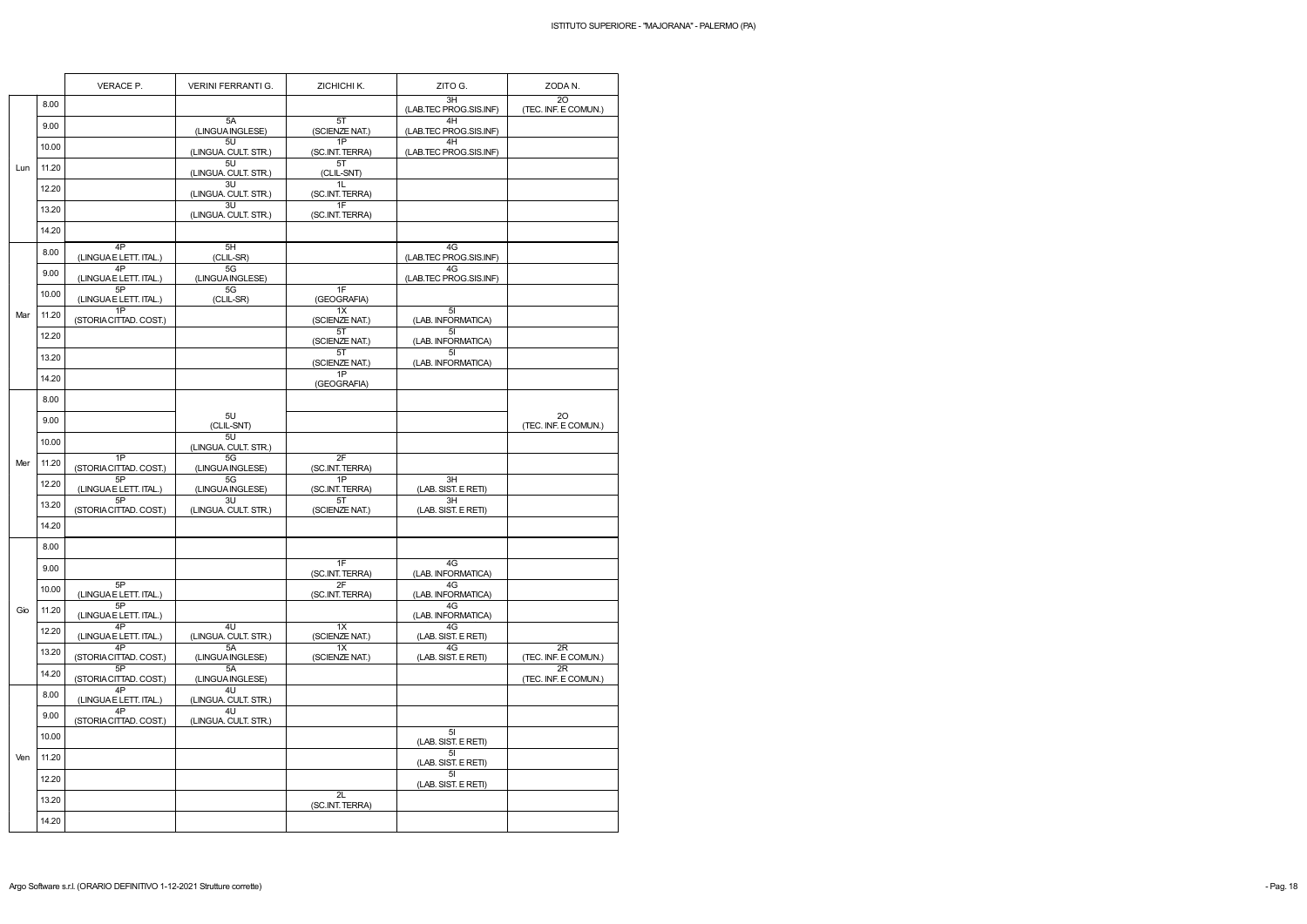| | | VERACE P. | VERINI FERRANTI G. | ZICHICHI K. | ZITO G. | ZODA N. |
|---|---|---|---|---|---|---|
| Lun | 8.00 | | | | 3H (LAB.TEC PROG.SIS.INF) | 2O (TEC. INF. E COMUN.) |
| | 9.00 | | 5A (LINGUA INGLESE) | 5T (SCIENZE NAT.) | 4H (LAB.TEC PROG.SIS.INF) | |
| | 10.00 | | 5U (LINGUA. CULT. STR.) | 1P (SC.INT. TERRA) | 4H (LAB.TEC PROG.SIS.INF) | |
| | 11.20 | | 5U (LINGUA. CULT. STR.) | 5T (CLIL-SNT) | | |
| | 12.20 | | 3U (LINGUA. CULT. STR.) | 1L (SC.INT. TERRA) | | |
| | 13.20 | | 3U (LINGUA. CULT. STR.) | 1F (SC.INT. TERRA) | | |
| | 14.20 | | | | | |
| Mar | 8.00 | 4P (LINGUA E LETT. ITAL.) | 5H (CLIL-SR) | | 4G (LAB.TEC PROG.SIS.INF) | |
| | 9.00 | 4P (LINGUA E LETT. ITAL.) | 5G (LINGUA INGLESE) | | 4G (LAB.TEC PROG.SIS.INF) | |
| | 10.00 | 5P (LINGUA E LETT. ITAL.) | 5G (CLIL-SR) | 1F (GEOGRAFIA) | | |
| | 11.20 | 1P (STORIA CITTAD. COST.) | | 1X (SCIENZE NAT.) | 5I (LAB. INFORMATICA) | |
| | 12.20 | | | 5T (SCIENZE NAT.) | 5I (LAB. INFORMATICA) | |
| | 13.20 | | | 5T (SCIENZE NAT.) | 5I (LAB. INFORMATICA) | |
| | 14.20 | | | 1P (GEOGRAFIA) | | |
| Mer | 8.00 | | | | | |
| | 9.00 | | 5U (CLIL-SNT) | | | 2O (TEC. INF. E COMUN.) |
| | 10.00 | | 5U (LINGUA. CULT. STR.) | | | |
| | 11.20 | 1P (STORIA CITTAD. COST.) | 5G (LINGUA INGLESE) | 2F (SC.INT. TERRA) | | |
| | 12.20 | 5P (LINGUA E LETT. ITAL.) | 5G (LINGUA INGLESE) | 1P (SC.INT. TERRA) | 3H (LAB. SIST. E RETI) | |
| | 13.20 | 5P (STORIA CITTAD. COST.) | 3U (LINGUA. CULT. STR.) | 5T (SCIENZE NAT.) | 3H (LAB. SIST. E RETI) | |
| | 14.20 | | | | | |
| Gio | 8.00 | | | | | |
| | 9.00 | | | 1F (SC.INT. TERRA) | 4G (LAB. INFORMATICA) | |
| | 10.00 | 5P (LINGUA E LETT. ITAL.) | | 2F (SC.INT. TERRA) | 4G (LAB. INFORMATICA) | |
| | 11.20 | 5P (LINGUA E LETT. ITAL.) | | | 4G (LAB. INFORMATICA) | |
| | 12.20 | 4P (LINGUA E LETT. ITAL.) | 4U (LINGUA. CULT. STR.) | 1X (SCIENZE NAT.) | 4G (LAB. SIST. E RETI) | |
| | 13.20 | 4P (STORIA CITTAD. COST.) | 5A (LINGUA INGLESE) | 1X (SCIENZE NAT.) | 4G (LAB. SIST. E RETI) | 2R (TEC. INF. E COMUN.) |
| | 14.20 | 5P (STORIA CITTAD. COST.) | 5A (LINGUA INGLESE) | | | 2R (TEC. INF. E COMUN.) |
| Ven | 8.00 | 4P (LINGUA E LETT. ITAL.) | 4U (LINGUA. CULT. STR.) | | | |
| | 9.00 | 4P (STORIA CITTAD. COST.) | 4U (LINGUA. CULT. STR.) | | | |
| | 10.00 | | | | 5I (LAB. SIST. E RETI) | |
| | 11.20 | | | | 5I (LAB. SIST. E RETI) | |
| | 12.20 | | | | 5I (LAB. SIST. E RETI) | |
| | 13.20 | | | 2L (SC.INT. TERRA) | | |
| | 14.20 | | | | | |